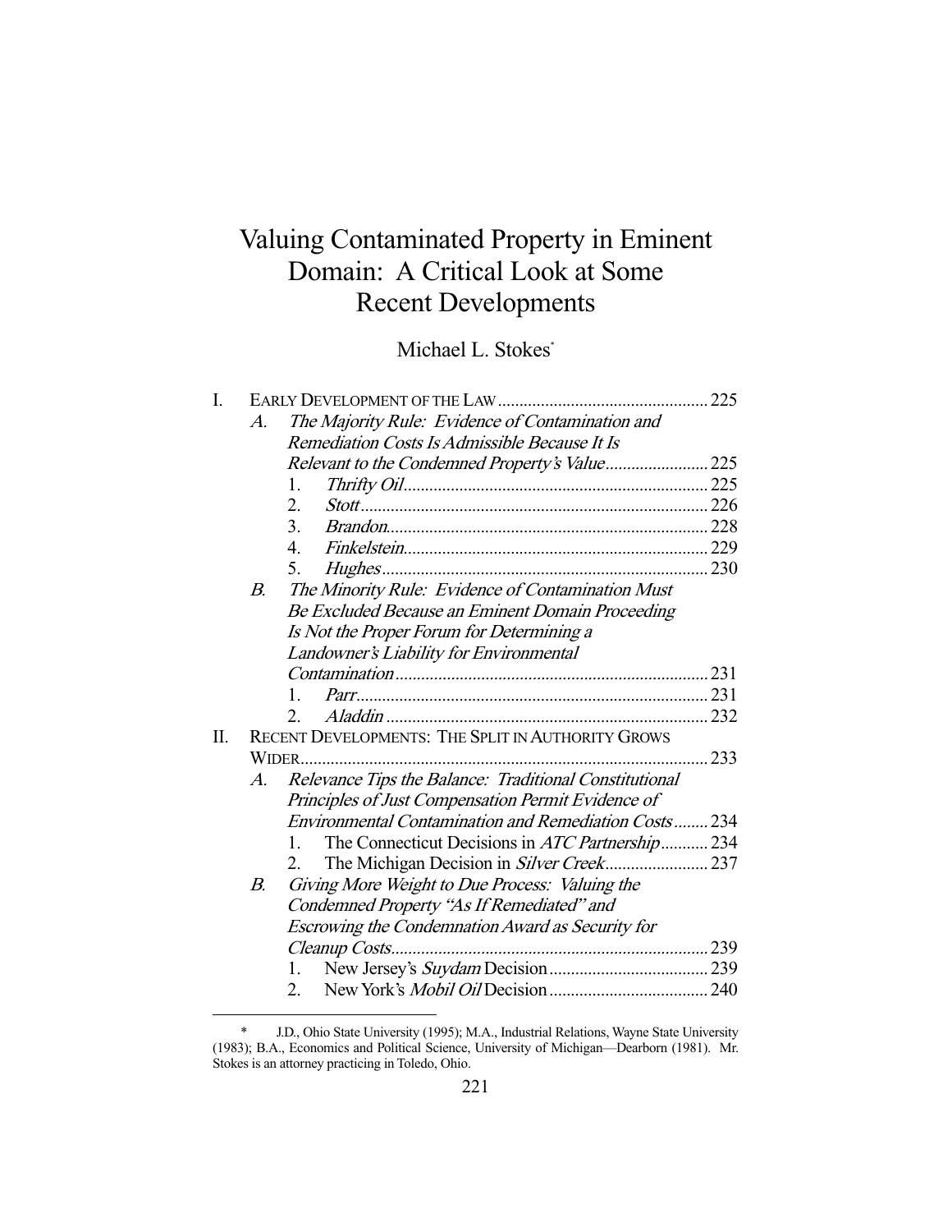# Valuing Contaminated Property in Eminent Domain: A Critical Look at Some Recent Developments

Michael L. Stokes*

I. EARLY DEVELOPMENT OF THE LAW ... 225
   - A. *The Majority Rule: Evidence of Contamination and Remediation Costs Is Admissible Because It Is Relevant to the Condemned Property's Value* ... 225
     1. *Thrifty Oil* ... 225
     2. *Stott* ... 226
     3. *Brandon* ... 228
     4. *Finkelstein* ... 229
     5. *Hughes* ... 230
   - B. *The Minority Rule: Evidence of Contamination Must Be Excluded Because an Eminent Domain Proceeding Is Not the Proper Forum for Determining a Landowner's Liability for Environmental Contamination* ... 231
     1. *Parr* ... 231
     2. *Aladdin* ... 232

II. RECENT DEVELOPMENTS: THE SPLIT IN AUTHORITY GROWS WIDER ... 233
   - A. *Relevance Tips the Balance: Traditional Constitutional Principles of Just Compensation Permit Evidence of Environmental Contamination and Remediation Costs* ... 234
     1. The Connecticut Decisions in *ATC Partnership* ... 234
     2. The Michigan Decision in *Silver Creek* ... 237
   - B. *Giving More Weight to Due Process: Valuing the Condemned Property "As If Remediated" and Escrowing the Condemnation Award as Security for Cleanup Costs* ... 239
     1. New Jersey's *Suydam* Decision ... 239
     2. New York's *Mobil Oil* Decision ... 240

---

\* J.D., Ohio State University (1995); M.A., Industrial Relations, Wayne State University (1983); B.A., Economics and Political Science, University of Michigan—Dearborn (1981). Mr. Stokes is an attorney practicing in Toledo, Ohio.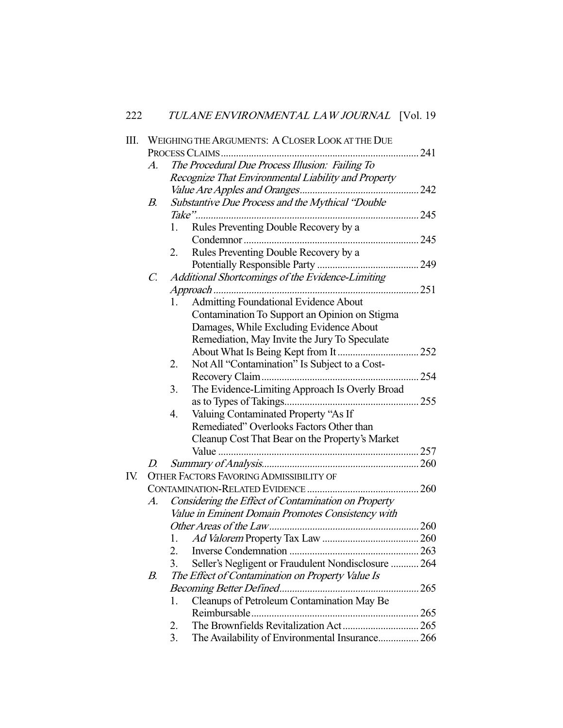III. WEIGHING THE ARGUMENTS: A CLOSER LOOK AT THE DUE PROCESS CLAIMS ..... 241

  A. *The Procedural Due Process Illusion: Failing To Recognize That Environmental Liability and Property Value Are Apples and Oranges* ..... 242

  B. *Substantive Due Process and the Mythical "Double Take"* ..... 245

    1. Rules Preventing Double Recovery by a Condemnor ..... 245

    2. Rules Preventing Double Recovery by a Potentially Responsible Party ..... 249

  C. *Additional Shortcomings of the Evidence-Limiting Approach* ..... 251

    1. Admitting Foundational Evidence About Contamination To Support an Opinion on Stigma Damages, While Excluding Evidence About Remediation, May Invite the Jury To Speculate About What Is Being Kept from It ..... 252

    2. Not All "Contamination" Is Subject to a Cost-Recovery Claim ..... 254

    3. The Evidence-Limiting Approach Is Overly Broad as to Types of Takings ..... 255

    4. Valuing Contaminated Property "As If Remediated" Overlooks Factors Other than Cleanup Cost That Bear on the Property's Market Value ..... 257

  D. *Summary of Analysis* ..... 260

IV. OTHER FACTORS FAVORING ADMISSIBILITY OF CONTAMINATION-RELATED EVIDENCE ..... 260

  A. *Considering the Effect of Contamination on Property Value in Eminent Domain Promotes Consistency with Other Areas of the Law* ..... 260

    1. *Ad Valorem* Property Tax Law ..... 260

    2. Inverse Condemnation ..... 263

    3. Seller's Negligent or Fraudulent Nondisclosure ..... 264

  B. *The Effect of Contamination on Property Value Is Becoming Better Defined* ..... 265

    1. Cleanups of Petroleum Contamination May Be Reimbursable ..... 265

    2. The Brownfields Revitalization Act ..... 265

    3. The Availability of Environmental Insurance ..... 266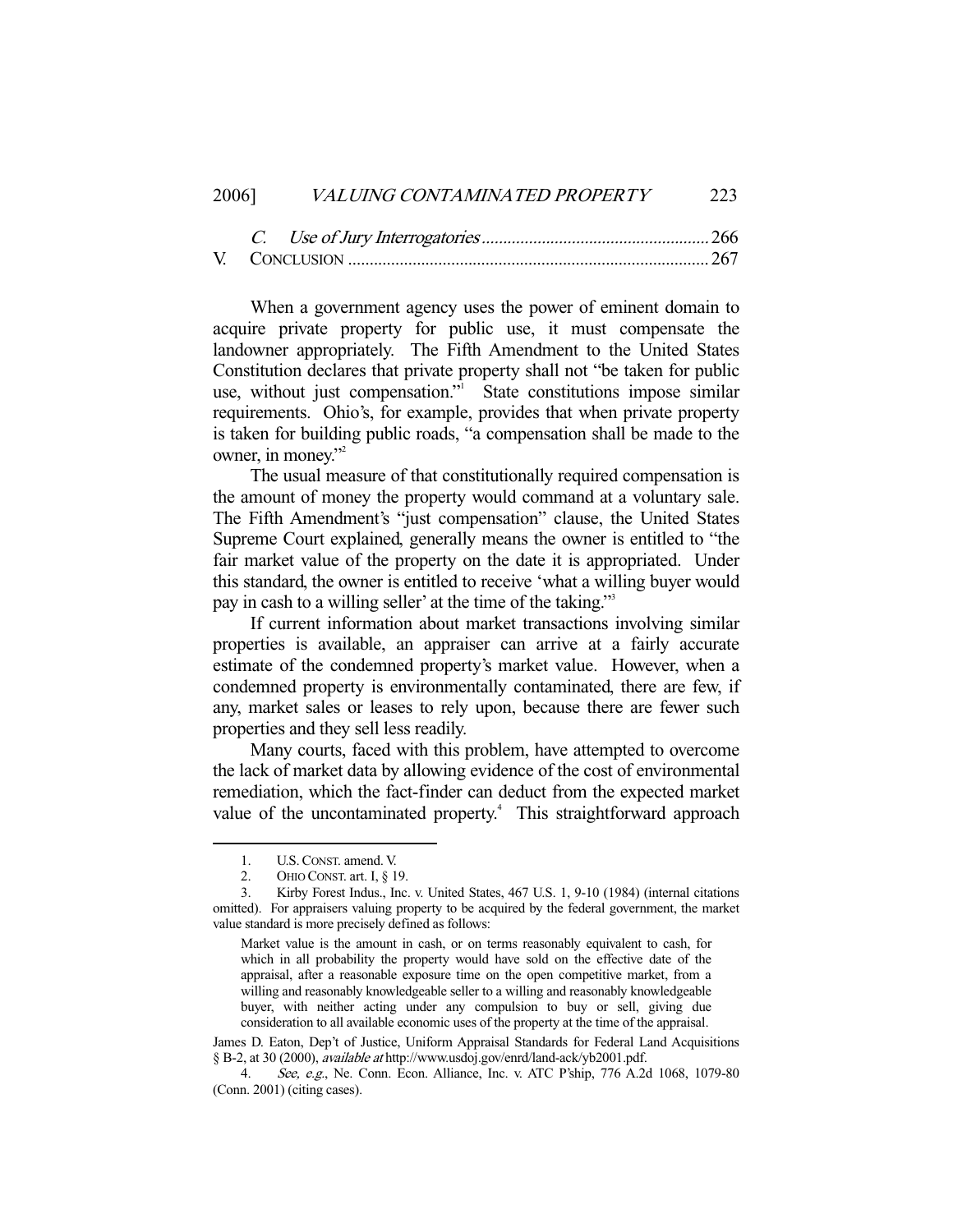C. *Use of Jury Interrogatories* .................................................... 266

V. CONCLUSION ................................................................................... 267

When a government agency uses the power of eminent domain to acquire private property for public use, it must compensate the landowner appropriately. The Fifth Amendment to the United States Constitution declares that private property shall not "be taken for public use, without just compensation."[1] State constitutions impose similar requirements. Ohio's, for example, provides that when private property is taken for building public roads, "a compensation shall be made to the owner, in money."[2]

The usual measure of that constitutionally required compensation is the amount of money the property would command at a voluntary sale. The Fifth Amendment's "just compensation" clause, the United States Supreme Court explained, generally means the owner is entitled to "the fair market value of the property on the date it is appropriated. Under this standard, the owner is entitled to receive 'what a willing buyer would pay in cash to a willing seller' at the time of the taking."[3]

If current information about market transactions involving similar properties is available, an appraiser can arrive at a fairly accurate estimate of the condemned property's market value. However, when a condemned property is environmentally contaminated, there are few, if any, market sales or leases to rely upon, because there are fewer such properties and they sell less readily.

Many courts, faced with this problem, have attempted to overcome the lack of market data by allowing evidence of the cost of environmental remediation, which the fact-finder can deduct from the expected market value of the uncontaminated property.[4] This straightforward approach

---

1. U.S. CONST. amend. V.

2. OHIO CONST. art. I, § 19.

3. Kirby Forest Indus., Inc. v. United States, 467 U.S. 1, 9-10 (1984) (internal citations omitted). For appraisers valuing property to be acquired by the federal government, the market value standard is more precisely defined as follows:

> Market value is the amount in cash, or on terms reasonably equivalent to cash, for which in all probability the property would have sold on the effective date of the appraisal, after a reasonable exposure time on the open competitive market, from a willing and reasonably knowledgeable seller to a willing and reasonably knowledgeable buyer, with neither acting under any compulsion to buy or sell, giving due consideration to all available economic uses of the property at the time of the appraisal.

James D. Eaton, Dep't of Justice, Uniform Appraisal Standards for Federal Land Acquisitions § B-2, at 30 (2000), *available at* http://www.usdoj.gov/enrd/land-ack/yb2001.pdf.

4. *See, e.g.*, Ne. Conn. Econ. Alliance, Inc. v. ATC P'ship, 776 A.2d 1068, 1079-80 (Conn. 2001) (citing cases).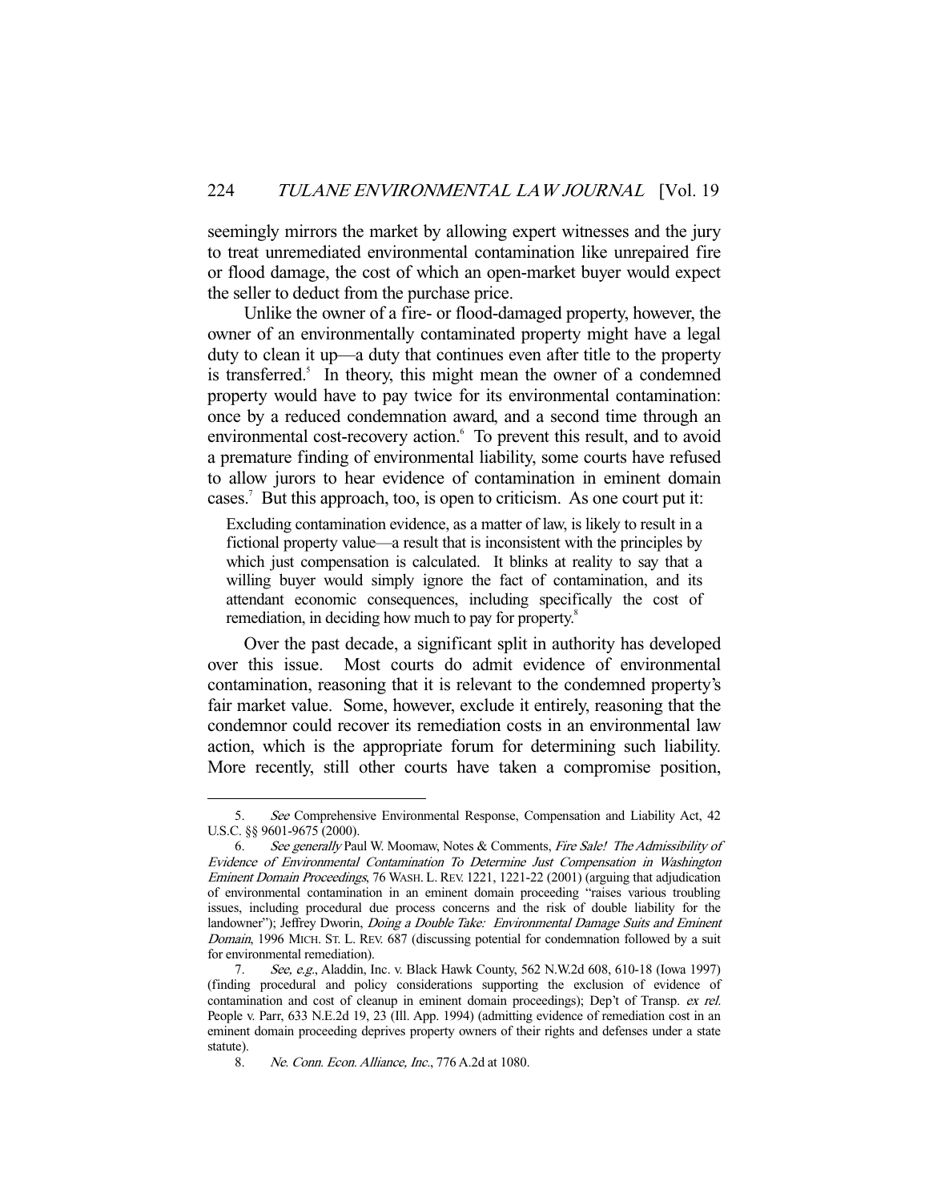seemingly mirrors the market by allowing expert witnesses and the jury to treat unremediated environmental contamination like unrepaired fire or flood damage, the cost of which an open-market buyer would expect the seller to deduct from the purchase price.

Unlike the owner of a fire- or flood-damaged property, however, the owner of an environmentally contaminated property might have a legal duty to clean it up—a duty that continues even after title to the property is transferred.[5] In theory, this might mean the owner of a condemned property would have to pay twice for its environmental contamination: once by a reduced condemnation award, and a second time through an environmental cost-recovery action.[6] To prevent this result, and to avoid a premature finding of environmental liability, some courts have refused to allow jurors to hear evidence of contamination in eminent domain cases.[7] But this approach, too, is open to criticism. As one court put it:

> Excluding contamination evidence, as a matter of law, is likely to result in a fictional property value—a result that is inconsistent with the principles by which just compensation is calculated. It blinks at reality to say that a willing buyer would simply ignore the fact of contamination, and its attendant economic consequences, including specifically the cost of remediation, in deciding how much to pay for property.[8]

Over the past decade, a significant split in authority has developed over this issue. Most courts do admit evidence of environmental contamination, reasoning that it is relevant to the condemned property's fair market value. Some, however, exclude it entirely, reasoning that the condemnor could recover its remediation costs in an environmental law action, which is the appropriate forum for determining such liability. More recently, still other courts have taken a compromise position,

---

5. *See* Comprehensive Environmental Response, Compensation and Liability Act, 42 U.S.C. §§ 9601-9675 (2000).

6. *See generally* Paul W. Moomaw, Notes & Comments, *Fire Sale! The Admissibility of Evidence of Environmental Contamination To Determine Just Compensation in Washington Eminent Domain Proceedings*, 76 WASH. L. REV. 1221, 1221-22 (2001) (arguing that adjudication of environmental contamination in an eminent domain proceeding "raises various troubling issues, including procedural due process concerns and the risk of double liability for the landowner"); Jeffrey Dworin, *Doing a Double Take: Environmental Damage Suits and Eminent Domain*, 1996 MICH. ST. L. REV. 687 (discussing potential for condemnation followed by a suit for environmental remediation).

7. *See, e.g.*, Aladdin, Inc. v. Black Hawk County, 562 N.W.2d 608, 610-18 (Iowa 1997) (finding procedural and policy considerations supporting the exclusion of evidence of contamination and cost of cleanup in eminent domain proceedings); Dep't of Transp. *ex rel.* People v. Parr, 633 N.E.2d 19, 23 (Ill. App. 1994) (admitting evidence of remediation cost in an eminent domain proceeding deprives property owners of their rights and defenses under a state statute).

8. *Ne. Conn. Econ. Alliance, Inc.*, 776 A.2d at 1080.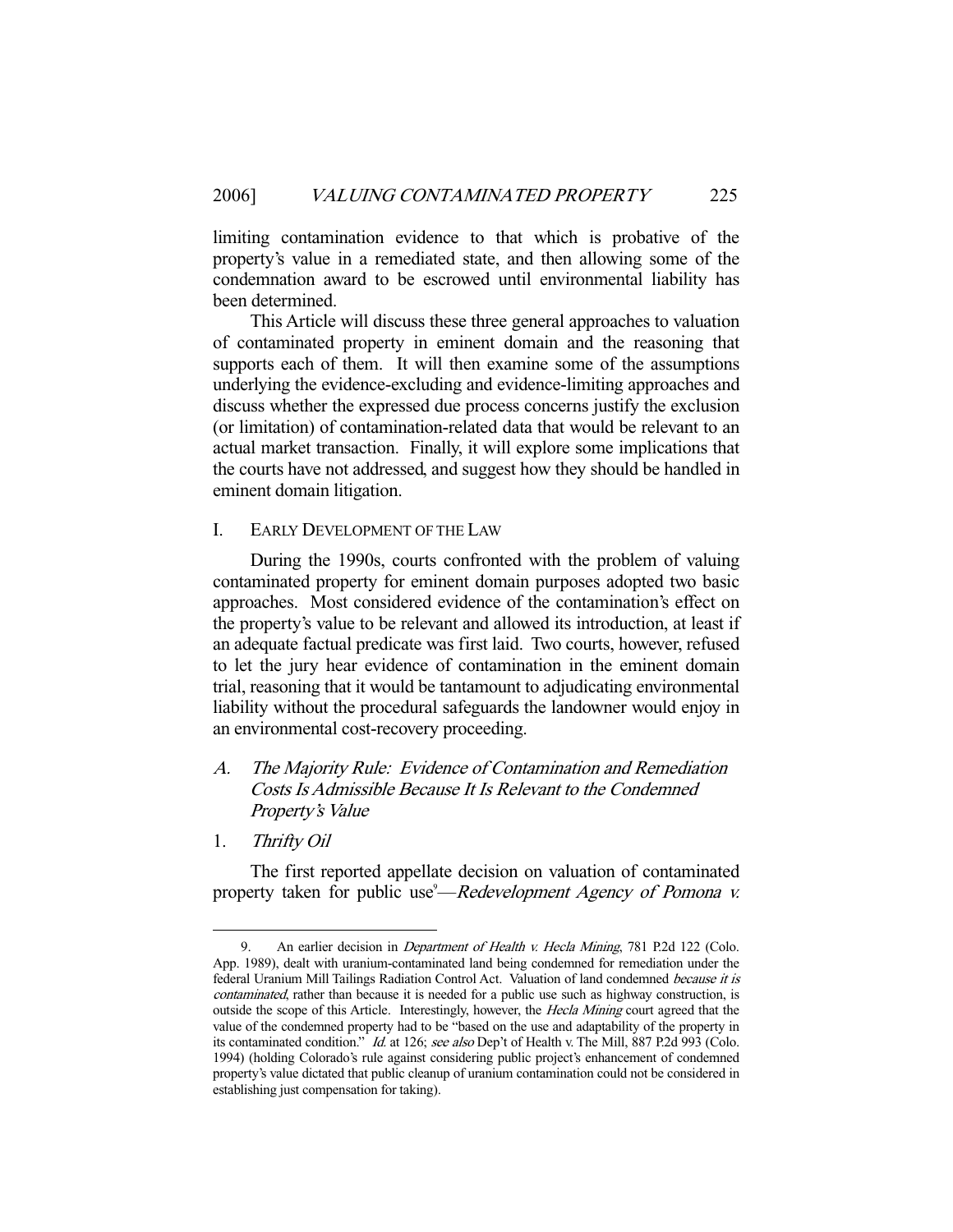limiting contamination evidence to that which is probative of the property's value in a remediated state, and then allowing some of the condemnation award to be escrowed until environmental liability has been determined.

This Article will discuss these three general approaches to valuation of contaminated property in eminent domain and the reasoning that supports each of them. It will then examine some of the assumptions underlying the evidence-excluding and evidence-limiting approaches and discuss whether the expressed due process concerns justify the exclusion (or limitation) of contamination-related data that would be relevant to an actual market transaction. Finally, it will explore some implications that the courts have not addressed, and suggest how they should be handled in eminent domain litigation.

## I. EARLY DEVELOPMENT OF THE LAW

During the 1990s, courts confronted with the problem of valuing contaminated property for eminent domain purposes adopted two basic approaches. Most considered evidence of the contamination's effect on the property's value to be relevant and allowed its introduction, at least if an adequate factual predicate was first laid. Two courts, however, refused to let the jury hear evidence of contamination in the eminent domain trial, reasoning that it would be tantamount to adjudicating environmental liability without the procedural safeguards the landowner would enjoy in an environmental cost-recovery proceeding.

### *A. The Majority Rule: Evidence of Contamination and Remediation Costs Is Admissible Because It Is Relevant to the Condemned Property's Value*

#### 1. *Thrifty Oil*

The first reported appellate decision on valuation of contaminated property taken for public use[9]—*Redevelopment Agency of Pomona v.*

---

9. An earlier decision in *Department of Health v. Hecla Mining*, 781 P.2d 122 (Colo. App. 1989), dealt with uranium-contaminated land being condemned for remediation under the federal Uranium Mill Tailings Radiation Control Act. Valuation of land condemned *because it is contaminated*, rather than because it is needed for a public use such as highway construction, is outside the scope of this Article. Interestingly, however, the *Hecla Mining* court agreed that the value of the condemned property had to be "based on the use and adaptability of the property in its contaminated condition." *Id.* at 126; *see also* Dep't of Health v. The Mill, 887 P.2d 993 (Colo. 1994) (holding Colorado's rule against considering public project's enhancement of condemned property's value dictated that public cleanup of uranium contamination could not be considered in establishing just compensation for taking).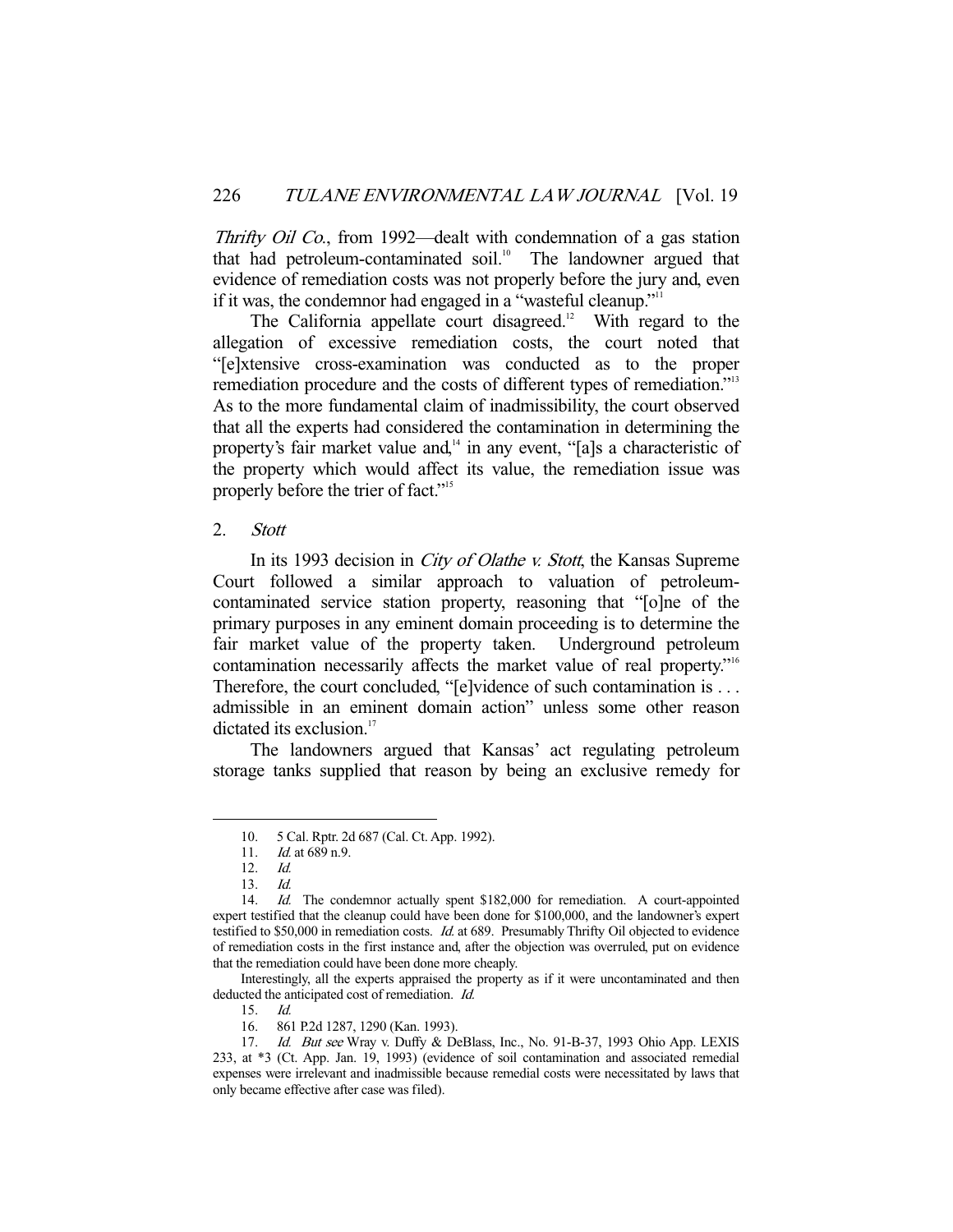*Thrifty Oil Co.*, from 1992—dealt with condemnation of a gas station that had petroleum-contaminated soil.[10] The landowner argued that evidence of remediation costs was not properly before the jury and, even if it was, the condemnor had engaged in a "wasteful cleanup."[11]

The California appellate court disagreed.[12] With regard to the allegation of excessive remediation costs, the court noted that "[e]xtensive cross-examination was conducted as to the proper remediation procedure and the costs of different types of remediation."[13] As to the more fundamental claim of inadmissibility, the court observed that all the experts had considered the contamination in determining the property's fair market value and,[14] in any event, "[a]s a characteristic of the property which would affect its value, the remediation issue was properly before the trier of fact."[15]

### 2. *Stott*

In its 1993 decision in *City of Olathe v. Stott*, the Kansas Supreme Court followed a similar approach to valuation of petroleum-contaminated service station property, reasoning that "[o]ne of the primary purposes in any eminent domain proceeding is to determine the fair market value of the property taken. Underground petroleum contamination necessarily affects the market value of real property."[16] Therefore, the court concluded, "[e]vidence of such contamination is . . . admissible in an eminent domain action" unless some other reason dictated its exclusion.[17]

The landowners argued that Kansas' act regulating petroleum storage tanks supplied that reason by being an exclusive remedy for

---

10. 5 Cal. Rptr. 2d 687 (Cal. Ct. App. 1992).

11. *Id.* at 689 n.9.

12. *Id.*

13. *Id.*

14. *Id.* The condemnor actually spent $182,000 for remediation. A court-appointed expert testified that the cleanup could have been done for $100,000, and the landowner's expert testified to $50,000 in remediation costs. *Id.* at 689. Presumably Thrifty Oil objected to evidence of remediation costs in the first instance and, after the objection was overruled, put on evidence that the remediation could have been done more cheaply.

Interestingly, all the experts appraised the property as if it were uncontaminated and then deducted the anticipated cost of remediation. *Id.*

15. *Id.*

16. 861 P.2d 1287, 1290 (Kan. 1993).

17. *Id.* *But see* Wray v. Duffy & DeBlass, Inc., No. 91-B-37, 1993 Ohio App. LEXIS 233, at *3 (Ct. App. Jan. 19, 1993) (evidence of soil contamination and associated remedial expenses were irrelevant and inadmissible because remedial costs were necessitated by laws that only became effective after case was filed).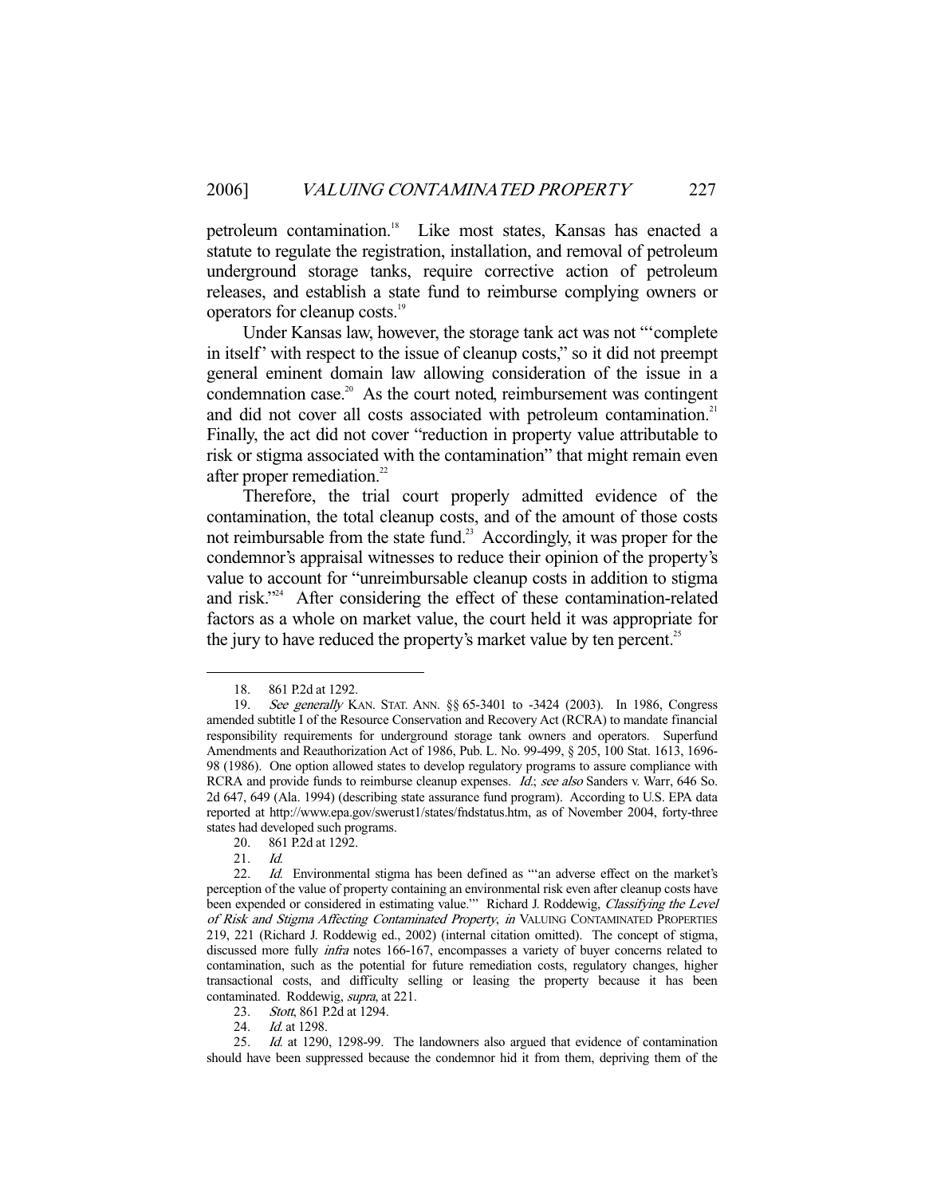petroleum contamination.[18] Like most states, Kansas has enacted a statute to regulate the registration, installation, and removal of petroleum underground storage tanks, require corrective action of petroleum releases, and establish a state fund to reimburse complying owners or operators for cleanup costs.[19]

Under Kansas law, however, the storage tank act was not "'complete in itself' with respect to the issue of cleanup costs," so it did not preempt general eminent domain law allowing consideration of the issue in a condemnation case.[20] As the court noted, reimbursement was contingent and did not cover all costs associated with petroleum contamination.[21] Finally, the act did not cover "reduction in property value attributable to risk or stigma associated with the contamination" that might remain even after proper remediation.[22]

Therefore, the trial court properly admitted evidence of the contamination, the total cleanup costs, and of the amount of those costs not reimbursable from the state fund.[23] Accordingly, it was proper for the condemnor's appraisal witnesses to reduce their opinion of the property's value to account for "unreimbursable cleanup costs in addition to stigma and risk."[24] After considering the effect of these contamination-related factors as a whole on market value, the court held it was appropriate for the jury to have reduced the property's market value by ten percent.[25]

---

18. 861 P.2d at 1292.

19. *See generally* KAN. STAT. ANN. §§ 65-3401 to -3424 (2003). In 1986, Congress amended subtitle I of the Resource Conservation and Recovery Act (RCRA) to mandate financial responsibility requirements for underground storage tank owners and operators. Superfund Amendments and Reauthorization Act of 1986, Pub. L. No. 99-499, § 205, 100 Stat. 1613, 1696-98 (1986). One option allowed states to develop regulatory programs to assure compliance with RCRA and provide funds to reimburse cleanup expenses. *Id.*; *see also* Sanders v. Warr, 646 So. 2d 647, 649 (Ala. 1994) (describing state assurance fund program). According to U.S. EPA data reported at http://www.epa.gov/swerust1/states/fndstatus.htm, as of November 2004, forty-three states had developed such programs.

20. 861 P.2d at 1292.

21. *Id.*

22. *Id.* Environmental stigma has been defined as "'an adverse effect on the market's perception of the value of property containing an environmental risk even after cleanup costs have been expended or considered in estimating value.'" Richard J. Roddewig, *Classifying the Level of Risk and Stigma Affecting Contaminated Property*, *in* VALUING CONTAMINATED PROPERTIES 219, 221 (Richard J. Roddewig ed., 2002) (internal citation omitted). The concept of stigma, discussed more fully *infra* notes 166-167, encompasses a variety of buyer concerns related to contamination, such as the potential for future remediation costs, regulatory changes, higher transactional costs, and difficulty selling or leasing the property because it has been contaminated. Roddewig, *supra*, at 221.

23. *Stott*, 861 P.2d at 1294.

24. *Id.* at 1298.

25. *Id.* at 1290, 1298-99. The landowners also argued that evidence of contamination should have been suppressed because the condemnor hid it from them, depriving them of the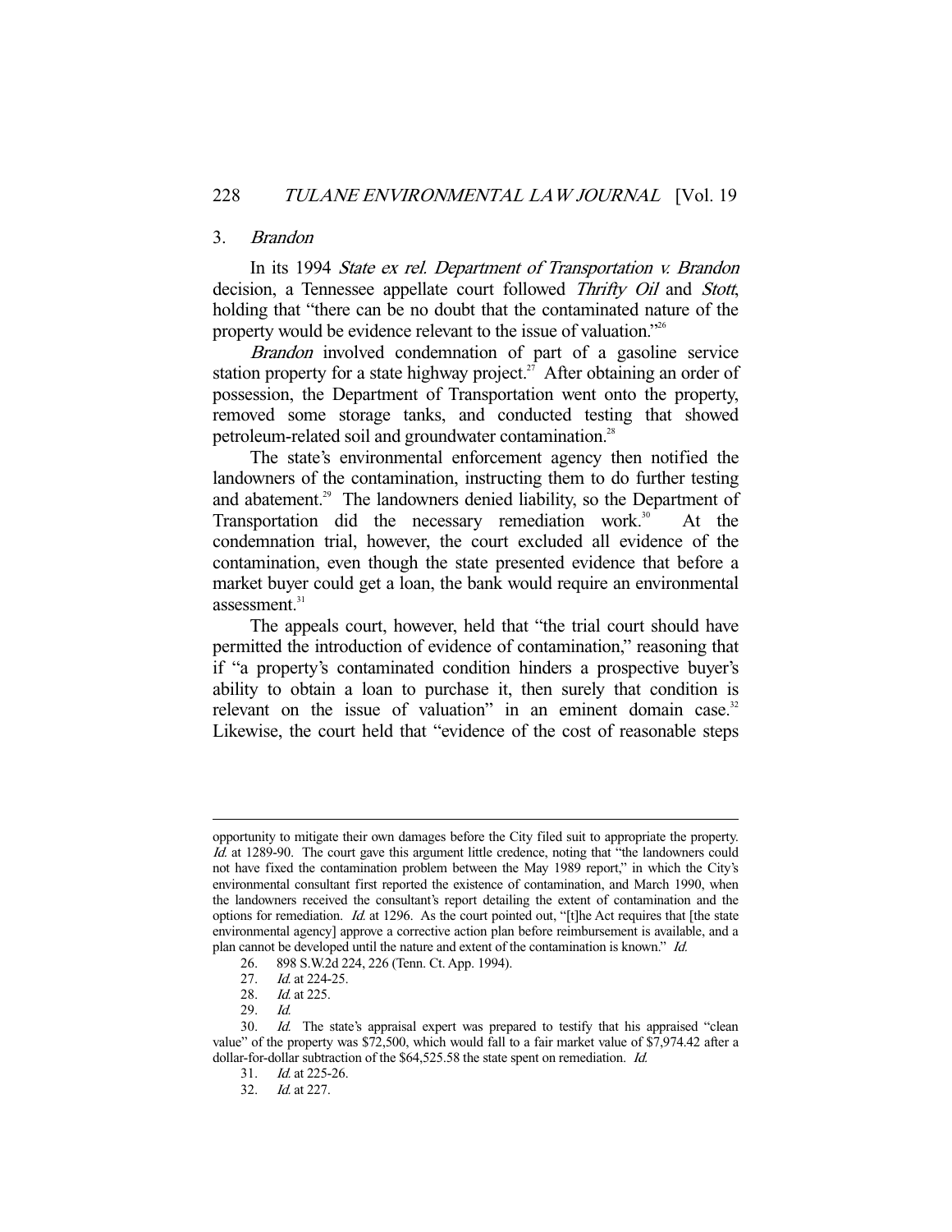### 3. *Brandon*

In its 1994 *State ex rel. Department of Transportation v. Brandon* decision, a Tennessee appellate court followed *Thrifty Oil* and *Stott*, holding that "there can be no doubt that the contaminated nature of the property would be evidence relevant to the issue of valuation."[26]

*Brandon* involved condemnation of part of a gasoline service station property for a state highway project.[27] After obtaining an order of possession, the Department of Transportation went onto the property, removed some storage tanks, and conducted testing that showed petroleum-related soil and groundwater contamination.[28]

The state's environmental enforcement agency then notified the landowners of the contamination, instructing them to do further testing and abatement.[29] The landowners denied liability, so the Department of Transportation did the necessary remediation work.[30] At the condemnation trial, however, the court excluded all evidence of the contamination, even though the state presented evidence that before a market buyer could get a loan, the bank would require an environmental assessment.[31]

The appeals court, however, held that "the trial court should have permitted the introduction of evidence of contamination," reasoning that if "a property's contaminated condition hinders a prospective buyer's ability to obtain a loan to purchase it, then surely that condition is relevant on the issue of valuation" in an eminent domain case.[32] Likewise, the court held that "evidence of the cost of reasonable steps

---

opportunity to mitigate their own damages before the City filed suit to appropriate the property. *Id.* at 1289-90. The court gave this argument little credence, noting that "the landowners could not have fixed the contamination problem between the May 1989 report," in which the City's environmental consultant first reported the existence of contamination, and March 1990, when the landowners received the consultant's report detailing the extent of contamination and the options for remediation. *Id.* at 1296. As the court pointed out, "[t]he Act requires that [the state environmental agency] approve a corrective action plan before reimbursement is available, and a plan cannot be developed until the nature and extent of the contamination is known." *Id.*

26. 898 S.W.2d 224, 226 (Tenn. Ct. App. 1994).

27. *Id.* at 224-25.

28. *Id.* at 225.

29. *Id.*

30. *Id.* The state's appraisal expert was prepared to testify that his appraised "clean value" of the property was $72,500, which would fall to a fair market value of $7,974.42 after a dollar-for-dollar subtraction of the $64,525.58 the state spent on remediation. *Id.*

31. *Id.* at 225-26.

32. *Id.* at 227.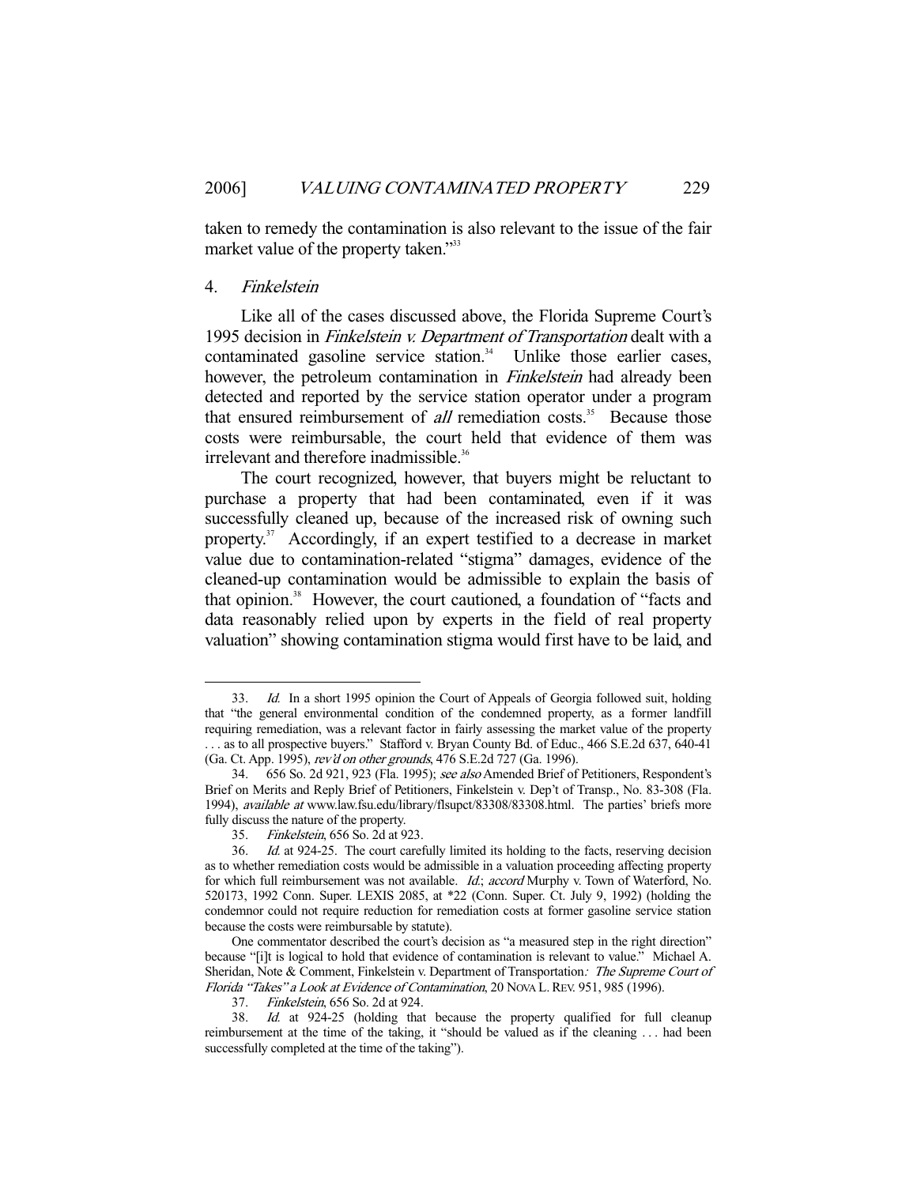taken to remedy the contamination is also relevant to the issue of the fair market value of the property taken."[33]

### 4. *Finkelstein*

Like all of the cases discussed above, the Florida Supreme Court's 1995 decision in *Finkelstein v. Department of Transportation* dealt with a contaminated gasoline service station.[34] Unlike those earlier cases, however, the petroleum contamination in *Finkelstein* had already been detected and reported by the service station operator under a program that ensured reimbursement of *all* remediation costs.[35] Because those costs were reimbursable, the court held that evidence of them was irrelevant and therefore inadmissible.[36]

The court recognized, however, that buyers might be reluctant to purchase a property that had been contaminated, even if it was successfully cleaned up, because of the increased risk of owning such property.[37] Accordingly, if an expert testified to a decrease in market value due to contamination-related "stigma" damages, evidence of the cleaned-up contamination would be admissible to explain the basis of that opinion.[38] However, the court cautioned, a foundation of "facts and data reasonably relied upon by experts in the field of real property valuation" showing contamination stigma would first have to be laid, and

---

33. *Id.* In a short 1995 opinion the Court of Appeals of Georgia followed suit, holding that "the general environmental condition of the condemned property, as a former landfill requiring remediation, was a relevant factor in fairly assessing the market value of the property . . . as to all prospective buyers." Stafford v. Bryan County Bd. of Educ., 466 S.E.2d 637, 640-41 (Ga. Ct. App. 1995), *rev'd on other grounds*, 476 S.E.2d 727 (Ga. 1996).

34. 656 So. 2d 921, 923 (Fla. 1995); *see also* Amended Brief of Petitioners, Respondent's Brief on Merits and Reply Brief of Petitioners, Finkelstein v. Dep't of Transp., No. 83-308 (Fla. 1994), *available at* www.law.fsu.edu/library/flsupct/83308/83308.html. The parties' briefs more fully discuss the nature of the property.

35. *Finkelstein*, 656 So. 2d at 923.

36. *Id.* at 924-25. The court carefully limited its holding to the facts, reserving decision as to whether remediation costs would be admissible in a valuation proceeding affecting property for which full reimbursement was not available. *Id.*; *accord* Murphy v. Town of Waterford, No. 520173, 1992 Conn. Super. LEXIS 2085, at \*22 (Conn. Super. Ct. July 9, 1992) (holding the condemnor could not require reduction for remediation costs at former gasoline service station because the costs were reimbursable by statute).

One commentator described the court's decision as "a measured step in the right direction" because "[i]t is logical to hold that evidence of contamination is relevant to value." Michael A. Sheridan, Note & Comment, Finkelstein v. Department of Transportation*: The Supreme Court of Florida "Takes" a Look at Evidence of Contamination*, 20 NOVA L. REV. 951, 985 (1996).

37. *Finkelstein*, 656 So. 2d at 924.

38. *Id.* at 924-25 (holding that because the property qualified for full cleanup reimbursement at the time of the taking, it "should be valued as if the cleaning . . . had been successfully completed at the time of the taking").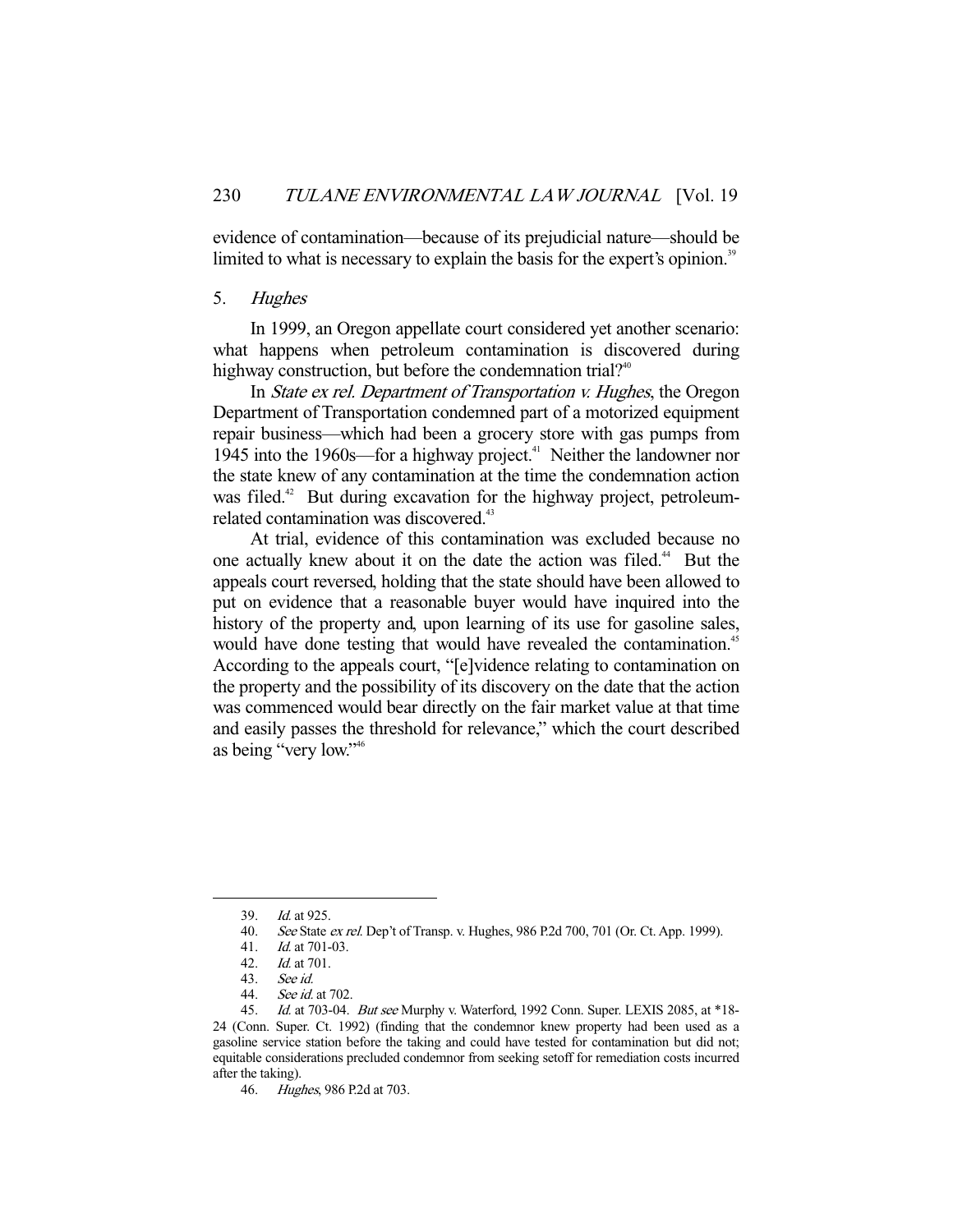evidence of contamination—because of its prejudicial nature—should be limited to what is necessary to explain the basis for the expert's opinion.[39]

### 5. *Hughes*

In 1999, an Oregon appellate court considered yet another scenario: what happens when petroleum contamination is discovered during highway construction, but before the condemnation trial?[40]

In *State ex rel. Department of Transportation v. Hughes*, the Oregon Department of Transportation condemned part of a motorized equipment repair business—which had been a grocery store with gas pumps from 1945 into the 1960s—for a highway project.[41] Neither the landowner nor the state knew of any contamination at the time the condemnation action was filed.[42] But during excavation for the highway project, petroleum-related contamination was discovered.[43]

At trial, evidence of this contamination was excluded because no one actually knew about it on the date the action was filed.[44] But the appeals court reversed, holding that the state should have been allowed to put on evidence that a reasonable buyer would have inquired into the history of the property and, upon learning of its use for gasoline sales, would have done testing that would have revealed the contamination.[45] According to the appeals court, "[e]vidence relating to contamination on the property and the possibility of its discovery on the date that the action was commenced would bear directly on the fair market value at that time and easily passes the threshold for relevance," which the court described as being "very low."[46]

---

39. *Id.* at 925.

40. *See* State *ex rel.* Dep't of Transp. v. Hughes, 986 P.2d 700, 701 (Or. Ct. App. 1999).

41. *Id.* at 701-03.

42. *Id.* at 701.

43. *See id.*

44. *See id.* at 702.

45. *Id.* at 703-04. *But see* Murphy v. Waterford, 1992 Conn. Super. LEXIS 2085, at *18-24 (Conn. Super. Ct. 1992) (finding that the condemnor knew property had been used as a gasoline service station before the taking and could have tested for contamination but did not; equitable considerations precluded condemnor from seeking setoff for remediation costs incurred after the taking).

46. *Hughes*, 986 P.2d at 703.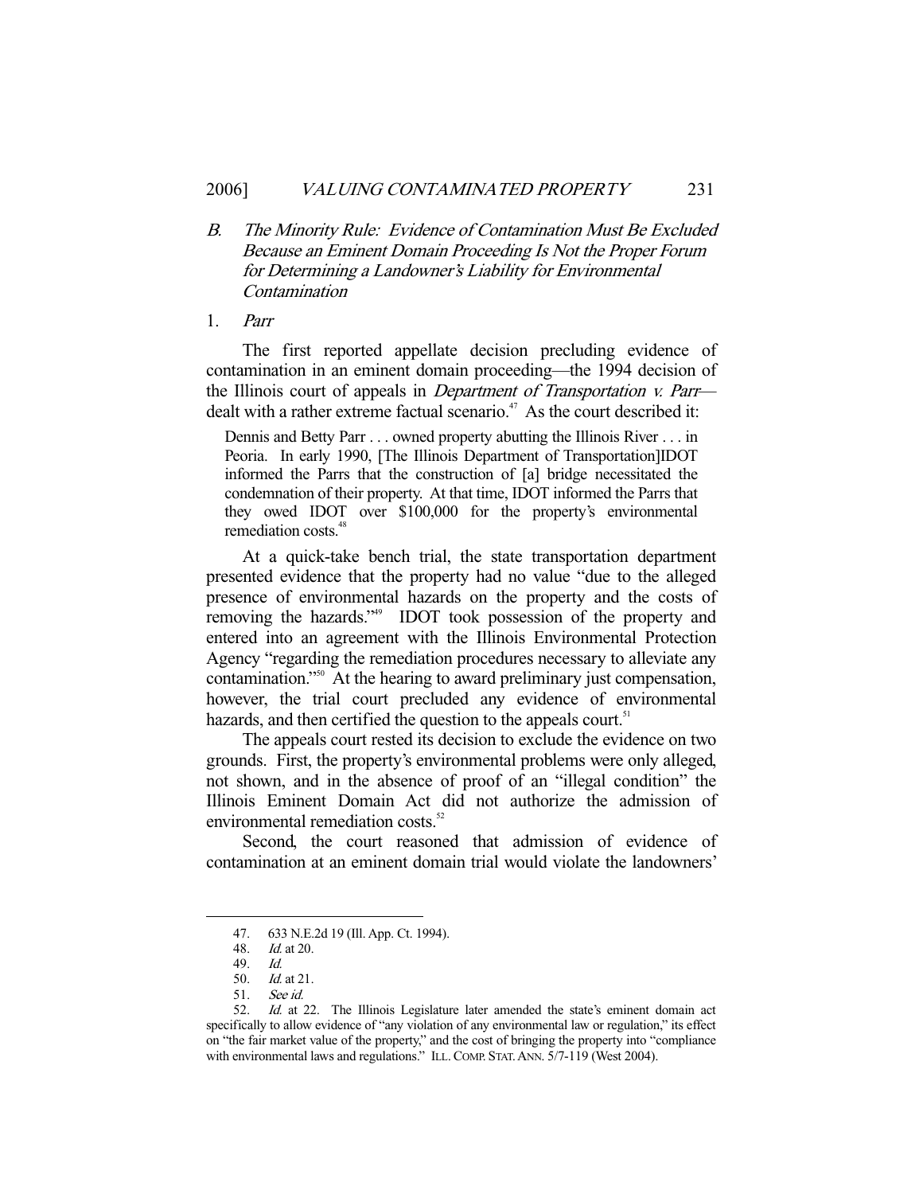### B. *The Minority Rule: Evidence of Contamination Must Be Excluded Because an Eminent Domain Proceeding Is Not the Proper Forum for Determining a Landowner's Liability for Environmental Contamination*

#### 1. *Parr*

The first reported appellate decision precluding evidence of contamination in an eminent domain proceeding—the 1994 decision of the Illinois court of appeals in *Department of Transportation v. Parr*—dealt with a rather extreme factual scenario.[47] As the court described it:

> Dennis and Betty Parr . . . owned property abutting the Illinois River . . . in Peoria. In early 1990, [The Illinois Department of Transportation]IDOT informed the Parrs that the construction of [a] bridge necessitated the condemnation of their property. At that time, IDOT informed the Parrs that they owed IDOT over $100,000 for the property's environmental remediation costs.[48]

At a quick-take bench trial, the state transportation department presented evidence that the property had no value "due to the alleged presence of environmental hazards on the property and the costs of removing the hazards."[49] IDOT took possession of the property and entered into an agreement with the Illinois Environmental Protection Agency "regarding the remediation procedures necessary to alleviate any contamination."[50] At the hearing to award preliminary just compensation, however, the trial court precluded any evidence of environmental hazards, and then certified the question to the appeals court.[51]

The appeals court rested its decision to exclude the evidence on two grounds. First, the property's environmental problems were only alleged, not shown, and in the absence of proof of an "illegal condition" the Illinois Eminent Domain Act did not authorize the admission of environmental remediation costs.[52]

Second, the court reasoned that admission of evidence of contamination at an eminent domain trial would violate the landowners'

---

47. 633 N.E.2d 19 (Ill. App. Ct. 1994).

48. *Id.* at 20.

49. *Id.*

50. *Id.* at 21.

51. *See id.*

52. *Id.* at 22. The Illinois Legislature later amended the state's eminent domain act specifically to allow evidence of "any violation of any environmental law or regulation," its effect on "the fair market value of the property," and the cost of bringing the property into "compliance with environmental laws and regulations." ILL. COMP. STAT. ANN. 5/7-119 (West 2004).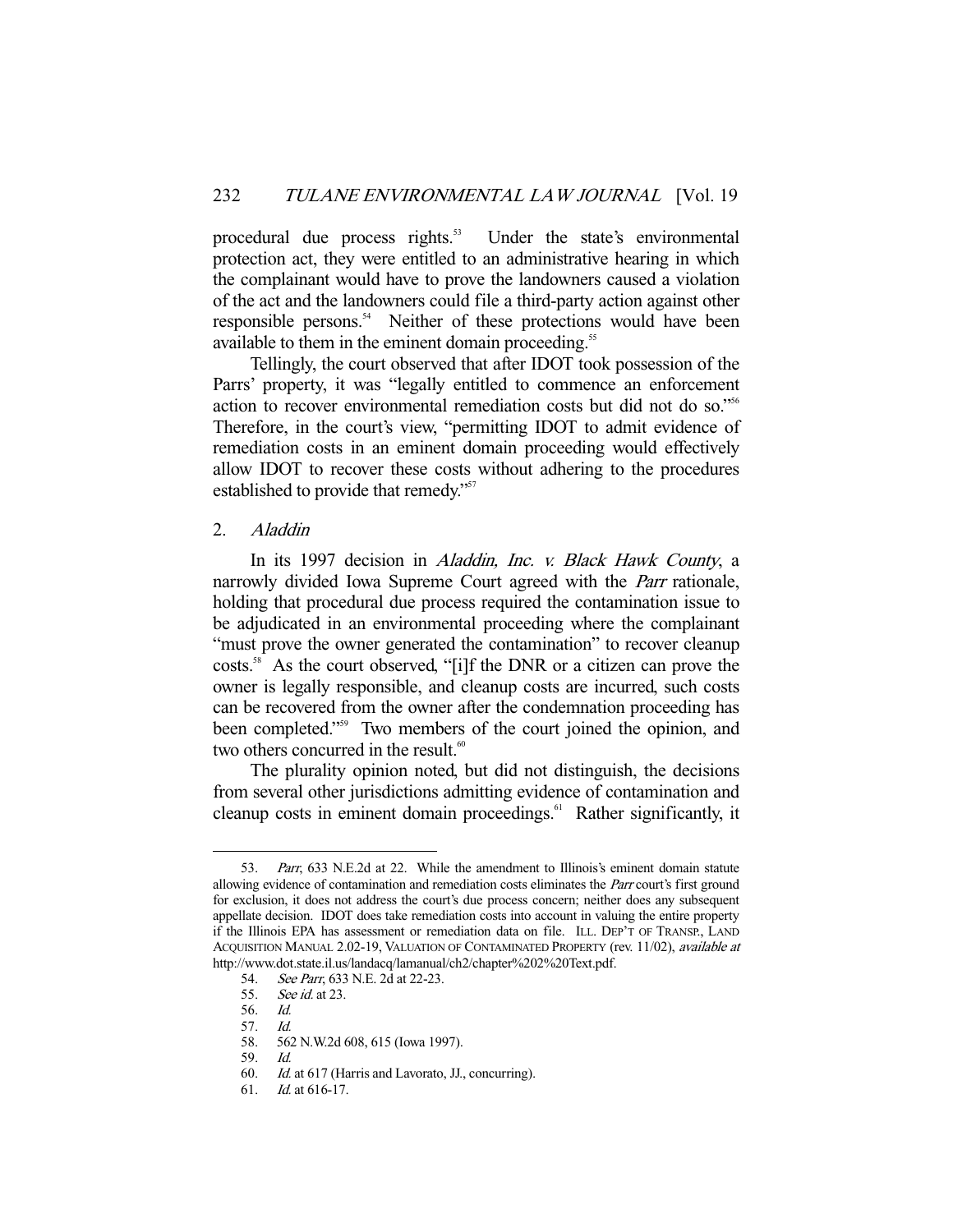procedural due process rights.[53] Under the state's environmental protection act, they were entitled to an administrative hearing in which the complainant would have to prove the landowners caused a violation of the act and the landowners could file a third-party action against other responsible persons.[54] Neither of these protections would have been available to them in the eminent domain proceeding.[55]

Tellingly, the court observed that after IDOT took possession of the Parrs' property, it was "legally entitled to commence an enforcement action to recover environmental remediation costs but did not do so."[56] Therefore, in the court's view, "permitting IDOT to admit evidence of remediation costs in an eminent domain proceeding would effectively allow IDOT to recover these costs without adhering to the procedures established to provide that remedy."[57]

### 2. *Aladdin*

In its 1997 decision in *Aladdin, Inc. v. Black Hawk County*, a narrowly divided Iowa Supreme Court agreed with the *Parr* rationale, holding that procedural due process required the contamination issue to be adjudicated in an environmental proceeding where the complainant "must prove the owner generated the contamination" to recover cleanup costs.[58] As the court observed, "[i]f the DNR or a citizen can prove the owner is legally responsible, and cleanup costs are incurred, such costs can be recovered from the owner after the condemnation proceeding has been completed."[59] Two members of the court joined the opinion, and two others concurred in the result.[60]

The plurality opinion noted, but did not distinguish, the decisions from several other jurisdictions admitting evidence of contamination and cleanup costs in eminent domain proceedings.[61] Rather significantly, it

---

53. *Parr*, 633 N.E.2d at 22. While the amendment to Illinois's eminent domain statute allowing evidence of contamination and remediation costs eliminates the *Parr* court's first ground for exclusion, it does not address the court's due process concern; neither does any subsequent appellate decision. IDOT does take remediation costs into account in valuing the entire property if the Illinois EPA has assessment or remediation data on file. ILL. DEP'T OF TRANSP., LAND ACQUISITION MANUAL 2.02-19, VALUATION OF CONTAMINATED PROPERTY (rev. 11/02), *available at* http://www.dot.state.il.us/landacq/lamanual/ch2/chapter%202%20Text.pdf.

54. *See Parr*, 633 N.E. 2d at 22-23.

55. *See id.* at 23.

56. *Id.*

57. *Id.*

58. 562 N.W.2d 608, 615 (Iowa 1997).

59. *Id.*

60. *Id.* at 617 (Harris and Lavorato, JJ., concurring).

61. *Id.* at 616-17.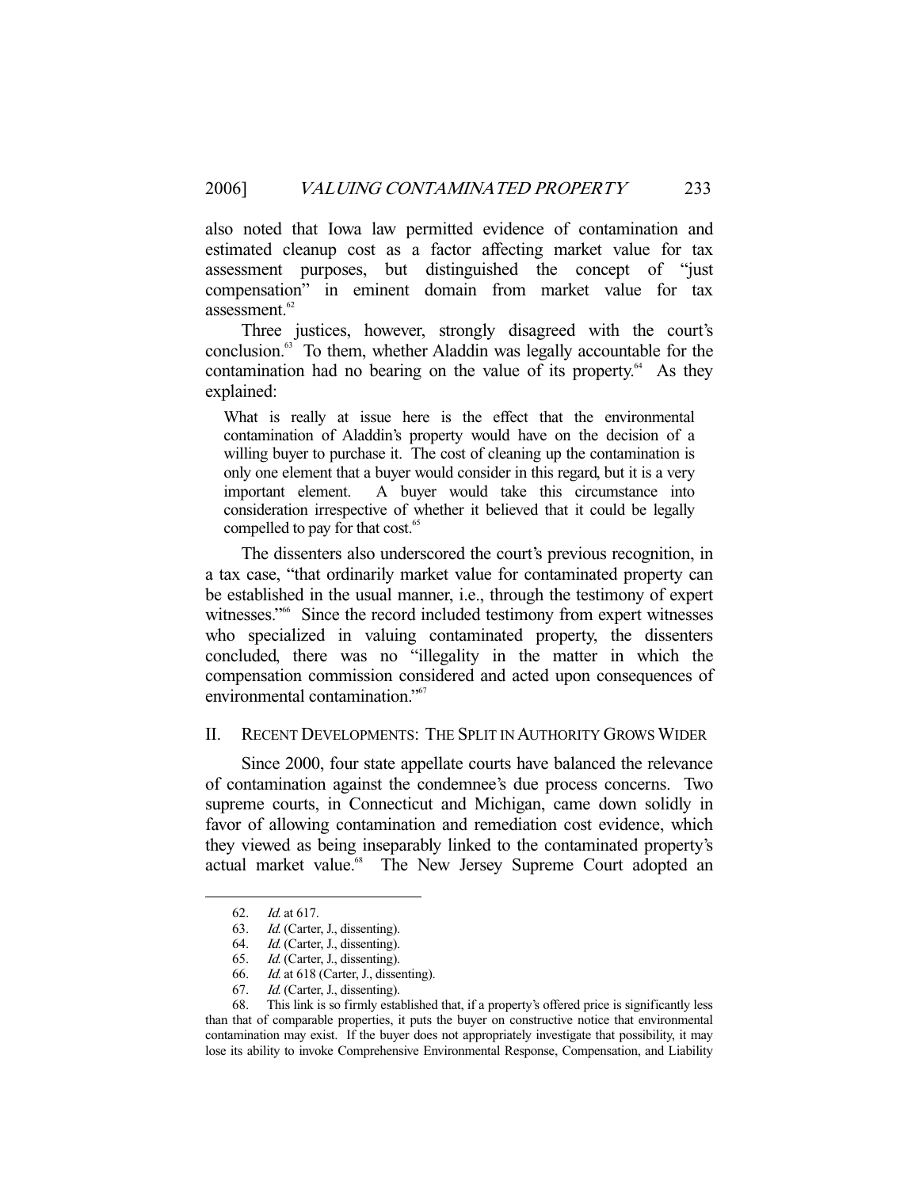also noted that Iowa law permitted evidence of contamination and estimated cleanup cost as a factor affecting market value for tax assessment purposes, but distinguished the concept of "just compensation" in eminent domain from market value for tax assessment.[62]

Three justices, however, strongly disagreed with the court's conclusion.[63] To them, whether Aladdin was legally accountable for the contamination had no bearing on the value of its property.[64] As they explained:

> What is really at issue here is the effect that the environmental contamination of Aladdin's property would have on the decision of a willing buyer to purchase it. The cost of cleaning up the contamination is only one element that a buyer would consider in this regard, but it is a very important element. A buyer would take this circumstance into consideration irrespective of whether it believed that it could be legally compelled to pay for that cost.[65]

The dissenters also underscored the court's previous recognition, in a tax case, "that ordinarily market value for contaminated property can be established in the usual manner, i.e., through the testimony of expert witnesses."[66] Since the record included testimony from expert witnesses who specialized in valuing contaminated property, the dissenters concluded, there was no "illegality in the matter in which the compensation commission considered and acted upon consequences of environmental contamination."[67]

## II. RECENT DEVELOPMENTS: THE SPLIT IN AUTHORITY GROWS WIDER

Since 2000, four state appellate courts have balanced the relevance of contamination against the condemnee's due process concerns. Two supreme courts, in Connecticut and Michigan, came down solidly in favor of allowing contamination and remediation cost evidence, which they viewed as being inseparably linked to the contaminated property's actual market value.[68] The New Jersey Supreme Court adopted an

---

62. *Id.* at 617.

63. *Id.* (Carter, J., dissenting).

64. *Id.* (Carter, J., dissenting).

65. *Id.* (Carter, J., dissenting).

66. *Id.* at 618 (Carter, J., dissenting).

67. *Id.* (Carter, J., dissenting).

68. This link is so firmly established that, if a property's offered price is significantly less than that of comparable properties, it puts the buyer on constructive notice that environmental contamination may exist. If the buyer does not appropriately investigate that possibility, it may lose its ability to invoke Comprehensive Environmental Response, Compensation, and Liability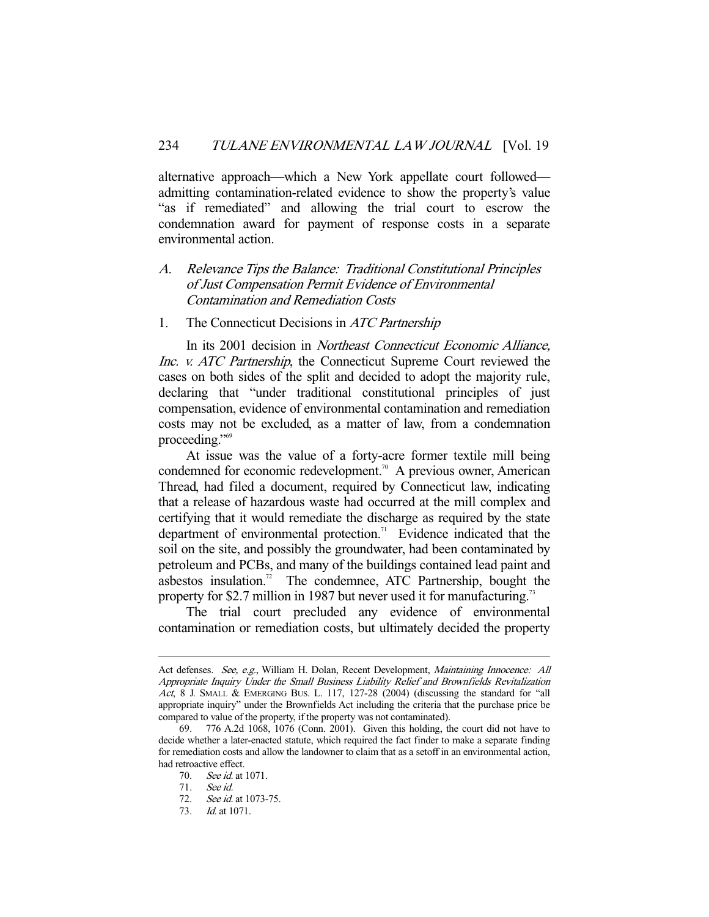alternative approach—which a New York appellate court followed—admitting contamination-related evidence to show the property's value "as if remediated" and allowing the trial court to escrow the condemnation award for payment of response costs in a separate environmental action.

### A. *Relevance Tips the Balance: Traditional Constitutional Principles of Just Compensation Permit Evidence of Environmental Contamination and Remediation Costs*

#### 1. The Connecticut Decisions in *ATC Partnership*

In its 2001 decision in *Northeast Connecticut Economic Alliance, Inc. v. ATC Partnership*, the Connecticut Supreme Court reviewed the cases on both sides of the split and decided to adopt the majority rule, declaring that "under traditional constitutional principles of just compensation, evidence of environmental contamination and remediation costs may not be excluded, as a matter of law, from a condemnation proceeding."[69]

At issue was the value of a forty-acre former textile mill being condemned for economic redevelopment.[70] A previous owner, American Thread, had filed a document, required by Connecticut law, indicating that a release of hazardous waste had occurred at the mill complex and certifying that it would remediate the discharge as required by the state department of environmental protection.[71] Evidence indicated that the soil on the site, and possibly the groundwater, had been contaminated by petroleum and PCBs, and many of the buildings contained lead paint and asbestos insulation.[72] The condemnee, ATC Partnership, bought the property for $2.7 million in 1987 but never used it for manufacturing.[73]

The trial court precluded any evidence of environmental contamination or remediation costs, but ultimately decided the property

---

Act defenses. *See, e.g.*, William H. Dolan, Recent Development, *Maintaining Innocence: All Appropriate Inquiry Under the Small Business Liability Relief and Brownfields Revitalization Act*, 8 J. SMALL & EMERGING BUS. L. 117, 127-28 (2004) (discussing the standard for "all appropriate inquiry" under the Brownfields Act including the criteria that the purchase price be compared to value of the property, if the property was not contaminated).

69. 776 A.2d 1068, 1076 (Conn. 2001). Given this holding, the court did not have to decide whether a later-enacted statute, which required the fact finder to make a separate finding for remediation costs and allow the landowner to claim that as a setoff in an environmental action, had retroactive effect.

70. *See id.* at 1071.

71. *See id.*

72. *See id.* at 1073-75.

73. *Id.* at 1071.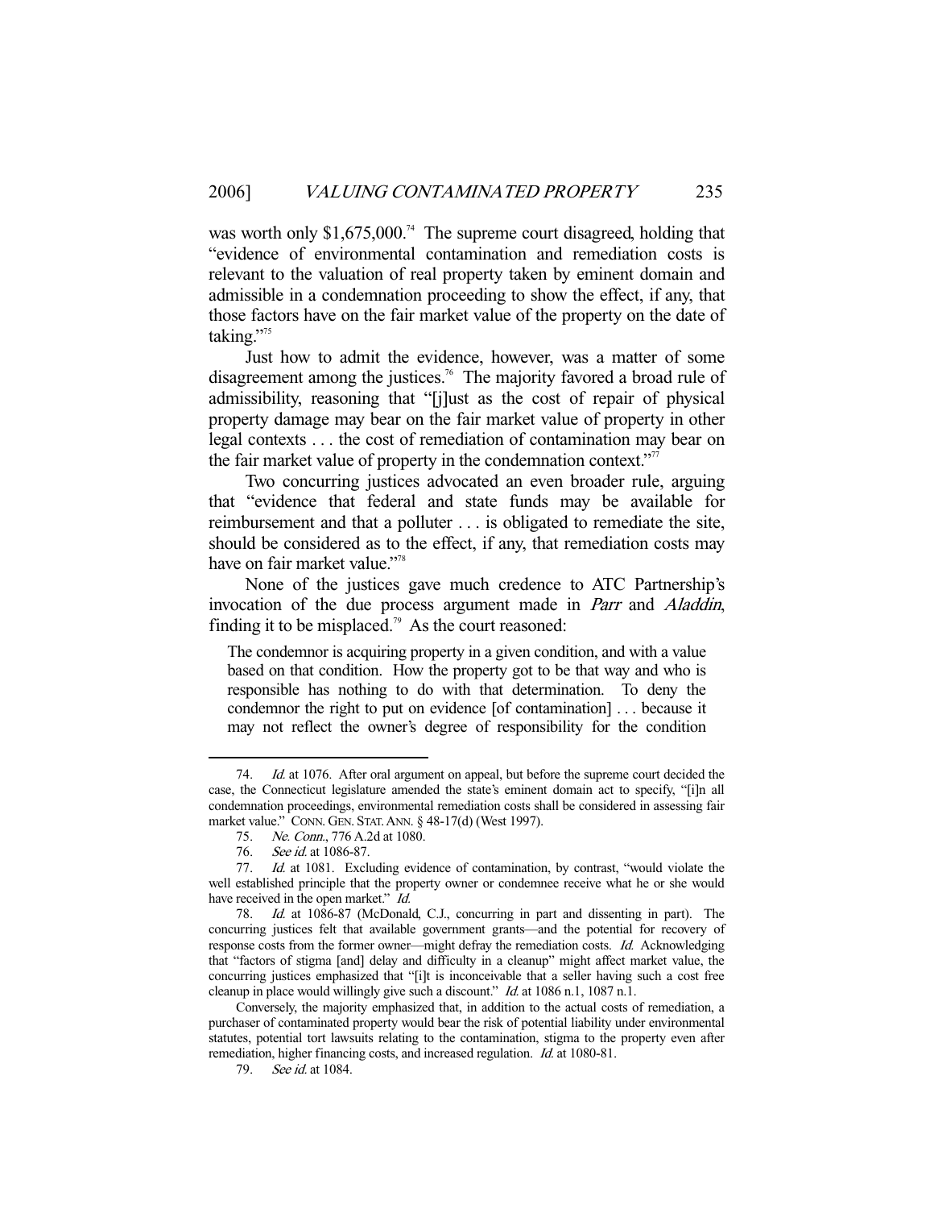was worth only $1,675,000.[74] The supreme court disagreed, holding that "evidence of environmental contamination and remediation costs is relevant to the valuation of real property taken by eminent domain and admissible in a condemnation proceeding to show the effect, if any, that those factors have on the fair market value of the property on the date of taking."[75]

Just how to admit the evidence, however, was a matter of some disagreement among the justices.[76] The majority favored a broad rule of admissibility, reasoning that "[j]ust as the cost of repair of physical property damage may bear on the fair market value of property in other legal contexts . . . the cost of remediation of contamination may bear on the fair market value of property in the condemnation context."[77]

Two concurring justices advocated an even broader rule, arguing that "evidence that federal and state funds may be available for reimbursement and that a polluter . . . is obligated to remediate the site, should be considered as to the effect, if any, that remediation costs may have on fair market value."[78]

None of the justices gave much credence to ATC Partnership's invocation of the due process argument made in *Parr* and *Aladdin*, finding it to be misplaced.[79] As the court reasoned:

> The condemnor is acquiring property in a given condition, and with a value based on that condition. How the property got to be that way and who is responsible has nothing to do with that determination. To deny the condemnor the right to put on evidence [of contamination] . . . because it may not reflect the owner's degree of responsibility for the condition

---

74. *Id.* at 1076. After oral argument on appeal, but before the supreme court decided the case, the Connecticut legislature amended the state's eminent domain act to specify, "[i]n all condemnation proceedings, environmental remediation costs shall be considered in assessing fair market value." CONN. GEN. STAT. ANN. § 48-17(d) (West 1997).

75. *Ne. Conn.*, 776 A.2d at 1080.

76. *See id.* at 1086-87.

77. *Id.* at 1081. Excluding evidence of contamination, by contrast, "would violate the well established principle that the property owner or condemnee receive what he or she would have received in the open market." *Id.*

78. *Id.* at 1086-87 (McDonald, C.J., concurring in part and dissenting in part). The concurring justices felt that available government grants—and the potential for recovery of response costs from the former owner—might defray the remediation costs. *Id.* Acknowledging that "factors of stigma [and] delay and difficulty in a cleanup" might affect market value, the concurring justices emphasized that "[i]t is inconceivable that a seller having such a cost free cleanup in place would willingly give such a discount." *Id.* at 1086 n.1, 1087 n.1.

Conversely, the majority emphasized that, in addition to the actual costs of remediation, a purchaser of contaminated property would bear the risk of potential liability under environmental statutes, potential tort lawsuits relating to the contamination, stigma to the property even after remediation, higher financing costs, and increased regulation. *Id.* at 1080-81.

79. *See id.* at 1084.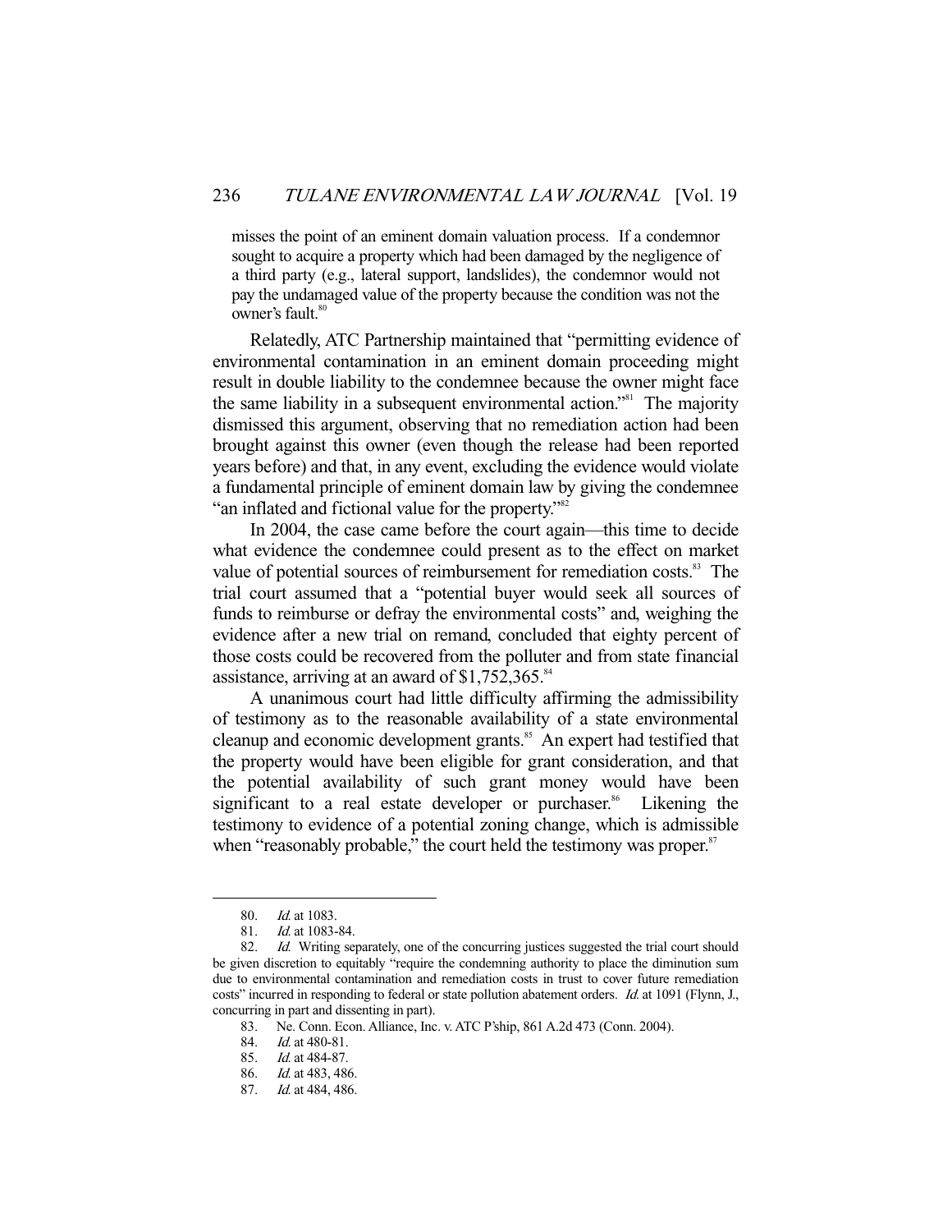misses the point of an eminent domain valuation process. If a condemnor sought to acquire a property which had been damaged by the negligence of a third party (e.g., lateral support, landslides), the condemnor would not pay the undamaged value of the property because the condition was not the owner's fault.[80]

Relatedly, ATC Partnership maintained that "permitting evidence of environmental contamination in an eminent domain proceeding might result in double liability to the condemnee because the owner might face the same liability in a subsequent environmental action."[81] The majority dismissed this argument, observing that no remediation action had been brought against this owner (even though the release had been reported years before) and that, in any event, excluding the evidence would violate a fundamental principle of eminent domain law by giving the condemnee "an inflated and fictional value for the property."[82]

In 2004, the case came before the court again—this time to decide what evidence the condemnee could present as to the effect on market value of potential sources of reimbursement for remediation costs.[83] The trial court assumed that a "potential buyer would seek all sources of funds to reimburse or defray the environmental costs" and, weighing the evidence after a new trial on remand, concluded that eighty percent of those costs could be recovered from the polluter and from state financial assistance, arriving at an award of $1,752,365.[84]

A unanimous court had little difficulty affirming the admissibility of testimony as to the reasonable availability of a state environmental cleanup and economic development grants.[85] An expert had testified that the property would have been eligible for grant consideration, and that the potential availability of such grant money would have been significant to a real estate developer or purchaser.[86] Likening the testimony to evidence of a potential zoning change, which is admissible when "reasonably probable," the court held the testimony was proper.[87]

---

80. *Id.* at 1083.

81. *Id.* at 1083-84.

82. *Id.* Writing separately, one of the concurring justices suggested the trial court should be given discretion to equitably "require the condemning authority to place the diminution sum due to environmental contamination and remediation costs in trust to cover future remediation costs" incurred in responding to federal or state pollution abatement orders. *Id.* at 1091 (Flynn, J., concurring in part and dissenting in part).

83. Ne. Conn. Econ. Alliance, Inc. v. ATC P'ship, 861 A.2d 473 (Conn. 2004).

84. *Id.* at 480-81.

85. *Id.* at 484-87.

86. *Id.* at 483, 486.

87. *Id.* at 484, 486.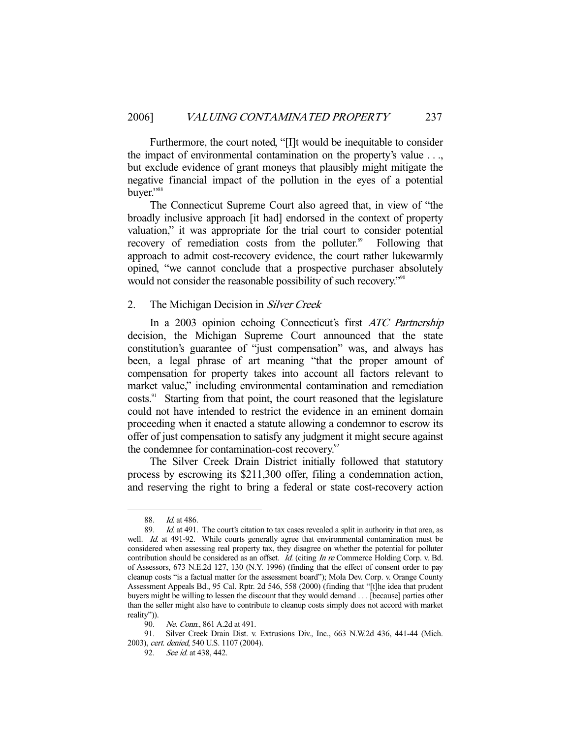Furthermore, the court noted, "[I]t would be inequitable to consider the impact of environmental contamination on the property's value . . ., but exclude evidence of grant moneys that plausibly might mitigate the negative financial impact of the pollution in the eyes of a potential buyer."[88]

The Connecticut Supreme Court also agreed that, in view of "the broadly inclusive approach [it had] endorsed in the context of property valuation," it was appropriate for the trial court to consider potential recovery of remediation costs from the polluter.[89] Following that approach to admit cost-recovery evidence, the court rather lukewarmly opined, "we cannot conclude that a prospective purchaser absolutely would not consider the reasonable possibility of such recovery."[90]

### 2. The Michigan Decision in *Silver Creek*

In a 2003 opinion echoing Connecticut's first *ATC Partnership* decision, the Michigan Supreme Court announced that the state constitution's guarantee of "just compensation" was, and always has been, a legal phrase of art meaning "that the proper amount of compensation for property takes into account all factors relevant to market value," including environmental contamination and remediation costs.[91] Starting from that point, the court reasoned that the legislature could not have intended to restrict the evidence in an eminent domain proceeding when it enacted a statute allowing a condemnor to escrow its offer of just compensation to satisfy any judgment it might secure against the condemnee for contamination-cost recovery.[92]

The Silver Creek Drain District initially followed that statutory process by escrowing its $211,300 offer, filing a condemnation action, and reserving the right to bring a federal or state cost-recovery action

---

88. *Id.* at 486.

89. *Id.* at 491. The court's citation to tax cases revealed a split in authority in that area, as well. *Id.* at 491-92. While courts generally agree that environmental contamination must be considered when assessing real property tax, they disagree on whether the potential for polluter contribution should be considered as an offset. *Id.* (citing *In re* Commerce Holding Corp. v. Bd. of Assessors, 673 N.E.2d 127, 130 (N.Y. 1996) (finding that the effect of consent order to pay cleanup costs "is a factual matter for the assessment board"); Mola Dev. Corp. v. Orange County Assessment Appeals Bd., 95 Cal. Rptr. 2d 546, 558 (2000) (finding that "[t]he idea that prudent buyers might be willing to lessen the discount that they would demand . . . [because] parties other than the seller might also have to contribute to cleanup costs simply does not accord with market reality")).

90. *Ne. Conn.*, 861 A.2d at 491.

91. Silver Creek Drain Dist. v. Extrusions Div., Inc., 663 N.W.2d 436, 441-44 (Mich. 2003), *cert. denied*, 540 U.S. 1107 (2004).

92. *See id.* at 438, 442.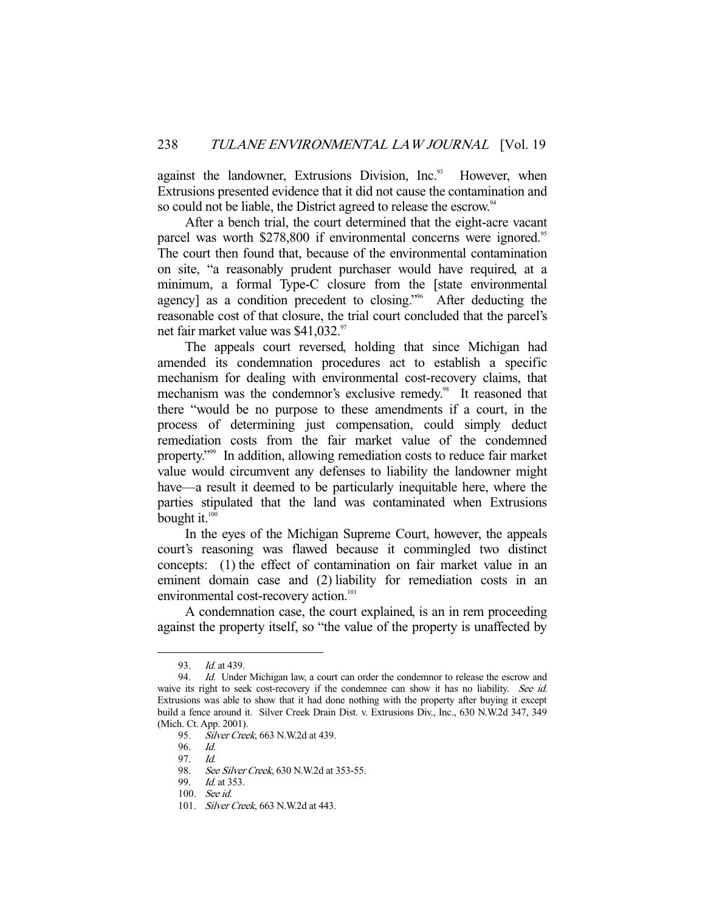against the landowner, Extrusions Division, Inc.[93] However, when Extrusions presented evidence that it did not cause the contamination and so could not be liable, the District agreed to release the escrow.[94]

After a bench trial, the court determined that the eight-acre vacant parcel was worth \$278,800 if environmental concerns were ignored.[95] The court then found that, because of the environmental contamination on site, "a reasonably prudent purchaser would have required, at a minimum, a formal Type-C closure from the [state environmental agency] as a condition precedent to closing."[96] After deducting the reasonable cost of that closure, the trial court concluded that the parcel's net fair market value was \$41,032.[97]

The appeals court reversed, holding that since Michigan had amended its condemnation procedures act to establish a specific mechanism for dealing with environmental cost-recovery claims, that mechanism was the condemnor's exclusive remedy.[98] It reasoned that there "would be no purpose to these amendments if a court, in the process of determining just compensation, could simply deduct remediation costs from the fair market value of the condemned property."[99] In addition, allowing remediation costs to reduce fair market value would circumvent any defenses to liability the landowner might have—a result it deemed to be particularly inequitable here, where the parties stipulated that the land was contaminated when Extrusions bought it.[100]

In the eyes of the Michigan Supreme Court, however, the appeals court's reasoning was flawed because it commingled two distinct concepts: (1) the effect of contamination on fair market value in an eminent domain case and (2) liability for remediation costs in an environmental cost-recovery action.[101]

A condemnation case, the court explained, is an in rem proceeding against the property itself, so "the value of the property is unaffected by

---

93. *Id.* at 439.

94. *Id.* Under Michigan law, a court can order the condemnor to release the escrow and waive its right to seek cost-recovery if the condemnee can show it has no liability. *See id.* Extrusions was able to show that it had done nothing with the property after buying it except build a fence around it. Silver Creek Drain Dist. v. Extrusions Div., Inc., 630 N.W.2d 347, 349 (Mich. Ct. App. 2001).

95. *Silver Creek*, 663 N.W.2d at 439.

96. *Id.*

97. *Id.*

98. *See Silver Creek*, 630 N.W.2d at 353-55.

99. *Id.* at 353.

100. *See id.*

101. *Silver Creek*, 663 N.W.2d at 443.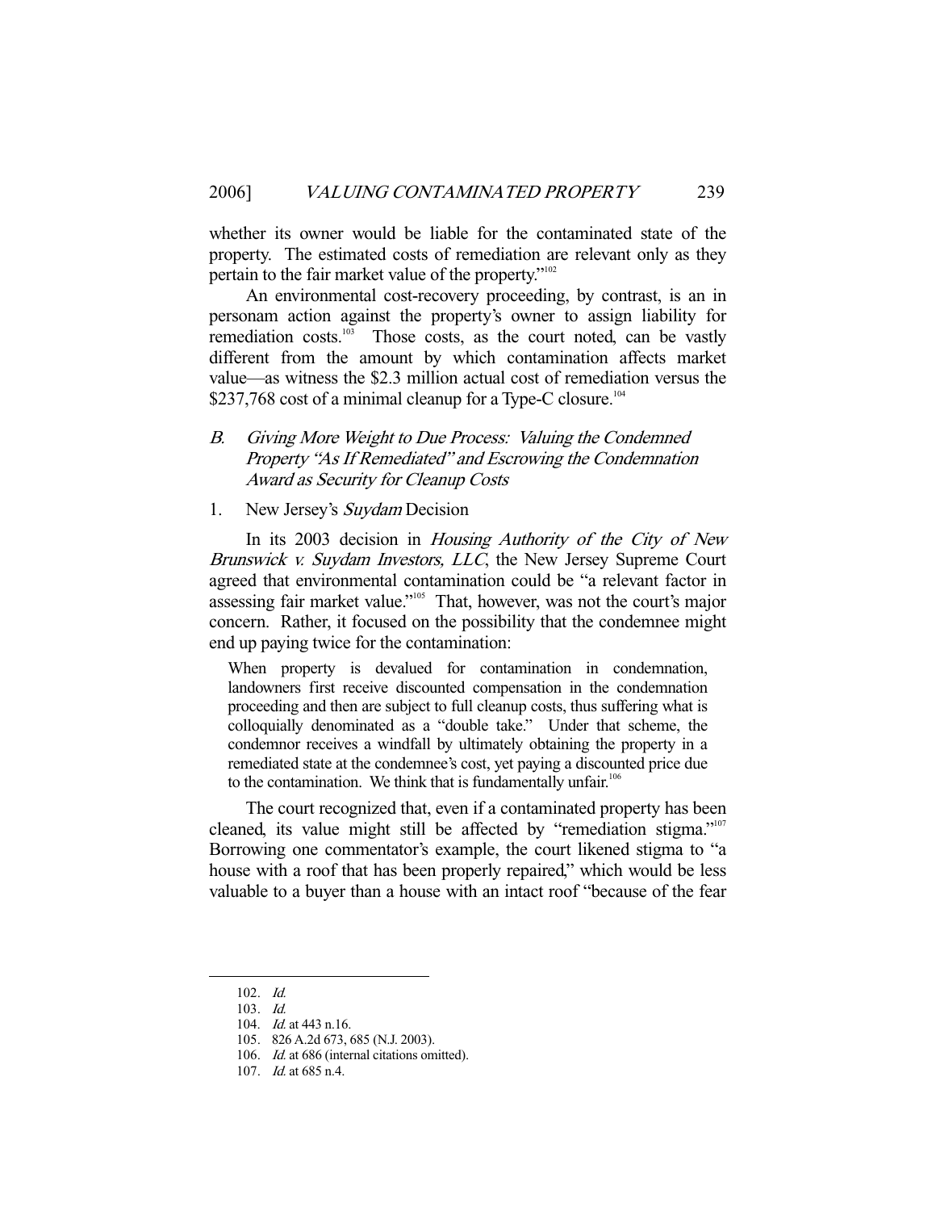whether its owner would be liable for the contaminated state of the property. The estimated costs of remediation are relevant only as they pertain to the fair market value of the property."[102]

An environmental cost-recovery proceeding, by contrast, is an in personam action against the property's owner to assign liability for remediation costs.[103] Those costs, as the court noted, can be vastly different from the amount by which contamination affects market value—as witness the $2.3 million actual cost of remediation versus the $237,768 cost of a minimal cleanup for a Type-C closure.[104]

### B. *Giving More Weight to Due Process: Valuing the Condemned Property "As If Remediated" and Escrowing the Condemnation Award as Security for Cleanup Costs*

#### 1. New Jersey's *Suydam* Decision

In its 2003 decision in *Housing Authority of the City of New Brunswick v. Suydam Investors, LLC*, the New Jersey Supreme Court agreed that environmental contamination could be "a relevant factor in assessing fair market value."[105] That, however, was not the court's major concern. Rather, it focused on the possibility that the condemnee might end up paying twice for the contamination:

> When property is devalued for contamination in condemnation, landowners first receive discounted compensation in the condemnation proceeding and then are subject to full cleanup costs, thus suffering what is colloquially denominated as a "double take." Under that scheme, the condemnor receives a windfall by ultimately obtaining the property in a remediated state at the condemnee's cost, yet paying a discounted price due to the contamination. We think that is fundamentally unfair.[106]

The court recognized that, even if a contaminated property has been cleaned, its value might still be affected by "remediation stigma."[107] Borrowing one commentator's example, the court likened stigma to "a house with a roof that has been properly repaired," which would be less valuable to a buyer than a house with an intact roof "because of the fear

---

102. *Id.*

103. *Id.*

104. *Id.* at 443 n.16.

105. 826 A.2d 673, 685 (N.J. 2003).

106. *Id.* at 686 (internal citations omitted).

107. *Id.* at 685 n.4.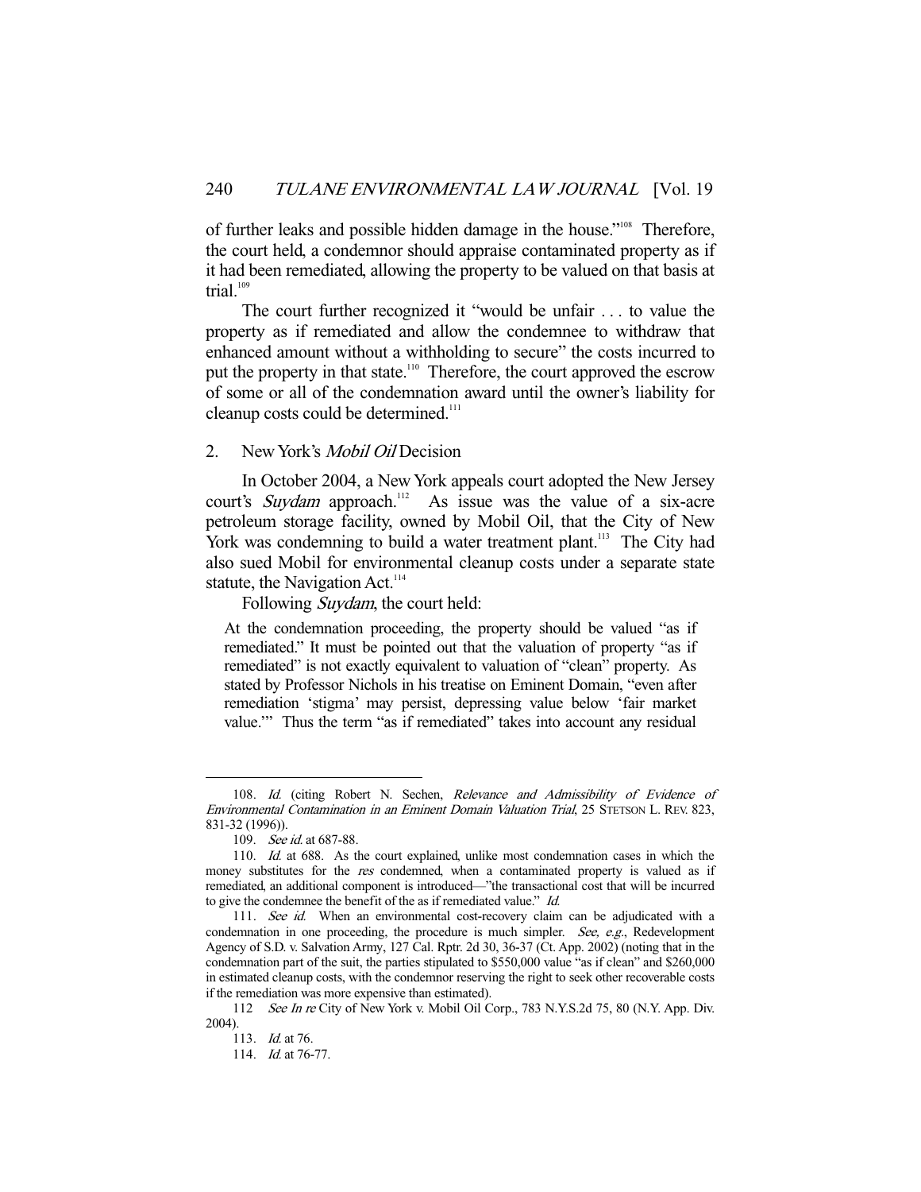of further leaks and possible hidden damage in the house."[108] Therefore, the court held, a condemnor should appraise contaminated property as if it had been remediated, allowing the property to be valued on that basis at trial.[109]

The court further recognized it "would be unfair . . . to value the property as if remediated and allow the condemnee to withdraw that enhanced amount without a withholding to secure" the costs incurred to put the property in that state.[110] Therefore, the court approved the escrow of some or all of the condemnation award until the owner's liability for cleanup costs could be determined.[111]

### 2. New York's *Mobil Oil* Decision

In October 2004, a New York appeals court adopted the New Jersey court's *Suydam* approach.[112] As issue was the value of a six-acre petroleum storage facility, owned by Mobil Oil, that the City of New York was condemning to build a water treatment plant.[113] The City had also sued Mobil for environmental cleanup costs under a separate state statute, the Navigation Act.[114]

Following *Suydam*, the court held:

> At the condemnation proceeding, the property should be valued "as if remediated." It must be pointed out that the valuation of property "as if remediated" is not exactly equivalent to valuation of "clean" property. As stated by Professor Nichols in his treatise on Eminent Domain, "even after remediation 'stigma' may persist, depressing value below 'fair market value.'" Thus the term "as if remediated" takes into account any residual

---

108. *Id.* (citing Robert N. Sechen, *Relevance and Admissibility of Evidence of Environmental Contamination in an Eminent Domain Valuation Trial*, 25 STETSON L. REV. 823, 831-32 (1996)).

109. *See id.* at 687-88.

110. *Id.* at 688. As the court explained, unlike most condemnation cases in which the money substitutes for the *res* condemned, when a contaminated property is valued as if remediated, an additional component is introduced—"the transactional cost that will be incurred to give the condemnee the benefit of the as if remediated value." *Id.*

111. *See id.* When an environmental cost-recovery claim can be adjudicated with a condemnation in one proceeding, the procedure is much simpler. *See, e.g.*, Redevelopment Agency of S.D. v. Salvation Army, 127 Cal. Rptr. 2d 30, 36-37 (Ct. App. 2002) (noting that in the condemnation part of the suit, the parties stipulated to $550,000 value "as if clean" and $260,000 in estimated cleanup costs, with the condemnor reserving the right to seek other recoverable costs if the remediation was more expensive than estimated).

112 *See In re* City of New York v. Mobil Oil Corp., 783 N.Y.S.2d 75, 80 (N.Y. App. Div. 2004).

113. *Id.* at 76.

114. *Id.* at 76-77.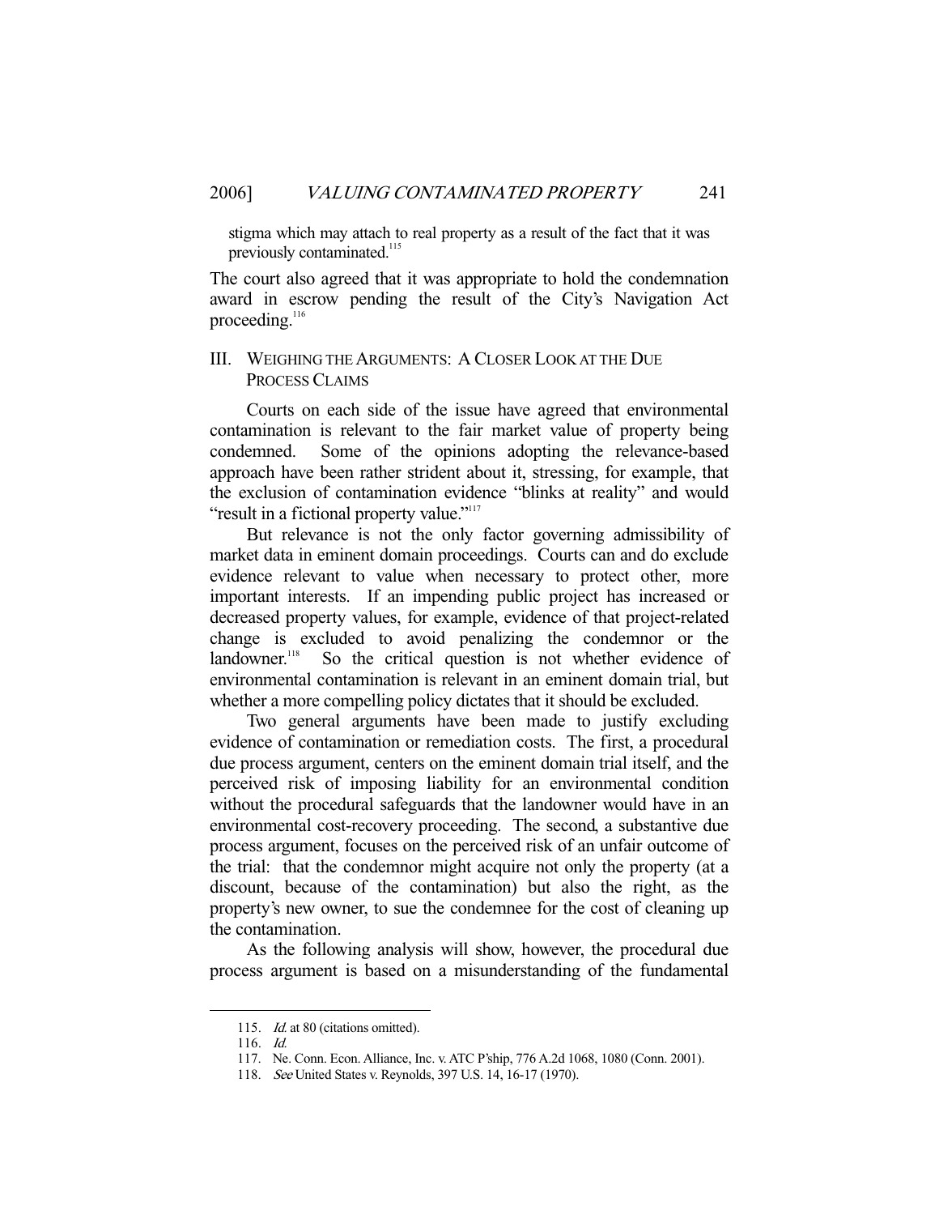stigma which may attach to real property as a result of the fact that it was previously contaminated.[115]

The court also agreed that it was appropriate to hold the condemnation award in escrow pending the result of the City's Navigation Act proceeding.[116]

## III. Weighing the Arguments: A Closer Look at the Due Process Claims

Courts on each side of the issue have agreed that environmental contamination is relevant to the fair market value of property being condemned. Some of the opinions adopting the relevance-based approach have been rather strident about it, stressing, for example, that the exclusion of contamination evidence "blinks at reality" and would "result in a fictional property value."[117]

But relevance is not the only factor governing admissibility of market data in eminent domain proceedings. Courts can and do exclude evidence relevant to value when necessary to protect other, more important interests. If an impending public project has increased or decreased property values, for example, evidence of that project-related change is excluded to avoid penalizing the condemnor or the landowner.[118] So the critical question is not whether evidence of environmental contamination is relevant in an eminent domain trial, but whether a more compelling policy dictates that it should be excluded.

Two general arguments have been made to justify excluding evidence of contamination or remediation costs. The first, a procedural due process argument, centers on the eminent domain trial itself, and the perceived risk of imposing liability for an environmental condition without the procedural safeguards that the landowner would have in an environmental cost-recovery proceeding. The second, a substantive due process argument, focuses on the perceived risk of an unfair outcome of the trial: that the condemnor might acquire not only the property (at a discount, because of the contamination) but also the right, as the property's new owner, to sue the condemnee for the cost of cleaning up the contamination.

As the following analysis will show, however, the procedural due process argument is based on a misunderstanding of the fundamental

---

115. *Id.* at 80 (citations omitted).

116. *Id.*

117. Ne. Conn. Econ. Alliance, Inc. v. ATC P'ship, 776 A.2d 1068, 1080 (Conn. 2001).

118. *See* United States v. Reynolds, 397 U.S. 14, 16-17 (1970).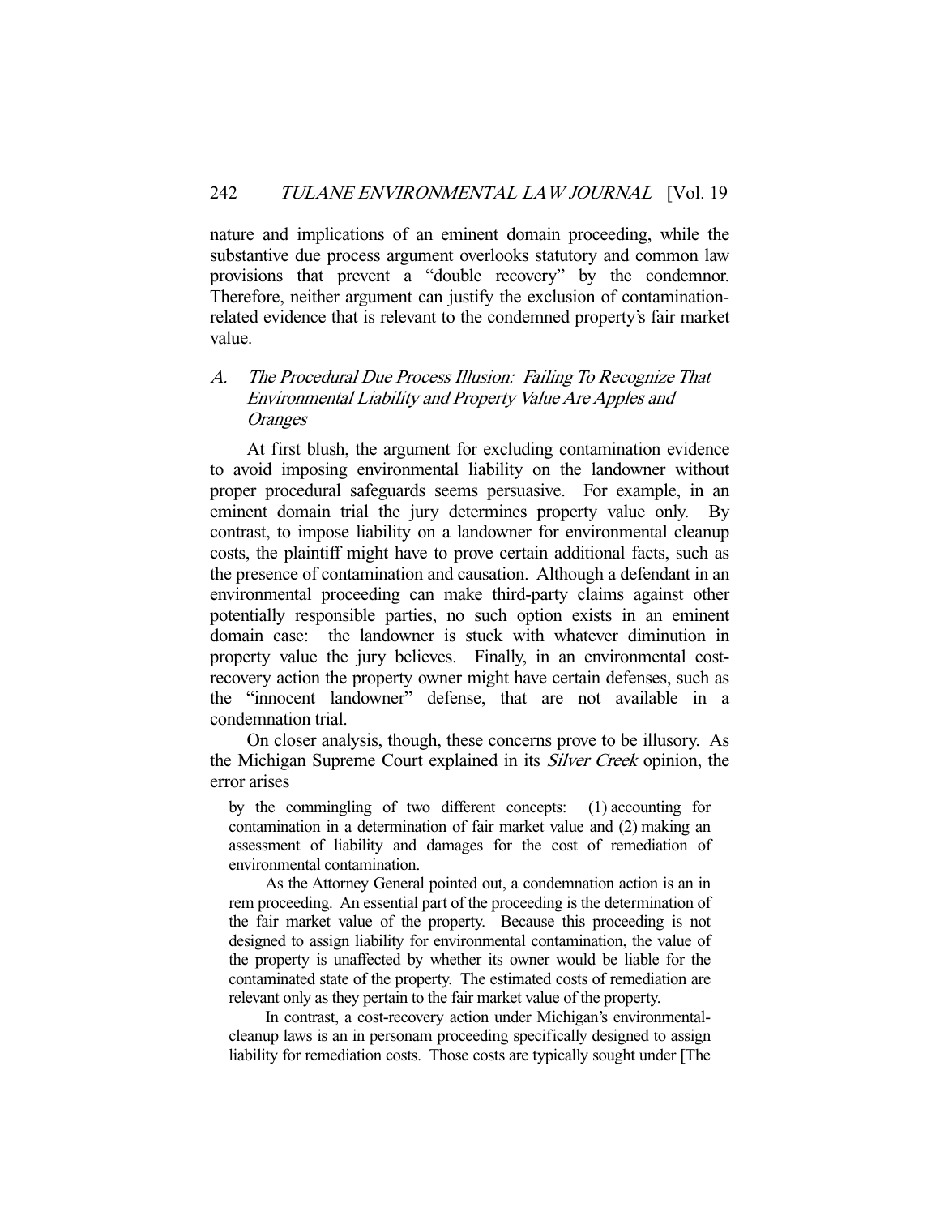nature and implications of an eminent domain proceeding, while the substantive due process argument overlooks statutory and common law provisions that prevent a "double recovery" by the condemnor. Therefore, neither argument can justify the exclusion of contamination-related evidence that is relevant to the condemned property's fair market value.

### A. *The Procedural Due Process Illusion: Failing To Recognize That Environmental Liability and Property Value Are Apples and Oranges*

At first blush, the argument for excluding contamination evidence to avoid imposing environmental liability on the landowner without proper procedural safeguards seems persuasive. For example, in an eminent domain trial the jury determines property value only. By contrast, to impose liability on a landowner for environmental cleanup costs, the plaintiff might have to prove certain additional facts, such as the presence of contamination and causation. Although a defendant in an environmental proceeding can make third-party claims against other potentially responsible parties, no such option exists in an eminent domain case: the landowner is stuck with whatever diminution in property value the jury believes. Finally, in an environmental cost-recovery action the property owner might have certain defenses, such as the "innocent landowner" defense, that are not available in a condemnation trial.

On closer analysis, though, these concerns prove to be illusory. As the Michigan Supreme Court explained in its *Silver Creek* opinion, the error arises

> by the commingling of two different concepts: (1) accounting for contamination in a determination of fair market value and (2) making an assessment of liability and damages for the cost of remediation of environmental contamination.
>
> As the Attorney General pointed out, a condemnation action is an in rem proceeding. An essential part of the proceeding is the determination of the fair market value of the property. Because this proceeding is not designed to assign liability for environmental contamination, the value of the property is unaffected by whether its owner would be liable for the contaminated state of the property. The estimated costs of remediation are relevant only as they pertain to the fair market value of the property.
>
> In contrast, a cost-recovery action under Michigan's environmental-cleanup laws is an in personam proceeding specifically designed to assign liability for remediation costs. Those costs are typically sought under [The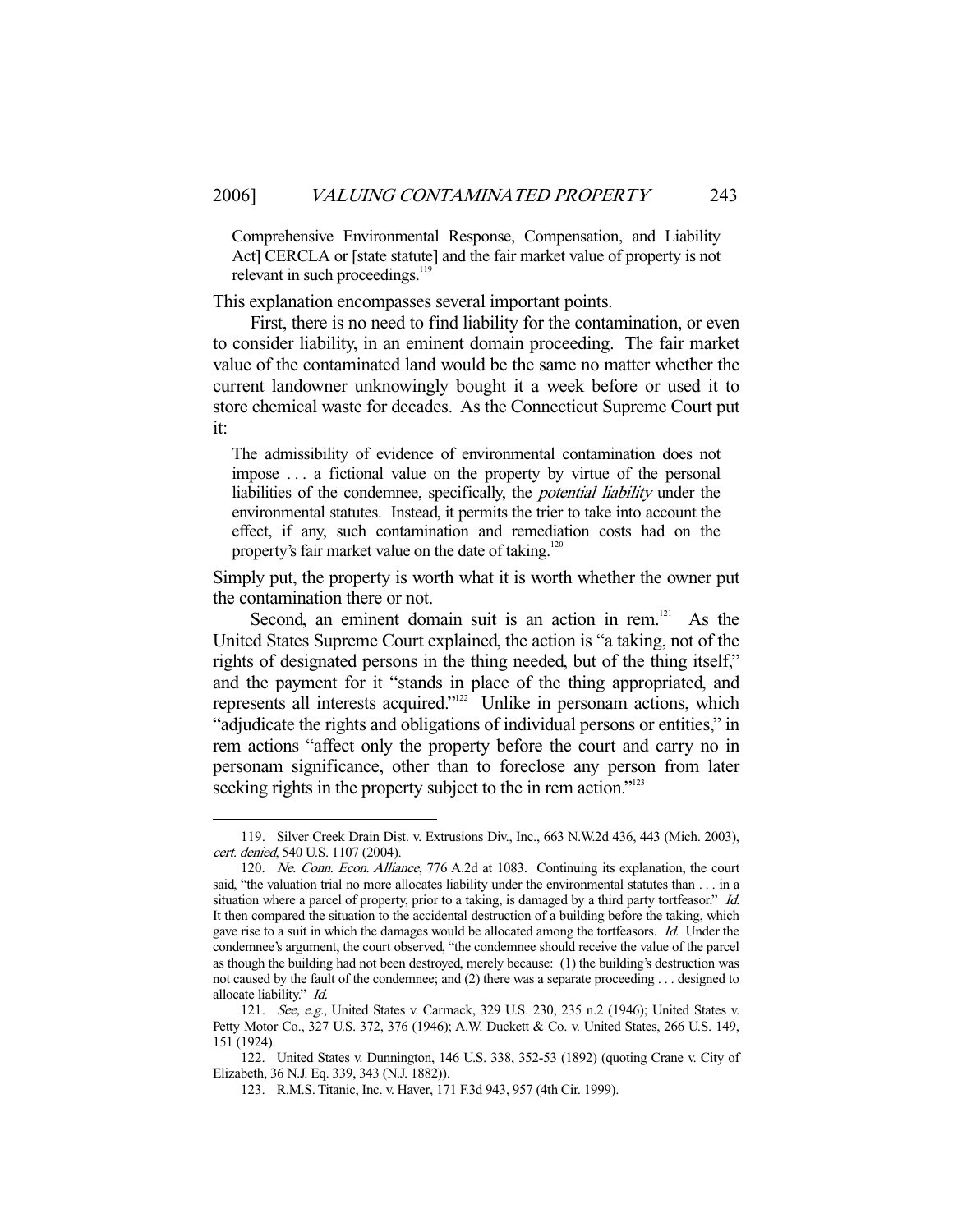> Comprehensive Environmental Response, Compensation, and Liability Act] CERCLA or [state statute] and the fair market value of property is not relevant in such proceedings.[119]

This explanation encompasses several important points.

First, there is no need to find liability for the contamination, or even to consider liability, in an eminent domain proceeding. The fair market value of the contaminated land would be the same no matter whether the current landowner unknowingly bought it a week before or used it to store chemical waste for decades. As the Connecticut Supreme Court put it:

> The admissibility of evidence of environmental contamination does not impose . . . a fictional value on the property by virtue of the personal liabilities of the condemnee, specifically, the *potential liability* under the environmental statutes. Instead, it permits the trier to take into account the effect, if any, such contamination and remediation costs had on the property's fair market value on the date of taking.[120]

Simply put, the property is worth what it is worth whether the owner put the contamination there or not.

Second, an eminent domain suit is an action in rem.[121] As the United States Supreme Court explained, the action is "a taking, not of the rights of designated persons in the thing needed, but of the thing itself," and the payment for it "stands in place of the thing appropriated, and represents all interests acquired."[122] Unlike in personam actions, which "adjudicate the rights and obligations of individual persons or entities," in rem actions "affect only the property before the court and carry no in personam significance, other than to foreclose any person from later seeking rights in the property subject to the in rem action."[123]

---

119. Silver Creek Drain Dist. v. Extrusions Div., Inc., 663 N.W.2d 436, 443 (Mich. 2003), *cert. denied*, 540 U.S. 1107 (2004).

120. *Ne. Conn. Econ. Alliance*, 776 A.2d at 1083. Continuing its explanation, the court said, "the valuation trial no more allocates liability under the environmental statutes than . . . in a situation where a parcel of property, prior to a taking, is damaged by a third party tortfeasor." *Id.* It then compared the situation to the accidental destruction of a building before the taking, which gave rise to a suit in which the damages would be allocated among the tortfeasors. *Id.* Under the condemnee's argument, the court observed, "the condemnee should receive the value of the parcel as though the building had not been destroyed, merely because: (1) the building's destruction was not caused by the fault of the condemnee; and (2) there was a separate proceeding . . . designed to allocate liability." *Id.*

121. *See, e.g.*, United States v. Carmack, 329 U.S. 230, 235 n.2 (1946); United States v. Petty Motor Co., 327 U.S. 372, 376 (1946); A.W. Duckett & Co. v. United States, 266 U.S. 149, 151 (1924).

122. United States v. Dunnington, 146 U.S. 338, 352-53 (1892) (quoting Crane v. City of Elizabeth, 36 N.J. Eq. 339, 343 (N.J. 1882)).

123. R.M.S. Titanic, Inc. v. Haver, 171 F.3d 943, 957 (4th Cir. 1999).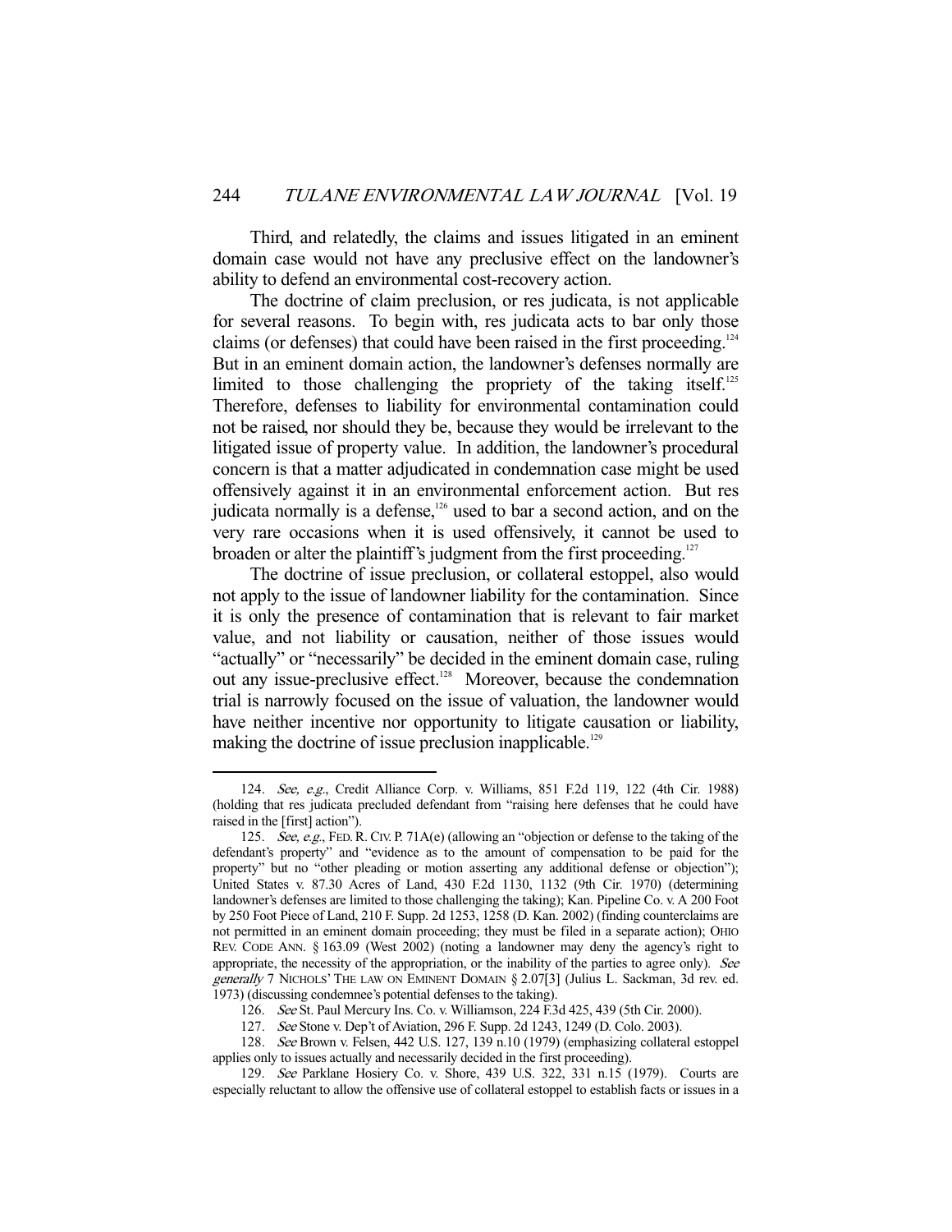Third, and relatedly, the claims and issues litigated in an eminent domain case would not have any preclusive effect on the landowner's ability to defend an environmental cost-recovery action.

The doctrine of claim preclusion, or res judicata, is not applicable for several reasons. To begin with, res judicata acts to bar only those claims (or defenses) that could have been raised in the first proceeding.[124] But in an eminent domain action, the landowner's defenses normally are limited to those challenging the propriety of the taking itself.[125] Therefore, defenses to liability for environmental contamination could not be raised, nor should they be, because they would be irrelevant to the litigated issue of property value. In addition, the landowner's procedural concern is that a matter adjudicated in condemnation case might be used offensively against it in an environmental enforcement action. But res judicata normally is a defense,[126] used to bar a second action, and on the very rare occasions when it is used offensively, it cannot be used to broaden or alter the plaintiff's judgment from the first proceeding.[127]

The doctrine of issue preclusion, or collateral estoppel, also would not apply to the issue of landowner liability for the contamination. Since it is only the presence of contamination that is relevant to fair market value, and not liability or causation, neither of those issues would "actually" or "necessarily" be decided in the eminent domain case, ruling out any issue-preclusive effect.[128] Moreover, because the condemnation trial is narrowly focused on the issue of valuation, the landowner would have neither incentive nor opportunity to litigate causation or liability, making the doctrine of issue preclusion inapplicable.[129]

---

124. *See, e.g.*, Credit Alliance Corp. v. Williams, 851 F.2d 119, 122 (4th Cir. 1988) (holding that res judicata precluded defendant from "raising here defenses that he could have raised in the [first] action").

125. *See, e.g.*, FED. R. CIV. P. 71A(e) (allowing an "objection or defense to the taking of the defendant's property" and "evidence as to the amount of compensation to be paid for the property" but no "other pleading or motion asserting any additional defense or objection"); United States v. 87.30 Acres of Land, 430 F.2d 1130, 1132 (9th Cir. 1970) (determining landowner's defenses are limited to those challenging the taking); Kan. Pipeline Co. v. A 200 Foot by 250 Foot Piece of Land, 210 F. Supp. 2d 1253, 1258 (D. Kan. 2002) (finding counterclaims are not permitted in an eminent domain proceeding; they must be filed in a separate action); OHIO REV. CODE ANN. § 163.09 (West 2002) (noting a landowner may deny the agency's right to appropriate, the necessity of the appropriation, or the inability of the parties to agree only). *See generally* 7 NICHOLS' THE LAW ON EMINENT DOMAIN § 2.07[3] (Julius L. Sackman, 3d rev. ed. 1973) (discussing condemnee's potential defenses to the taking).

126. *See* St. Paul Mercury Ins. Co. v. Williamson, 224 F.3d 425, 439 (5th Cir. 2000).

127. *See* Stone v. Dep't of Aviation, 296 F. Supp. 2d 1243, 1249 (D. Colo. 2003).

128. *See* Brown v. Felsen, 442 U.S. 127, 139 n.10 (1979) (emphasizing collateral estoppel applies only to issues actually and necessarily decided in the first proceeding).

129. *See* Parklane Hosiery Co. v. Shore, 439 U.S. 322, 331 n.15 (1979). Courts are especially reluctant to allow the offensive use of collateral estoppel to establish facts or issues in a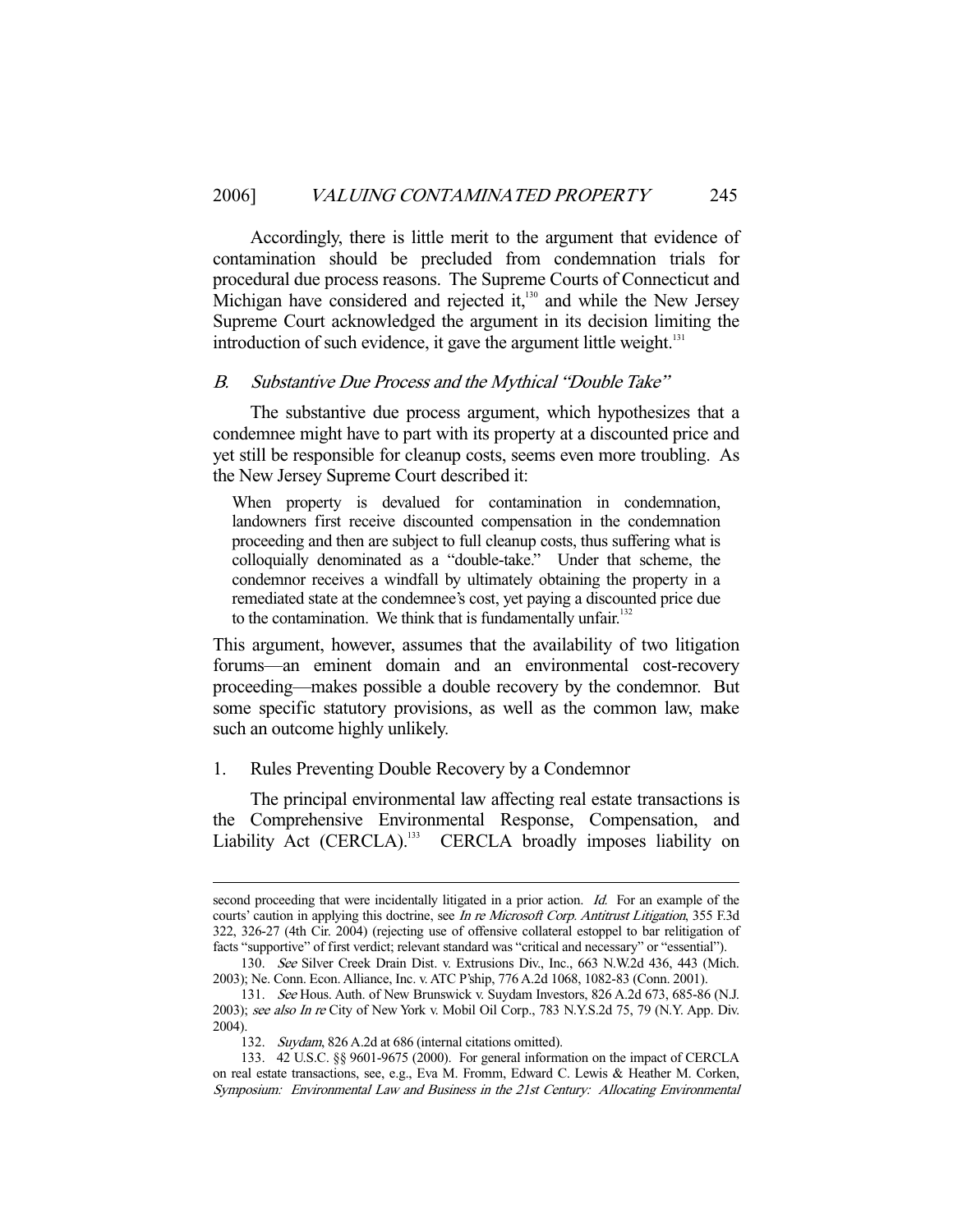Accordingly, there is little merit to the argument that evidence of contamination should be precluded from condemnation trials for procedural due process reasons. The Supreme Courts of Connecticut and Michigan have considered and rejected it,[130] and while the New Jersey Supreme Court acknowledged the argument in its decision limiting the introduction of such evidence, it gave the argument little weight.[131]

### B. *Substantive Due Process and the Mythical "Double Take"*

The substantive due process argument, which hypothesizes that a condemnee might have to part with its property at a discounted price and yet still be responsible for cleanup costs, seems even more troubling. As the New Jersey Supreme Court described it:

> When property is devalued for contamination in condemnation, landowners first receive discounted compensation in the condemnation proceeding and then are subject to full cleanup costs, thus suffering what is colloquially denominated as a "double-take." Under that scheme, the condemnor receives a windfall by ultimately obtaining the property in a remediated state at the condemnee's cost, yet paying a discounted price due to the contamination. We think that is fundamentally unfair.[132]

This argument, however, assumes that the availability of two litigation forums—an eminent domain and an environmental cost-recovery proceeding—makes possible a double recovery by the condemnor. But some specific statutory provisions, as well as the common law, make such an outcome highly unlikely.

#### 1. Rules Preventing Double Recovery by a Condemnor

The principal environmental law affecting real estate transactions is the Comprehensive Environmental Response, Compensation, and Liability Act (CERCLA).[133] CERCLA broadly imposes liability on

---

second proceeding that were incidentally litigated in a prior action. *Id.* For an example of the courts' caution in applying this doctrine, see *In re Microsoft Corp. Antitrust Litigation*, 355 F.3d 322, 326-27 (4th Cir. 2004) (rejecting use of offensive collateral estoppel to bar relitigation of facts "supportive" of first verdict; relevant standard was "critical and necessary" or "essential").

130. *See* Silver Creek Drain Dist. v. Extrusions Div., Inc., 663 N.W.2d 436, 443 (Mich. 2003); Ne. Conn. Econ. Alliance, Inc. v. ATC P'ship, 776 A.2d 1068, 1082-83 (Conn. 2001).

131. *See* Hous. Auth. of New Brunswick v. Suydam Investors, 826 A.2d 673, 685-86 (N.J. 2003); *see also In re* City of New York v. Mobil Oil Corp., 783 N.Y.S.2d 75, 79 (N.Y. App. Div. 2004).

132. *Suydam*, 826 A.2d at 686 (internal citations omitted).

133. 42 U.S.C. §§ 9601-9675 (2000). For general information on the impact of CERCLA on real estate transactions, see, e.g., Eva M. Fromm, Edward C. Lewis & Heather M. Corken, *Symposium: Environmental Law and Business in the 21st Century: Allocating Environmental*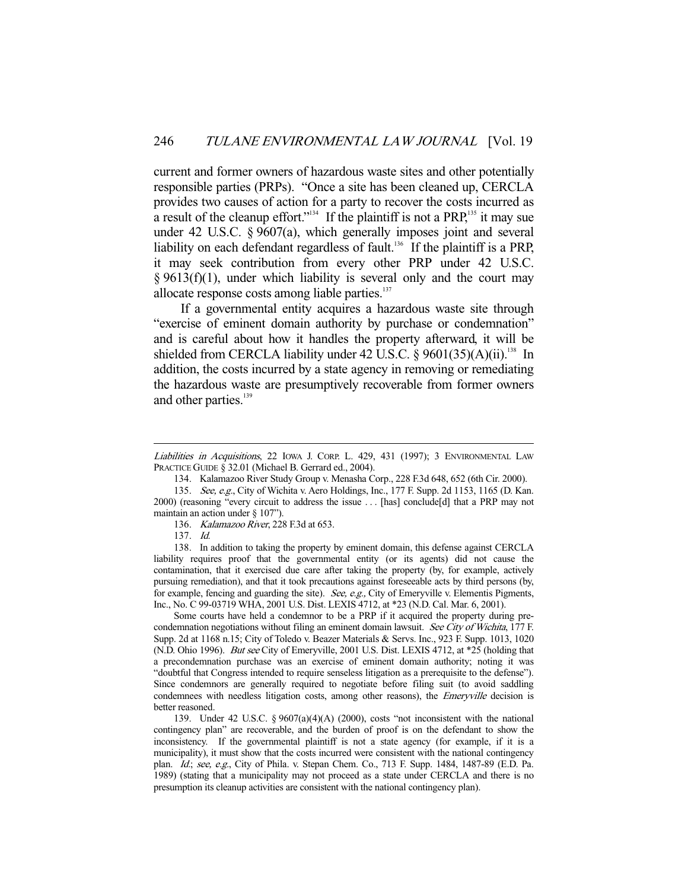current and former owners of hazardous waste sites and other potentially responsible parties (PRPs). "Once a site has been cleaned up, CERCLA provides two causes of action for a party to recover the costs incurred as a result of the cleanup effort."[134] If the plaintiff is not a PRP,[135] it may sue under 42 U.S.C. § 9607(a), which generally imposes joint and several liability on each defendant regardless of fault.[136] If the plaintiff is a PRP, it may seek contribution from every other PRP under 42 U.S.C. § 9613(f)(1), under which liability is several only and the court may allocate response costs among liable parties.[137]

If a governmental entity acquires a hazardous waste site through "exercise of eminent domain authority by purchase or condemnation" and is careful about how it handles the property afterward, it will be shielded from CERCLA liability under 42 U.S.C. § 9601(35)(A)(ii).[138] In addition, the costs incurred by a state agency in removing or remediating the hazardous waste are presumptively recoverable from former owners and other parties.[139]

---

*Liabilities in Acquisitions*, 22 IOWA J. CORP. L. 429, 431 (1997); 3 ENVIRONMENTAL LAW PRACTICE GUIDE § 32.01 (Michael B. Gerrard ed., 2004).

134. Kalamazoo River Study Group v. Menasha Corp., 228 F.3d 648, 652 (6th Cir. 2000).

135. *See, e.g.*, City of Wichita v. Aero Holdings, Inc., 177 F. Supp. 2d 1153, 1165 (D. Kan. 2000) (reasoning "every circuit to address the issue . . . [has] conclude[d] that a PRP may not maintain an action under § 107").

136. *Kalamazoo River*, 228 F.3d at 653.

137. *Id.*

138. In addition to taking the property by eminent domain, this defense against CERCLA liability requires proof that the governmental entity (or its agents) did not cause the contamination, that it exercised due care after taking the property (by, for example, actively pursuing remediation), and that it took precautions against foreseeable acts by third persons (by, for example, fencing and guarding the site). *See, e.g.,* City of Emeryville v. Elementis Pigments, Inc., No. C 99-03719 WHA, 2001 U.S. Dist. LEXIS 4712, at *23 (N.D. Cal. Mar. 6, 2001).

Some courts have held a condemnor to be a PRP if it acquired the property during pre-condemnation negotiations without filing an eminent domain lawsuit. *See City of Wichita*, 177 F. Supp. 2d at 1168 n.15; City of Toledo v. Beazer Materials & Servs. Inc., 923 F. Supp. 1013, 1020 (N.D. Ohio 1996). *But see* City of Emeryville, 2001 U.S. Dist. LEXIS 4712, at *25 (holding that a precondemnation purchase was an exercise of eminent domain authority; noting it was "doubtful that Congress intended to require senseless litigation as a prerequisite to the defense"). Since condemnors are generally required to negotiate before filing suit (to avoid saddling condemnees with needless litigation costs, among other reasons), the *Emeryville* decision is better reasoned.

139. Under 42 U.S.C. § 9607(a)(4)(A) (2000), costs "not inconsistent with the national contingency plan" are recoverable, and the burden of proof is on the defendant to show the inconsistency. If the governmental plaintiff is not a state agency (for example, if it is a municipality), it must show that the costs incurred were consistent with the national contingency plan. *Id.*; *see, e.g.*, City of Phila. v. Stepan Chem. Co., 713 F. Supp. 1484, 1487-89 (E.D. Pa. 1989) (stating that a municipality may not proceed as a state under CERCLA and there is no presumption its cleanup activities are consistent with the national contingency plan).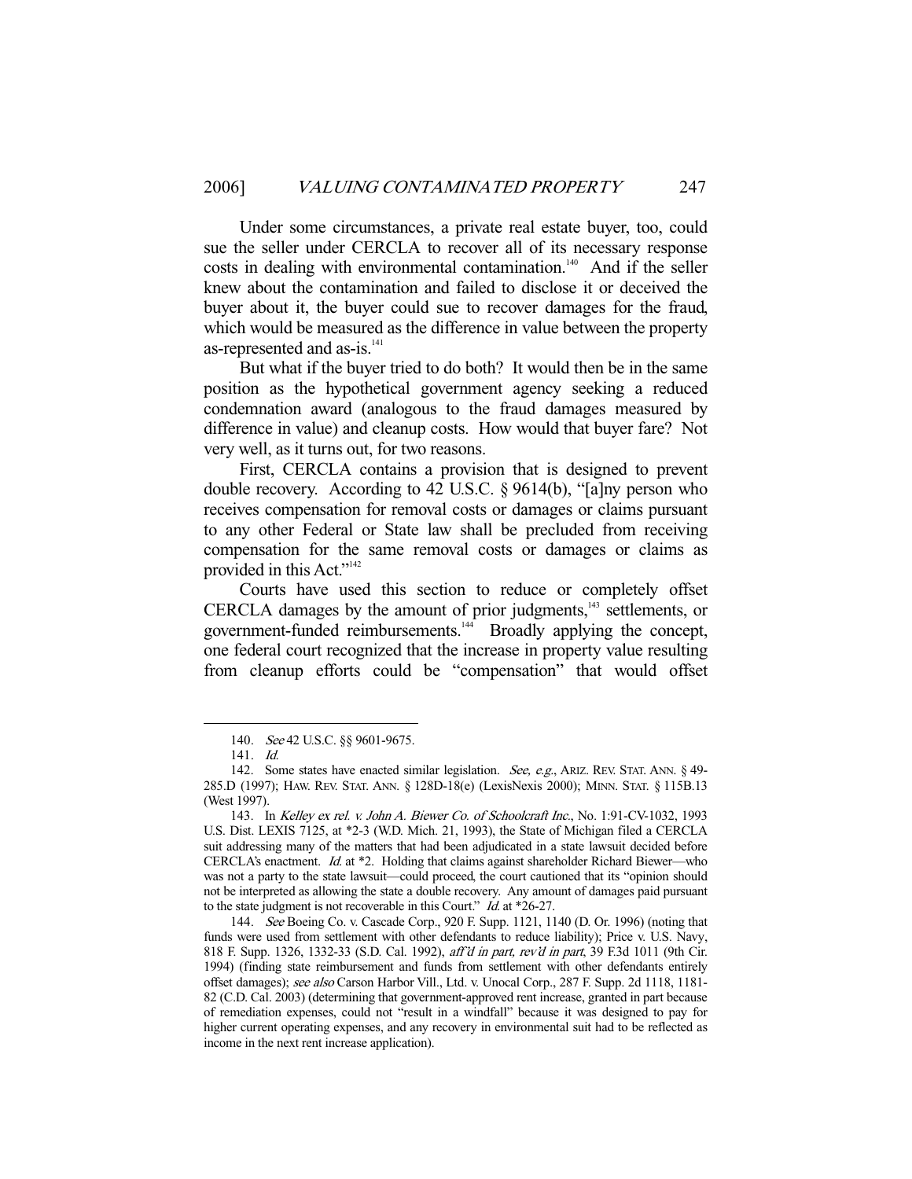Under some circumstances, a private real estate buyer, too, could sue the seller under CERCLA to recover all of its necessary response costs in dealing with environmental contamination.[140] And if the seller knew about the contamination and failed to disclose it or deceived the buyer about it, the buyer could sue to recover damages for the fraud, which would be measured as the difference in value between the property as-represented and as-is.[141]

But what if the buyer tried to do both? It would then be in the same position as the hypothetical government agency seeking a reduced condemnation award (analogous to the fraud damages measured by difference in value) and cleanup costs. How would that buyer fare? Not very well, as it turns out, for two reasons.

First, CERCLA contains a provision that is designed to prevent double recovery. According to 42 U.S.C. § 9614(b), "[a]ny person who receives compensation for removal costs or damages or claims pursuant to any other Federal or State law shall be precluded from receiving compensation for the same removal costs or damages or claims as provided in this Act."[142]

Courts have used this section to reduce or completely offset CERCLA damages by the amount of prior judgments,[143] settlements, or government-funded reimbursements.[144] Broadly applying the concept, one federal court recognized that the increase in property value resulting from cleanup efforts could be "compensation" that would offset

---

140. *See* 42 U.S.C. §§ 9601-9675.

141. *Id.*

142. Some states have enacted similar legislation. *See, e.g.*, ARIZ. REV. STAT. ANN. § 49-285.D (1997); HAW. REV. STAT. ANN. § 128D-18(e) (LexisNexis 2000); MINN. STAT. § 115B.13 (West 1997).

143. In *Kelley ex rel. v. John A. Biewer Co. of Schoolcraft Inc.*, No. 1:91-CV-1032, 1993 U.S. Dist. LEXIS 7125, at *2-3 (W.D. Mich. 21, 1993), the State of Michigan filed a CERCLA suit addressing many of the matters that had been adjudicated in a state lawsuit decided before CERCLA's enactment. *Id.* at *2. Holding that claims against shareholder Richard Biewer—who was not a party to the state lawsuit—could proceed, the court cautioned that its "opinion should not be interpreted as allowing the state a double recovery. Any amount of damages paid pursuant to the state judgment is not recoverable in this Court." *Id.* at *26-27.

144. *See* Boeing Co. v. Cascade Corp., 920 F. Supp. 1121, 1140 (D. Or. 1996) (noting that funds were used from settlement with other defendants to reduce liability); Price v. U.S. Navy, 818 F. Supp. 1326, 1332-33 (S.D. Cal. 1992), *aff'd in part, rev'd in part*, 39 F.3d 1011 (9th Cir. 1994) (finding state reimbursement and funds from settlement with other defendants entirely offset damages); *see also* Carson Harbor Vill., Ltd. v. Unocal Corp., 287 F. Supp. 2d 1118, 1181-82 (C.D. Cal. 2003) (determining that government-approved rent increase, granted in part because of remediation expenses, could not "result in a windfall" because it was designed to pay for higher current operating expenses, and any recovery in environmental suit had to be reflected as income in the next rent increase application).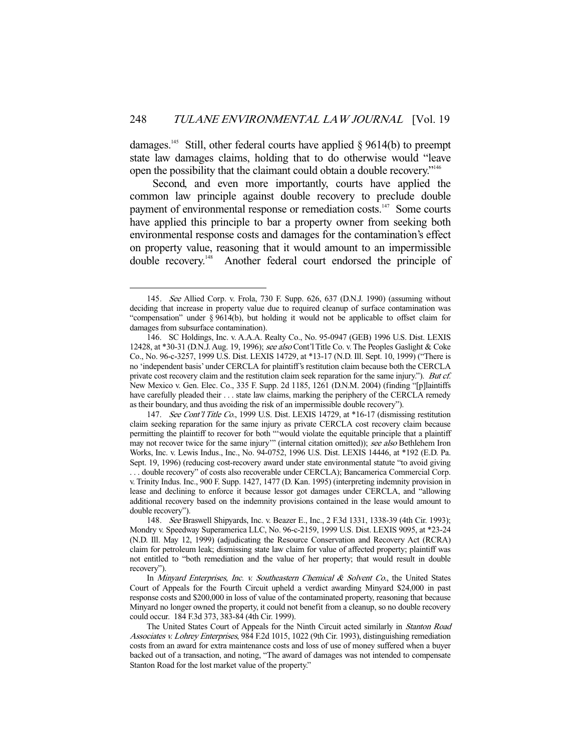damages.[145] Still, other federal courts have applied § 9614(b) to preempt state law damages claims, holding that to do otherwise would "leave open the possibility that the claimant could obtain a double recovery."[146]

Second, and even more importantly, courts have applied the common law principle against double recovery to preclude double payment of environmental response or remediation costs.[147] Some courts have applied this principle to bar a property owner from seeking both environmental response costs and damages for the contamination's effect on property value, reasoning that it would amount to an impermissible double recovery.[148] Another federal court endorsed the principle of

---

145. *See* Allied Corp. v. Frola, 730 F. Supp. 626, 637 (D.N.J. 1990) (assuming without deciding that increase in property value due to required cleanup of surface contamination was "compensation" under § 9614(b), but holding it would not be applicable to offset claim for damages from subsurface contamination).

146. SC Holdings, Inc. v. A.A.A. Realty Co., No. 95-0947 (GEB) 1996 U.S. Dist. LEXIS 12428, at *30-31 (D.N.J. Aug. 19, 1996); *see also* Cont'l Title Co. v. The Peoples Gaslight & Coke Co., No. 96-c-3257, 1999 U.S. Dist. LEXIS 14729, at *13-17 (N.D. Ill. Sept. 10, 1999) ("There is no 'independent basis' under CERCLA for plaintiff's restitution claim because both the CERCLA private cost recovery claim and the restitution claim seek reparation for the same injury."). *But cf.* New Mexico v. Gen. Elec. Co., 335 F. Supp. 2d 1185, 1261 (D.N.M. 2004) (finding "[p]laintiffs have carefully pleaded their . . . state law claims, marking the periphery of the CERCLA remedy as their boundary, and thus avoiding the risk of an impermissible double recovery").

147. *See Cont'l Title Co.*, 1999 U.S. Dist. LEXIS 14729, at *16-17 (dismissing restitution claim seeking reparation for the same injury as private CERCLA cost recovery claim because permitting the plaintiff to recover for both "'would violate the equitable principle that a plaintiff may not recover twice for the same injury'" (internal citation omitted)); *see also* Bethlehem Iron Works, Inc. v. Lewis Indus., Inc., No. 94-0752, 1996 U.S. Dist. LEXIS 14446, at *192 (E.D. Pa. Sept. 19, 1996) (reducing cost-recovery award under state environmental statute "to avoid giving . . . double recovery" of costs also recoverable under CERCLA); Bancamerica Commercial Corp. v. Trinity Indus. Inc., 900 F. Supp. 1427, 1477 (D. Kan. 1995) (interpreting indemnity provision in lease and declining to enforce it because lessor got damages under CERCLA, and "allowing additional recovery based on the indemnity provisions contained in the lease would amount to double recovery").

148. *See* Braswell Shipyards, Inc. v. Beazer E., Inc., 2 F.3d 1331, 1338-39 (4th Cir. 1993); Mondry v. Speedway Superamerica LLC, No. 96-c-2159, 1999 U.S. Dist. LEXIS 9095, at *23-24 (N.D. Ill. May 12, 1999) (adjudicating the Resource Conservation and Recovery Act (RCRA) claim for petroleum leak; dismissing state law claim for value of affected property; plaintiff was not entitled to "both remediation and the value of her property; that would result in double recovery").

In *Minyard Enterprises, Inc. v. Southeastern Chemical & Solvent Co.*, the United States Court of Appeals for the Fourth Circuit upheld a verdict awarding Minyard $24,000 in past response costs and $200,000 in loss of value of the contaminated property, reasoning that because Minyard no longer owned the property, it could not benefit from a cleanup, so no double recovery could occur. 184 F.3d 373, 383-84 (4th Cir. 1999).

The United States Court of Appeals for the Ninth Circuit acted similarly in *Stanton Road Associates v. Lohrey Enterprises*, 984 F.2d 1015, 1022 (9th Cir. 1993), distinguishing remediation costs from an award for extra maintenance costs and loss of use of money suffered when a buyer backed out of a transaction, and noting, "The award of damages was not intended to compensate Stanton Road for the lost market value of the property."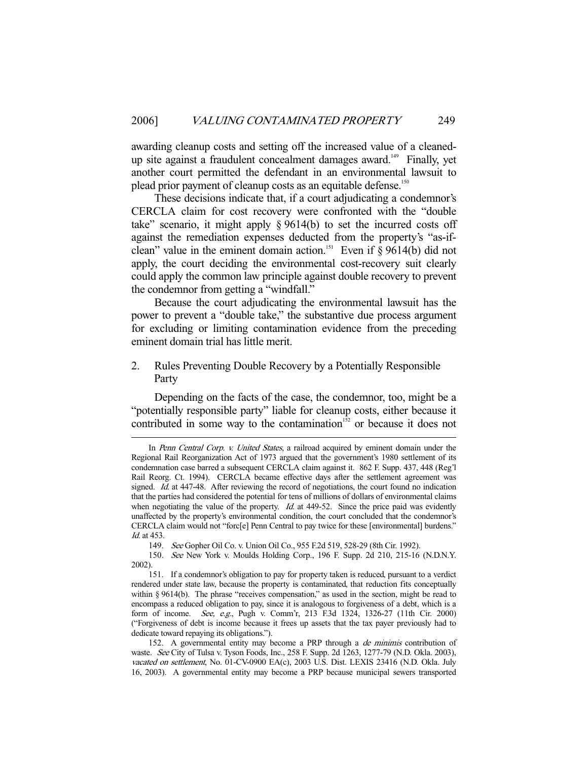awarding cleanup costs and setting off the increased value of a cleaned-up site against a fraudulent concealment damages award.[149] Finally, yet another court permitted the defendant in an environmental lawsuit to plead prior payment of cleanup costs as an equitable defense.[150]

These decisions indicate that, if a court adjudicating a condemnor's CERCLA claim for cost recovery were confronted with the "double take" scenario, it might apply § 9614(b) to set the incurred costs off against the remediation expenses deducted from the property's "as-if-clean" value in the eminent domain action.[151] Even if § 9614(b) did not apply, the court deciding the environmental cost-recovery suit clearly could apply the common law principle against double recovery to prevent the condemnor from getting a "windfall."

Because the court adjudicating the environmental lawsuit has the power to prevent a "double take," the substantive due process argument for excluding or limiting contamination evidence from the preceding eminent domain trial has little merit.

## 2. Rules Preventing Double Recovery by a Potentially Responsible Party

Depending on the facts of the case, the condemnor, too, might be a "potentially responsible party" liable for cleanup costs, either because it contributed in some way to the contamination[152] or because it does not

---

In *Penn Central Corp. v. United States*, a railroad acquired by eminent domain under the Regional Rail Reorganization Act of 1973 argued that the government's 1980 settlement of its condemnation case barred a subsequent CERCLA claim against it. 862 F. Supp. 437, 448 (Reg'l Rail Reorg. Ct. 1994). CERCLA became effective days after the settlement agreement was signed. *Id.* at 447-48. After reviewing the record of negotiations, the court found no indication that the parties had considered the potential for tens of millions of dollars of environmental claims when negotiating the value of the property. *Id.* at 449-52. Since the price paid was evidently unaffected by the property's environmental condition, the court concluded that the condemnor's CERCLA claim would not "forc[e] Penn Central to pay twice for these [environmental] burdens." *Id.* at 453.

149. *See* Gopher Oil Co. v. Union Oil Co., 955 F.2d 519, 528-29 (8th Cir. 1992).

150. *See* New York v. Moulds Holding Corp., 196 F. Supp. 2d 210, 215-16 (N.D.N.Y. 2002).

151. If a condemnor's obligation to pay for property taken is reduced, pursuant to a verdict rendered under state law, because the property is contaminated, that reduction fits conceptually within § 9614(b). The phrase "receives compensation," as used in the section, might be read to encompass a reduced obligation to pay, since it is analogous to forgiveness of a debt, which is a form of income. *See, e.g.*, Pugh v. Comm'r, 213 F.3d 1324, 1326-27 (11th Cir. 2000) ("Forgiveness of debt is income because it frees up assets that the tax payer previously had to dedicate toward repaying its obligations.").

152. A governmental entity may become a PRP through a *de minimis* contribution of waste. *See* City of Tulsa v. Tyson Foods, Inc., 258 F. Supp. 2d 1263, 1277-79 (N.D. Okla. 2003), *vacated on settlement*, No. 01-CV-0900 EA(c), 2003 U.S. Dist. LEXIS 23416 (N.D. Okla. July 16, 2003). A governmental entity may become a PRP because municipal sewers transported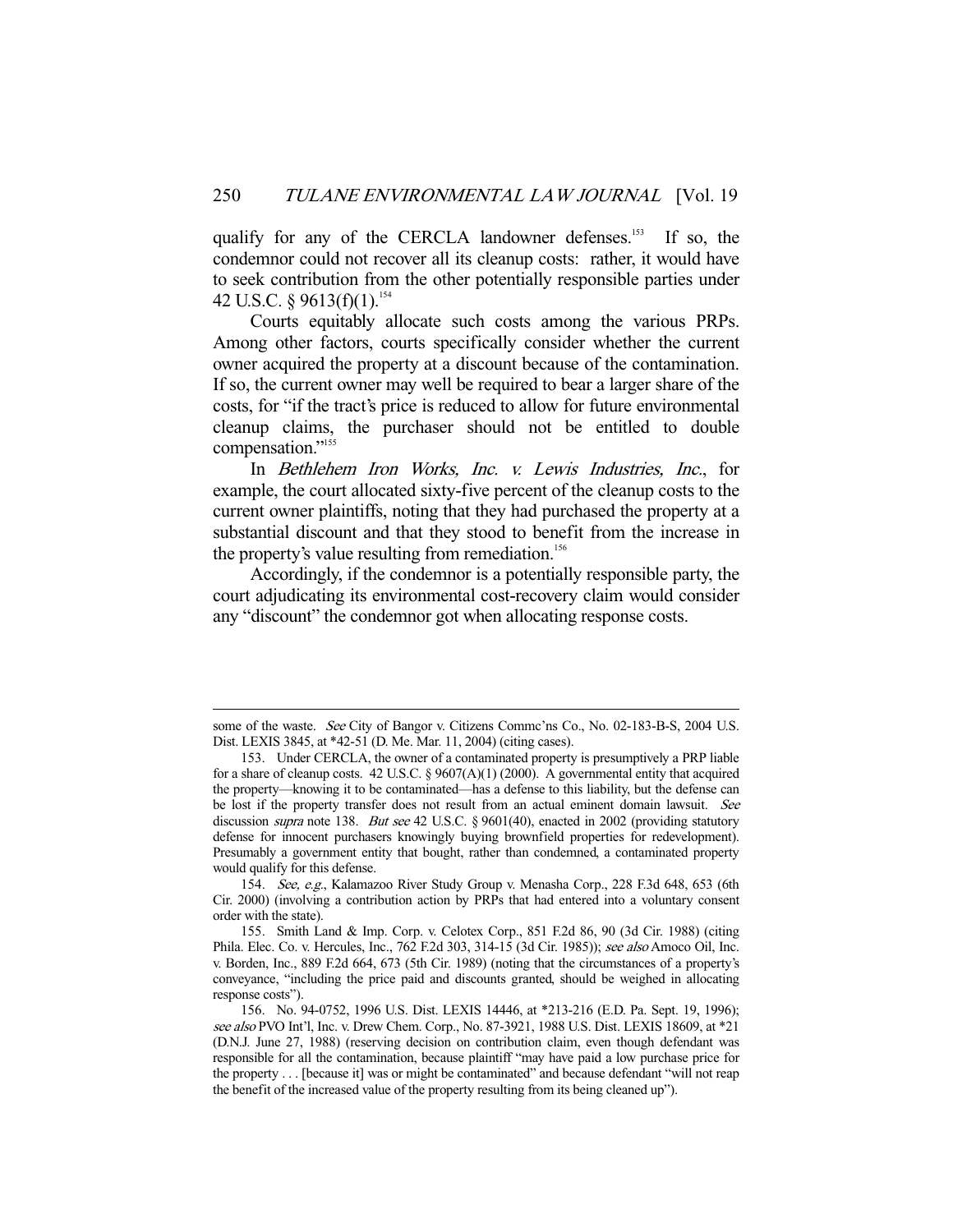qualify for any of the CERCLA landowner defenses.[153] If so, the condemnor could not recover all its cleanup costs: rather, it would have to seek contribution from the other potentially responsible parties under 42 U.S.C. § 9613(f)(1).[154]

Courts equitably allocate such costs among the various PRPs. Among other factors, courts specifically consider whether the current owner acquired the property at a discount because of the contamination. If so, the current owner may well be required to bear a larger share of the costs, for "if the tract's price is reduced to allow for future environmental cleanup claims, the purchaser should not be entitled to double compensation."[155]

In *Bethlehem Iron Works, Inc. v. Lewis Industries, Inc.*, for example, the court allocated sixty-five percent of the cleanup costs to the current owner plaintiffs, noting that they had purchased the property at a substantial discount and that they stood to benefit from the increase in the property's value resulting from remediation.[156]

Accordingly, if the condemnor is a potentially responsible party, the court adjudicating its environmental cost-recovery claim would consider any "discount" the condemnor got when allocating response costs.

---

some of the waste. *See* City of Bangor v. Citizens Commc'ns Co., No. 02-183-B-S, 2004 U.S. Dist. LEXIS 3845, at *42-51 (D. Me. Mar. 11, 2004) (citing cases).

153. Under CERCLA, the owner of a contaminated property is presumptively a PRP liable for a share of cleanup costs. 42 U.S.C. § 9607(A)(1) (2000). A governmental entity that acquired the property—knowing it to be contaminated—has a defense to this liability, but the defense can be lost if the property transfer does not result from an actual eminent domain lawsuit. *See* discussion *supra* note 138. *But see* 42 U.S.C. § 9601(40), enacted in 2002 (providing statutory defense for innocent purchasers knowingly buying brownfield properties for redevelopment). Presumably a government entity that bought, rather than condemned, a contaminated property would qualify for this defense.

154. *See, e.g.*, Kalamazoo River Study Group v. Menasha Corp., 228 F.3d 648, 653 (6th Cir. 2000) (involving a contribution action by PRPs that had entered into a voluntary consent order with the state).

155. Smith Land & Imp. Corp. v. Celotex Corp., 851 F.2d 86, 90 (3d Cir. 1988) (citing Phila. Elec. Co. v. Hercules, Inc., 762 F.2d 303, 314-15 (3d Cir. 1985)); *see also* Amoco Oil, Inc. v. Borden, Inc., 889 F.2d 664, 673 (5th Cir. 1989) (noting that the circumstances of a property's conveyance, "including the price paid and discounts granted, should be weighed in allocating response costs").

156. No. 94-0752, 1996 U.S. Dist. LEXIS 14446, at *213-216 (E.D. Pa. Sept. 19, 1996); *see also* PVO Int'l, Inc. v. Drew Chem. Corp., No. 87-3921, 1988 U.S. Dist. LEXIS 18609, at *21 (D.N.J. June 27, 1988) (reserving decision on contribution claim, even though defendant was responsible for all the contamination, because plaintiff "may have paid a low purchase price for the property . . . [because it] was or might be contaminated" and because defendant "will not reap the benefit of the increased value of the property resulting from its being cleaned up").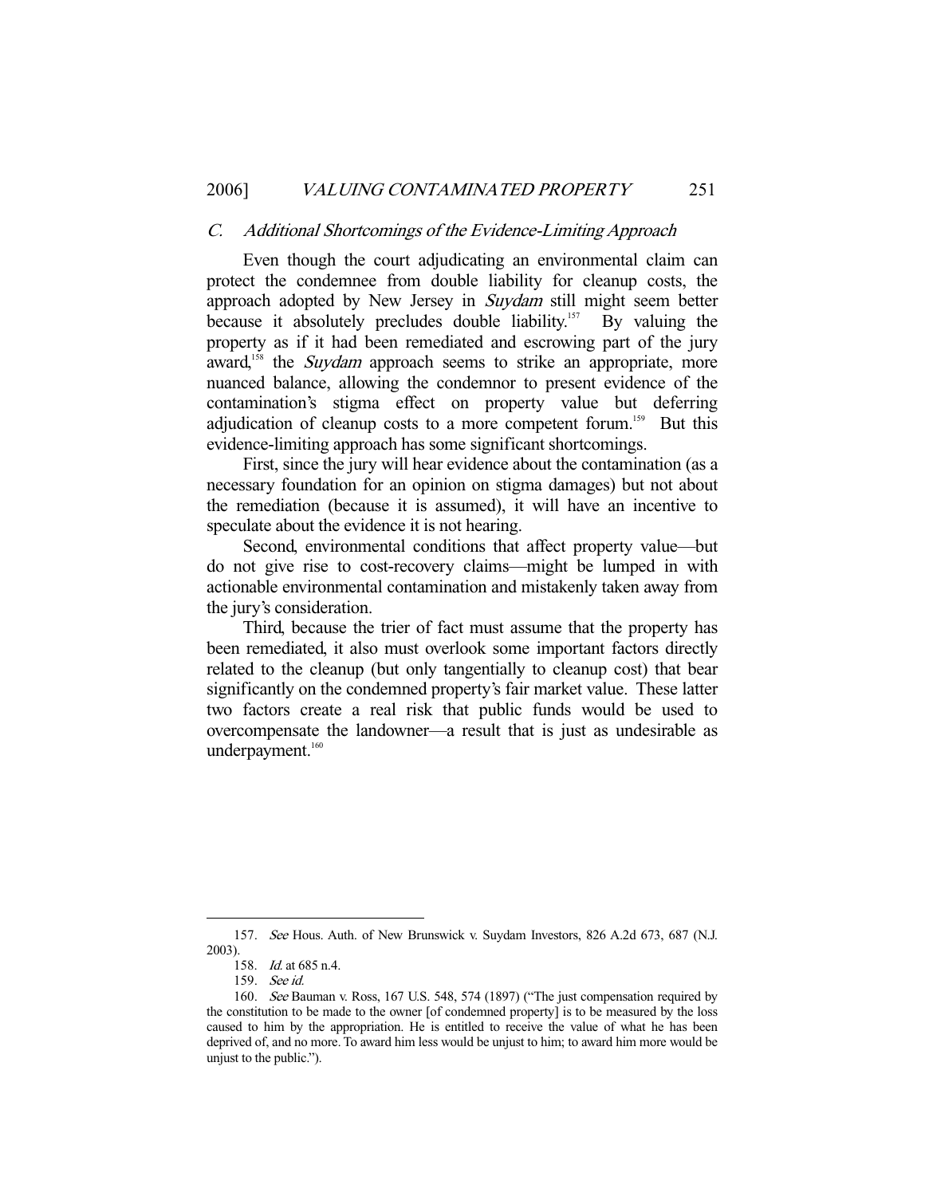### C. *Additional Shortcomings of the Evidence-Limiting Approach*

Even though the court adjudicating an environmental claim can protect the condemnee from double liability for cleanup costs, the approach adopted by New Jersey in *Suydam* still might seem better because it absolutely precludes double liability.[157] By valuing the property as if it had been remediated and escrowing part of the jury award,[158] the *Suydam* approach seems to strike an appropriate, more nuanced balance, allowing the condemnor to present evidence of the contamination's stigma effect on property value but deferring adjudication of cleanup costs to a more competent forum.[159] But this evidence-limiting approach has some significant shortcomings.

First, since the jury will hear evidence about the contamination (as a necessary foundation for an opinion on stigma damages) but not about the remediation (because it is assumed), it will have an incentive to speculate about the evidence it is not hearing.

Second, environmental conditions that affect property value—but do not give rise to cost-recovery claims—might be lumped in with actionable environmental contamination and mistakenly taken away from the jury's consideration.

Third, because the trier of fact must assume that the property has been remediated, it also must overlook some important factors directly related to the cleanup (but only tangentially to cleanup cost) that bear significantly on the condemned property's fair market value. These latter two factors create a real risk that public funds would be used to overcompensate the landowner—a result that is just as undesirable as underpayment.[160]

---

157. *See* Hous. Auth. of New Brunswick v. Suydam Investors, 826 A.2d 673, 687 (N.J. 2003).

158. *Id.* at 685 n.4.

159. *See id.*

160. *See* Bauman v. Ross, 167 U.S. 548, 574 (1897) ("The just compensation required by the constitution to be made to the owner [of condemned property] is to be measured by the loss caused to him by the appropriation. He is entitled to receive the value of what he has been deprived of, and no more. To award him less would be unjust to him; to award him more would be unjust to the public.").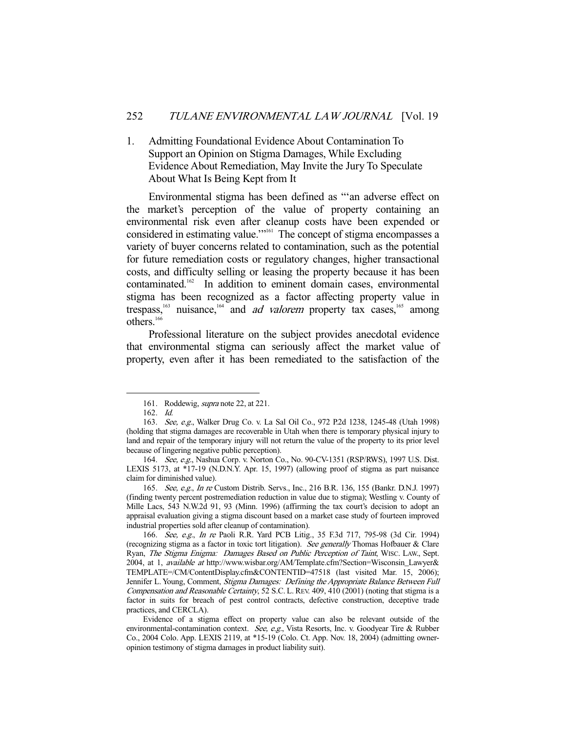### 1. Admitting Foundational Evidence About Contamination To Support an Opinion on Stigma Damages, While Excluding Evidence About Remediation, May Invite the Jury To Speculate About What Is Being Kept from It

Environmental stigma has been defined as "'an adverse effect on the market's perception of the value of property containing an environmental risk even after cleanup costs have been expended or considered in estimating value.'"[161] The concept of stigma encompasses a variety of buyer concerns related to contamination, such as the potential for future remediation costs or regulatory changes, higher transactional costs, and difficulty selling or leasing the property because it has been contaminated.[162] In addition to eminent domain cases, environmental stigma has been recognized as a factor affecting property value in trespass,[163] nuisance,[164] and *ad valorem* property tax cases,[165] among others.[166]

Professional literature on the subject provides anecdotal evidence that environmental stigma can seriously affect the market value of property, even after it has been remediated to the satisfaction of the

---

161. Roddewig, *supra* note 22, at 221.

162. *Id.*

163. *See, e.g.*, Walker Drug Co. v. La Sal Oil Co., 972 P.2d 1238, 1245-48 (Utah 1998) (holding that stigma damages are recoverable in Utah when there is temporary physical injury to land and repair of the temporary injury will not return the value of the property to its prior level because of lingering negative public perception).

164. *See, e.g.*, Nashua Corp. v. Norton Co., No. 90-CV-1351 (RSP/RWS), 1997 U.S. Dist. LEXIS 5173, at *17-19 (N.D.N.Y. Apr. 15, 1997) (allowing proof of stigma as part nuisance claim for diminished value).

165. *See, e.g.*, *In re* Custom Distrib. Servs., Inc., 216 B.R. 136, 155 (Bankr. D.N.J. 1997) (finding twenty percent postremediation reduction in value due to stigma); Westling v. County of Mille Lacs, 543 N.W.2d 91, 93 (Minn. 1996) (affirming the tax court's decision to adopt an appraisal evaluation giving a stigma discount based on a market case study of fourteen improved industrial properties sold after cleanup of contamination).

166. *See, e.g.*, *In re* Paoli R.R. Yard PCB Litig., 35 F.3d 717, 795-98 (3d Cir. 1994) (recognizing stigma as a factor in toxic tort litigation). *See generally* Thomas Hofbauer & Clare Ryan, *The Stigma Enigma: Damages Based on Public Perception of Taint*, WISC. LAW., Sept. 2004, at 1, *available at* http://www.wisbar.org/AM/Template.cfm?Section=Wisconsin_Lawyer&TEMPLATE=/CM/ContentDisplay.cfm&CONTENTID=47518 (last visited Mar. 15, 2006); Jennifer L. Young, Comment, *Stigma Damages: Defining the Appropriate Balance Between Full Compensation and Reasonable Certainty*, 52 S.C. L. REV. 409, 410 (2001) (noting that stigma is a factor in suits for breach of pest control contracts, defective construction, deceptive trade practices, and CERCLA).

Evidence of a stigma effect on property value can also be relevant outside of the environmental-contamination context. *See, e.g.*, Vista Resorts, Inc. v. Goodyear Tire & Rubber Co., 2004 Colo. App. LEXIS 2119, at *15-19 (Colo. Ct. App. Nov. 18, 2004) (admitting owner-opinion testimony of stigma damages in product liability suit).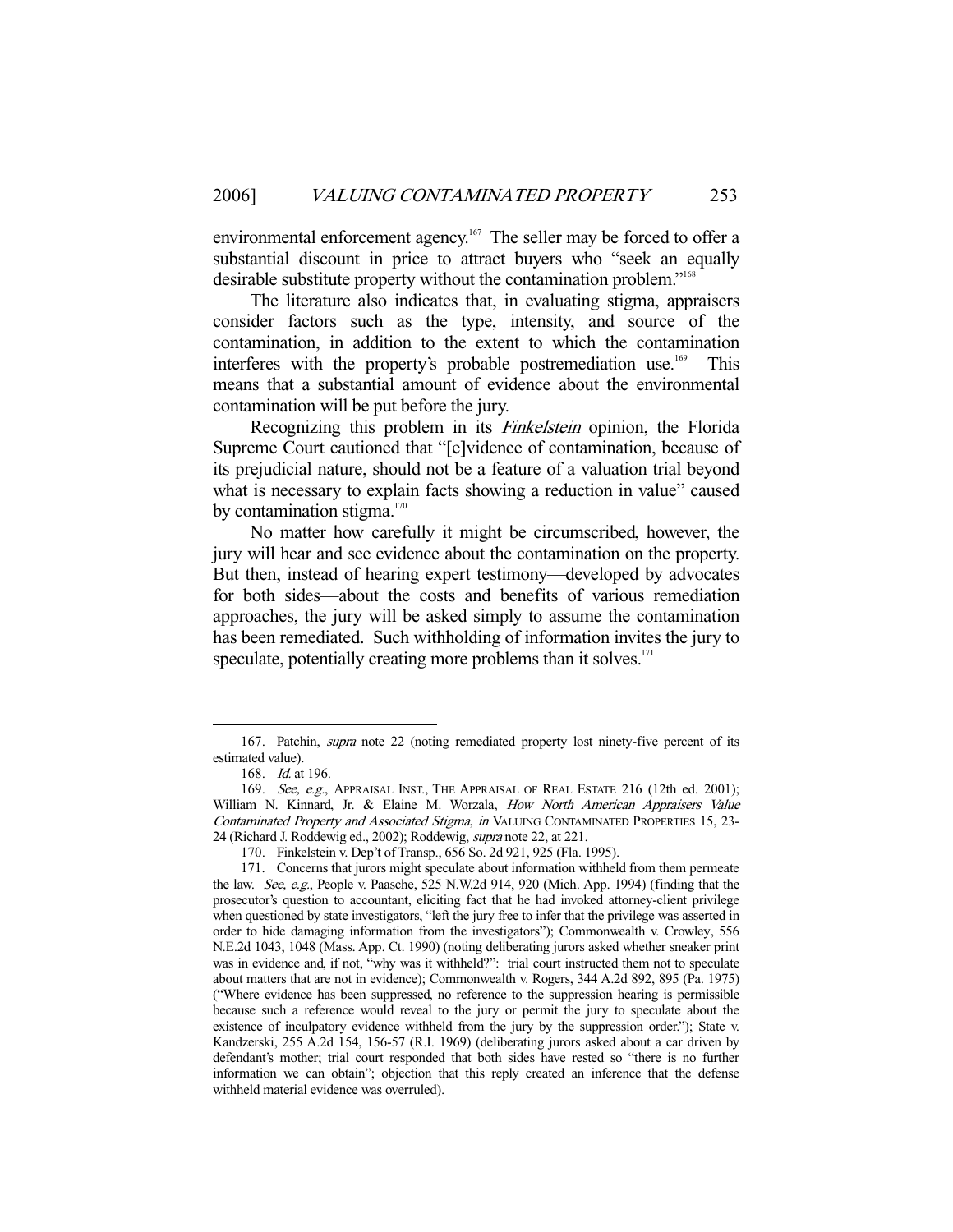environmental enforcement agency.[167] The seller may be forced to offer a substantial discount in price to attract buyers who "seek an equally desirable substitute property without the contamination problem."[168]

The literature also indicates that, in evaluating stigma, appraisers consider factors such as the type, intensity, and source of the contamination, in addition to the extent to which the contamination interferes with the property's probable postremediation use.[169] This means that a substantial amount of evidence about the environmental contamination will be put before the jury.

Recognizing this problem in its *Finkelstein* opinion, the Florida Supreme Court cautioned that "[e]vidence of contamination, because of its prejudicial nature, should not be a feature of a valuation trial beyond what is necessary to explain facts showing a reduction in value" caused by contamination stigma.[170]

No matter how carefully it might be circumscribed, however, the jury will hear and see evidence about the contamination on the property. But then, instead of hearing expert testimony—developed by advocates for both sides—about the costs and benefits of various remediation approaches, the jury will be asked simply to assume the contamination has been remediated. Such withholding of information invites the jury to speculate, potentially creating more problems than it solves.[171]

---

167. Patchin, *supra* note 22 (noting remediated property lost ninety-five percent of its estimated value).

168. *Id.* at 196.

169. *See, e.g.*, APPRAISAL INST., THE APPRAISAL OF REAL ESTATE 216 (12th ed. 2001); William N. Kinnard, Jr. & Elaine M. Worzala, *How North American Appraisers Value Contaminated Property and Associated Stigma*, *in* VALUING CONTAMINATED PROPERTIES 15, 23-24 (Richard J. Roddewig ed., 2002); Roddewig, *supra* note 22, at 221.

170. Finkelstein v. Dep't of Transp., 656 So. 2d 921, 925 (Fla. 1995).

171. Concerns that jurors might speculate about information withheld from them permeate the law. *See, e.g.*, People v. Paasche, 525 N.W.2d 914, 920 (Mich. App. 1994) (finding that the prosecutor's question to accountant, eliciting fact that he had invoked attorney-client privilege when questioned by state investigators, "left the jury free to infer that the privilege was asserted in order to hide damaging information from the investigators"); Commonwealth v. Crowley, 556 N.E.2d 1043, 1048 (Mass. App. Ct. 1990) (noting deliberating jurors asked whether sneaker print was in evidence and, if not, "why was it withheld?": trial court instructed them not to speculate about matters that are not in evidence); Commonwealth v. Rogers, 344 A.2d 892, 895 (Pa. 1975) ("Where evidence has been suppressed, no reference to the suppression hearing is permissible because such a reference would reveal to the jury or permit the jury to speculate about the existence of inculpatory evidence withheld from the jury by the suppression order."); State v. Kandzerski, 255 A.2d 154, 156-57 (R.I. 1969) (deliberating jurors asked about a car driven by defendant's mother; trial court responded that both sides have rested so "there is no further information we can obtain"; objection that this reply created an inference that the defense withheld material evidence was overruled).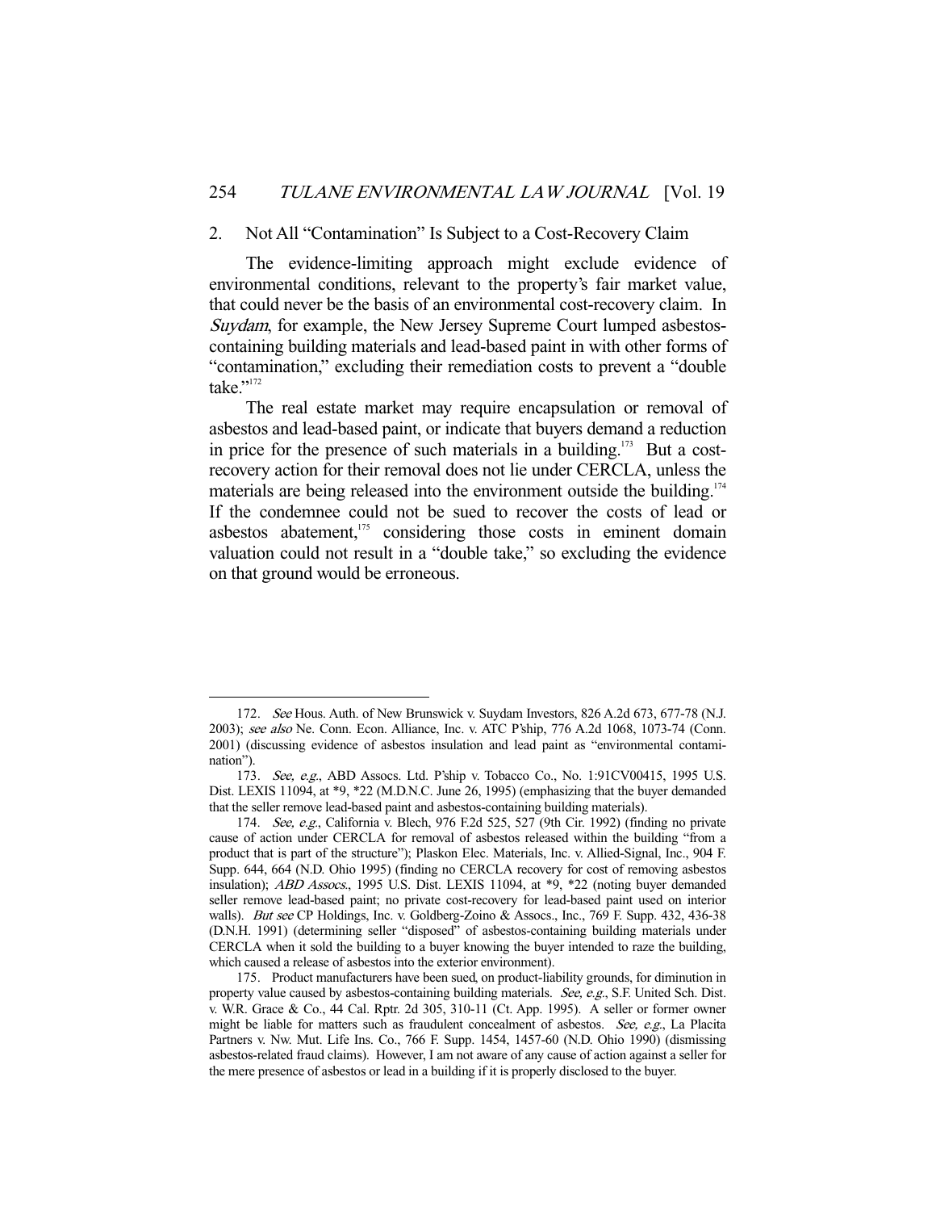### 2. Not All "Contamination" Is Subject to a Cost-Recovery Claim

The evidence-limiting approach might exclude evidence of environmental conditions, relevant to the property's fair market value, that could never be the basis of an environmental cost-recovery claim. In *Suydam*, for example, the New Jersey Supreme Court lumped asbestos-containing building materials and lead-based paint in with other forms of "contamination," excluding their remediation costs to prevent a "double take."[172]

The real estate market may require encapsulation or removal of asbestos and lead-based paint, or indicate that buyers demand a reduction in price for the presence of such materials in a building.[173] But a cost-recovery action for their removal does not lie under CERCLA, unless the materials are being released into the environment outside the building.[174] If the condemnee could not be sued to recover the costs of lead or asbestos abatement,[175] considering those costs in eminent domain valuation could not result in a "double take," so excluding the evidence on that ground would be erroneous.

---

172. *See* Hous. Auth. of New Brunswick v. Suydam Investors, 826 A.2d 673, 677-78 (N.J. 2003); *see also* Ne. Conn. Econ. Alliance, Inc. v. ATC P'ship, 776 A.2d 1068, 1073-74 (Conn. 2001) (discussing evidence of asbestos insulation and lead paint as "environmental contamination").

173. *See, e.g.*, ABD Assocs. Ltd. P'ship v. Tobacco Co., No. 1:91CV00415, 1995 U.S. Dist. LEXIS 11094, at *9, *22 (M.D.N.C. June 26, 1995) (emphasizing that the buyer demanded that the seller remove lead-based paint and asbestos-containing building materials).

174. *See, e.g.*, California v. Blech, 976 F.2d 525, 527 (9th Cir. 1992) (finding no private cause of action under CERCLA for removal of asbestos released within the building "from a product that is part of the structure"); Plaskon Elec. Materials, Inc. v. Allied-Signal, Inc., 904 F. Supp. 644, 664 (N.D. Ohio 1995) (finding no CERCLA recovery for cost of removing asbestos insulation); *ABD Assocs.*, 1995 U.S. Dist. LEXIS 11094, at *9, *22 (noting buyer demanded seller remove lead-based paint; no private cost-recovery for lead-based paint used on interior walls). *But see* CP Holdings, Inc. v. Goldberg-Zoino & Assocs., Inc., 769 F. Supp. 432, 436-38 (D.N.H. 1991) (determining seller "disposed" of asbestos-containing building materials under CERCLA when it sold the building to a buyer knowing the buyer intended to raze the building, which caused a release of asbestos into the exterior environment).

175. Product manufacturers have been sued, on product-liability grounds, for diminution in property value caused by asbestos-containing building materials. *See, e.g.*, S.F. United Sch. Dist. v. W.R. Grace & Co., 44 Cal. Rptr. 2d 305, 310-11 (Ct. App. 1995). A seller or former owner might be liable for matters such as fraudulent concealment of asbestos. *See, e.g.*, La Placita Partners v. Nw. Mut. Life Ins. Co., 766 F. Supp. 1454, 1457-60 (N.D. Ohio 1990) (dismissing asbestos-related fraud claims). However, I am not aware of any cause of action against a seller for the mere presence of asbestos or lead in a building if it is properly disclosed to the buyer.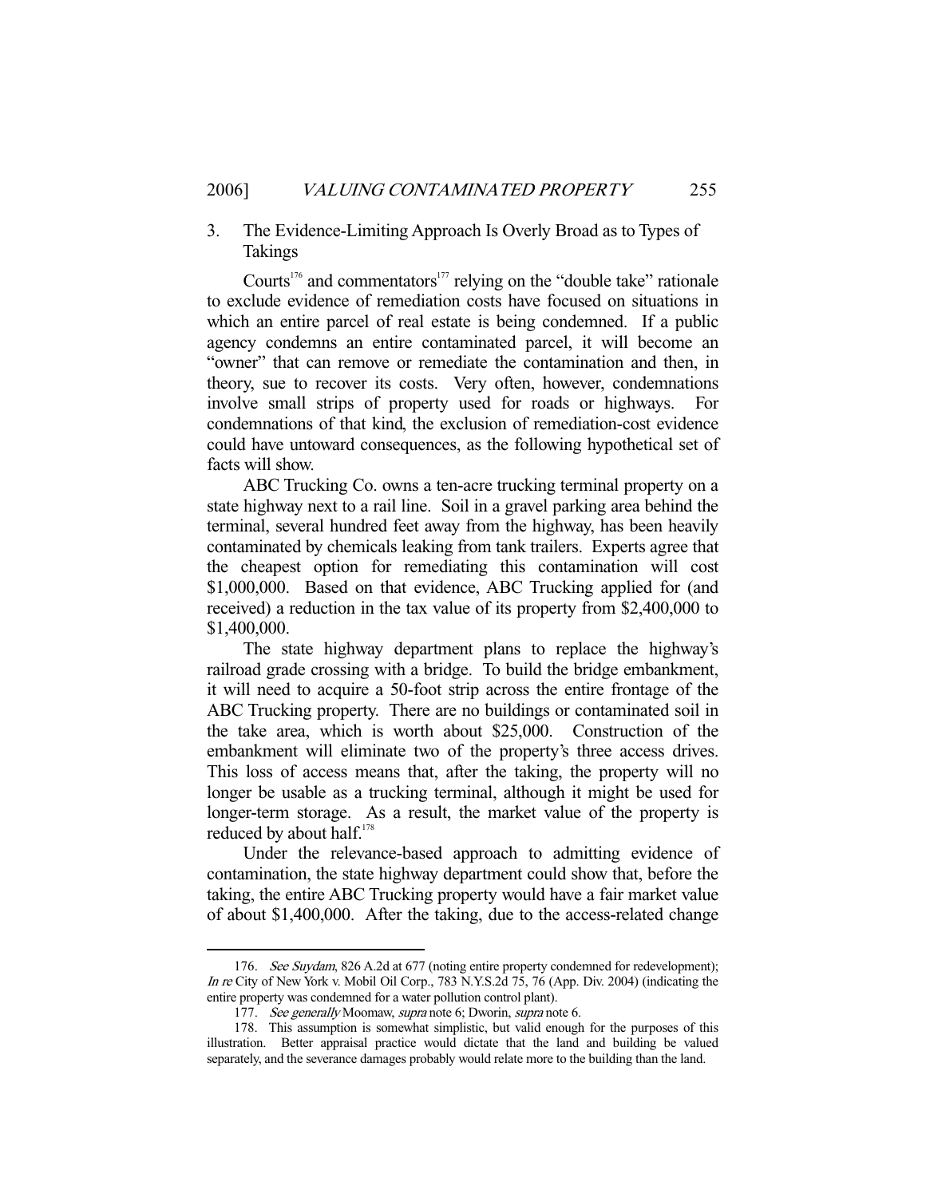### 3. The Evidence-Limiting Approach Is Overly Broad as to Types of Takings

Courts[176] and commentators[177] relying on the "double take" rationale to exclude evidence of remediation costs have focused on situations in which an entire parcel of real estate is being condemned. If a public agency condemns an entire contaminated parcel, it will become an "owner" that can remove or remediate the contamination and then, in theory, sue to recover its costs. Very often, however, condemnations involve small strips of property used for roads or highways. For condemnations of that kind, the exclusion of remediation-cost evidence could have untoward consequences, as the following hypothetical set of facts will show.

ABC Trucking Co. owns a ten-acre trucking terminal property on a state highway next to a rail line. Soil in a gravel parking area behind the terminal, several hundred feet away from the highway, has been heavily contaminated by chemicals leaking from tank trailers. Experts agree that the cheapest option for remediating this contamination will cost \$1,000,000. Based on that evidence, ABC Trucking applied for (and received) a reduction in the tax value of its property from \$2,400,000 to \$1,400,000.

The state highway department plans to replace the highway's railroad grade crossing with a bridge. To build the bridge embankment, it will need to acquire a 50-foot strip across the entire frontage of the ABC Trucking property. There are no buildings or contaminated soil in the take area, which is worth about \$25,000. Construction of the embankment will eliminate two of the property's three access drives. This loss of access means that, after the taking, the property will no longer be usable as a trucking terminal, although it might be used for longer-term storage. As a result, the market value of the property is reduced by about half.[178]

Under the relevance-based approach to admitting evidence of contamination, the state highway department could show that, before the taking, the entire ABC Trucking property would have a fair market value of about \$1,400,000. After the taking, due to the access-related change

---

176. *See Suydam*, 826 A.2d at 677 (noting entire property condemned for redevelopment); *In re* City of New York v. Mobil Oil Corp., 783 N.Y.S.2d 75, 76 (App. Div. 2004) (indicating the entire property was condemned for a water pollution control plant).

177. *See generally* Moomaw, *supra* note 6; Dworin, *supra* note 6.

178. This assumption is somewhat simplistic, but valid enough for the purposes of this illustration. Better appraisal practice would dictate that the land and building be valued separately, and the severance damages probably would relate more to the building than the land.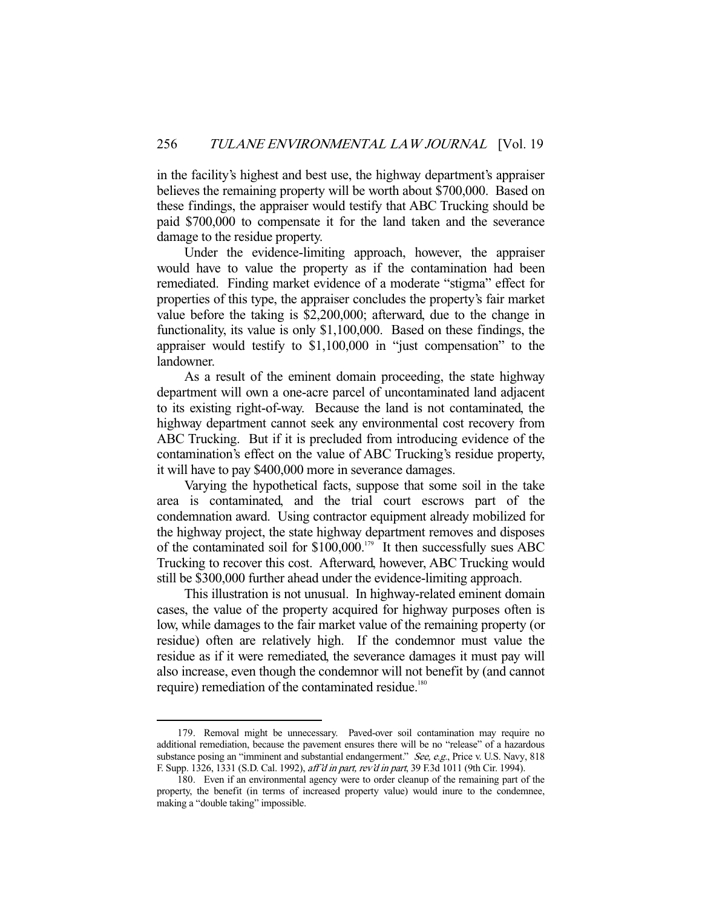in the facility's highest and best use, the highway department's appraiser believes the remaining property will be worth about $700,000. Based on these findings, the appraiser would testify that ABC Trucking should be paid $700,000 to compensate it for the land taken and the severance damage to the residue property.

Under the evidence-limiting approach, however, the appraiser would have to value the property as if the contamination had been remediated. Finding market evidence of a moderate "stigma" effect for properties of this type, the appraiser concludes the property's fair market value before the taking is $2,200,000; afterward, due to the change in functionality, its value is only $1,100,000. Based on these findings, the appraiser would testify to $1,100,000 in "just compensation" to the landowner.

As a result of the eminent domain proceeding, the state highway department will own a one-acre parcel of uncontaminated land adjacent to its existing right-of-way. Because the land is not contaminated, the highway department cannot seek any environmental cost recovery from ABC Trucking. But if it is precluded from introducing evidence of the contamination's effect on the value of ABC Trucking's residue property, it will have to pay $400,000 more in severance damages.

Varying the hypothetical facts, suppose that some soil in the take area is contaminated, and the trial court escrows part of the condemnation award. Using contractor equipment already mobilized for the highway project, the state highway department removes and disposes of the contaminated soil for $100,000.[179] It then successfully sues ABC Trucking to recover this cost. Afterward, however, ABC Trucking would still be $300,000 further ahead under the evidence-limiting approach.

This illustration is not unusual. In highway-related eminent domain cases, the value of the property acquired for highway purposes often is low, while damages to the fair market value of the remaining property (or residue) often are relatively high. If the condemnor must value the residue as if it were remediated, the severance damages it must pay will also increase, even though the condemnor will not benefit by (and cannot require) remediation of the contaminated residue.[180]

---

179. Removal might be unnecessary. Paved-over soil contamination may require no additional remediation, because the pavement ensures there will be no "release" of a hazardous substance posing an "imminent and substantial endangerment." *See, e.g.*, Price v. U.S. Navy, 818 F. Supp. 1326, 1331 (S.D. Cal. 1992), *aff'd in part, rev'd in part*, 39 F.3d 1011 (9th Cir. 1994).

180. Even if an environmental agency were to order cleanup of the remaining part of the property, the benefit (in terms of increased property value) would inure to the condemnee, making a "double taking" impossible.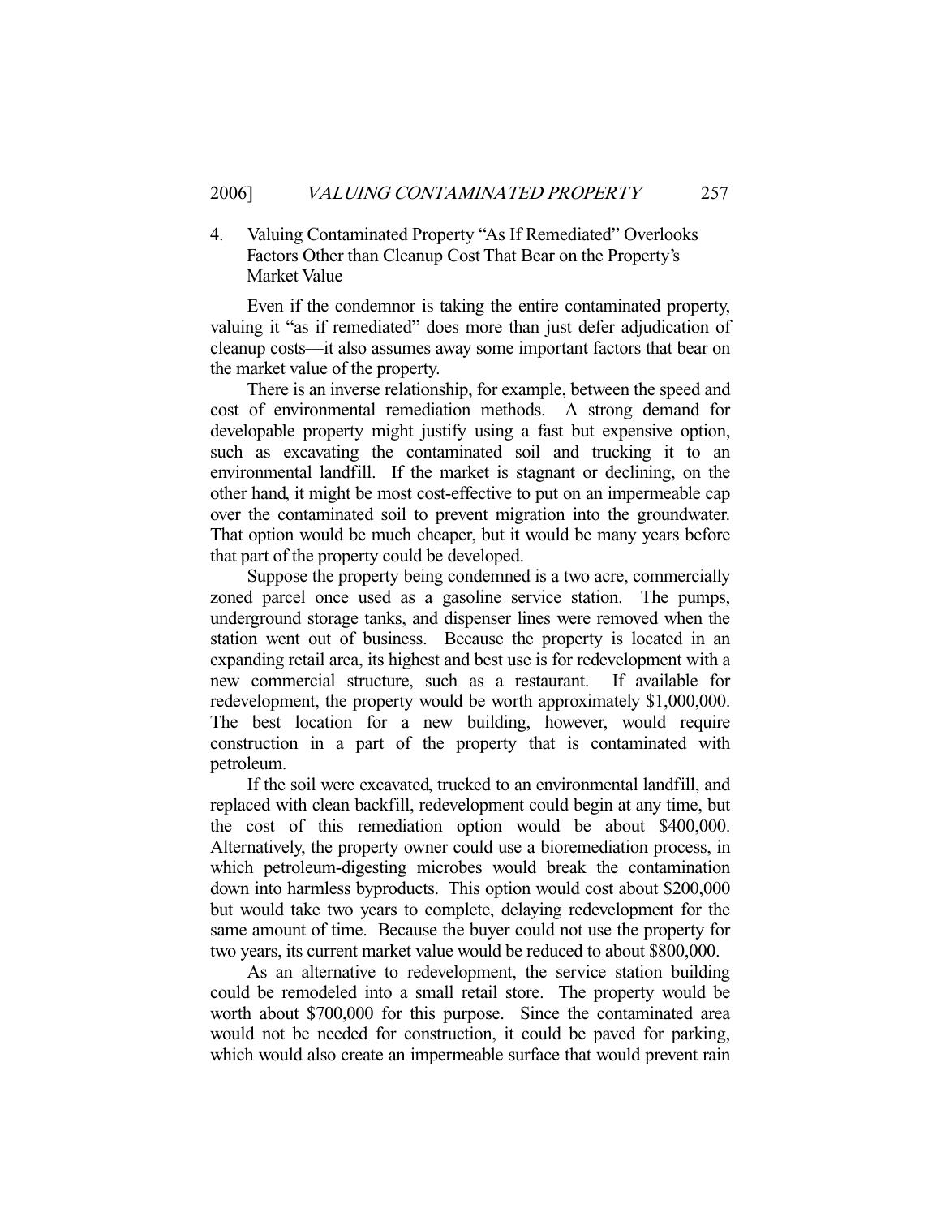### 4. Valuing Contaminated Property "As If Remediated" Overlooks Factors Other than Cleanup Cost That Bear on the Property's Market Value

Even if the condemnor is taking the entire contaminated property, valuing it "as if remediated" does more than just defer adjudication of cleanup costs—it also assumes away some important factors that bear on the market value of the property.

There is an inverse relationship, for example, between the speed and cost of environmental remediation methods. A strong demand for developable property might justify using a fast but expensive option, such as excavating the contaminated soil and trucking it to an environmental landfill. If the market is stagnant or declining, on the other hand, it might be most cost-effective to put on an impermeable cap over the contaminated soil to prevent migration into the groundwater. That option would be much cheaper, but it would be many years before that part of the property could be developed.

Suppose the property being condemned is a two acre, commercially zoned parcel once used as a gasoline service station. The pumps, underground storage tanks, and dispenser lines were removed when the station went out of business. Because the property is located in an expanding retail area, its highest and best use is for redevelopment with a new commercial structure, such as a restaurant. If available for redevelopment, the property would be worth approximately $1,000,000. The best location for a new building, however, would require construction in a part of the property that is contaminated with petroleum.

If the soil were excavated, trucked to an environmental landfill, and replaced with clean backfill, redevelopment could begin at any time, but the cost of this remediation option would be about $400,000. Alternatively, the property owner could use a bioremediation process, in which petroleum-digesting microbes would break the contamination down into harmless byproducts. This option would cost about $200,000 but would take two years to complete, delaying redevelopment for the same amount of time. Because the buyer could not use the property for two years, its current market value would be reduced to about $800,000.

As an alternative to redevelopment, the service station building could be remodeled into a small retail store. The property would be worth about $700,000 for this purpose. Since the contaminated area would not be needed for construction, it could be paved for parking, which would also create an impermeable surface that would prevent rain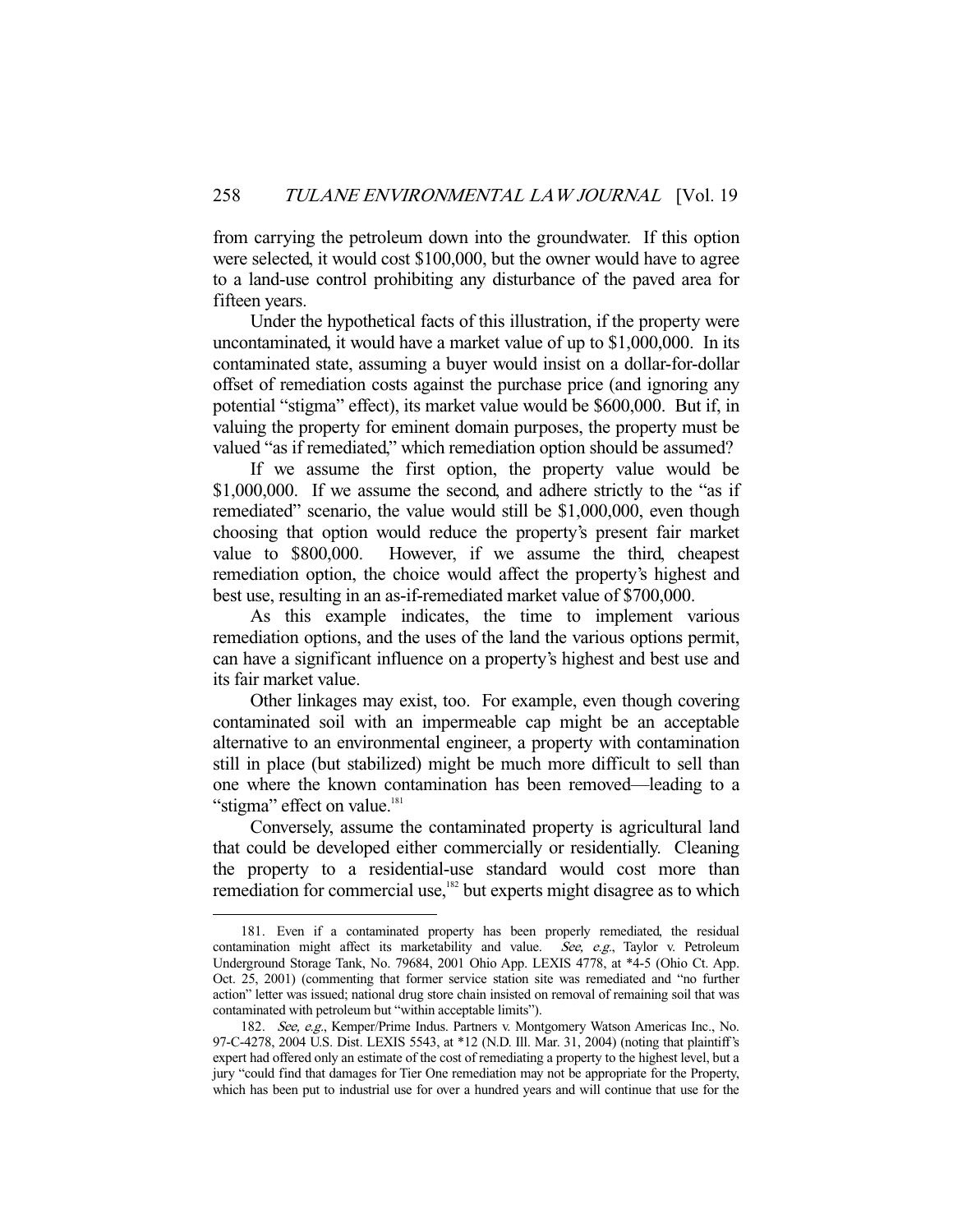from carrying the petroleum down into the groundwater. If this option were selected, it would cost $100,000, but the owner would have to agree to a land-use control prohibiting any disturbance of the paved area for fifteen years.

Under the hypothetical facts of this illustration, if the property were uncontaminated, it would have a market value of up to $1,000,000. In its contaminated state, assuming a buyer would insist on a dollar-for-dollar offset of remediation costs against the purchase price (and ignoring any potential "stigma" effect), its market value would be $600,000. But if, in valuing the property for eminent domain purposes, the property must be valued "as if remediated," which remediation option should be assumed?

If we assume the first option, the property value would be $1,000,000. If we assume the second, and adhere strictly to the "as if remediated" scenario, the value would still be $1,000,000, even though choosing that option would reduce the property's present fair market value to $800,000. However, if we assume the third, cheapest remediation option, the choice would affect the property's highest and best use, resulting in an as-if-remediated market value of $700,000.

As this example indicates, the time to implement various remediation options, and the uses of the land the various options permit, can have a significant influence on a property's highest and best use and its fair market value.

Other linkages may exist, too. For example, even though covering contaminated soil with an impermeable cap might be an acceptable alternative to an environmental engineer, a property with contamination still in place (but stabilized) might be much more difficult to sell than one where the known contamination has been removed—leading to a "stigma" effect on value.[181]

Conversely, assume the contaminated property is agricultural land that could be developed either commercially or residentially. Cleaning the property to a residential-use standard would cost more than remediation for commercial use,[182] but experts might disagree as to which

---

181. Even if a contaminated property has been properly remediated, the residual contamination might affect its marketability and value. *See, e.g.*, Taylor v. Petroleum Underground Storage Tank, No. 79684, 2001 Ohio App. LEXIS 4778, at *4-5 (Ohio Ct. App. Oct. 25, 2001) (commenting that former service station site was remediated and "no further action" letter was issued; national drug store chain insisted on removal of remaining soil that was contaminated with petroleum but "within acceptable limits").

182. *See, e.g.*, Kemper/Prime Indus. Partners v. Montgomery Watson Americas Inc., No. 97-C-4278, 2004 U.S. Dist. LEXIS 5543, at *12 (N.D. Ill. Mar. 31, 2004) (noting that plaintiff's expert had offered only an estimate of the cost of remediating a property to the highest level, but a jury "could find that damages for Tier One remediation may not be appropriate for the Property, which has been put to industrial use for over a hundred years and will continue that use for the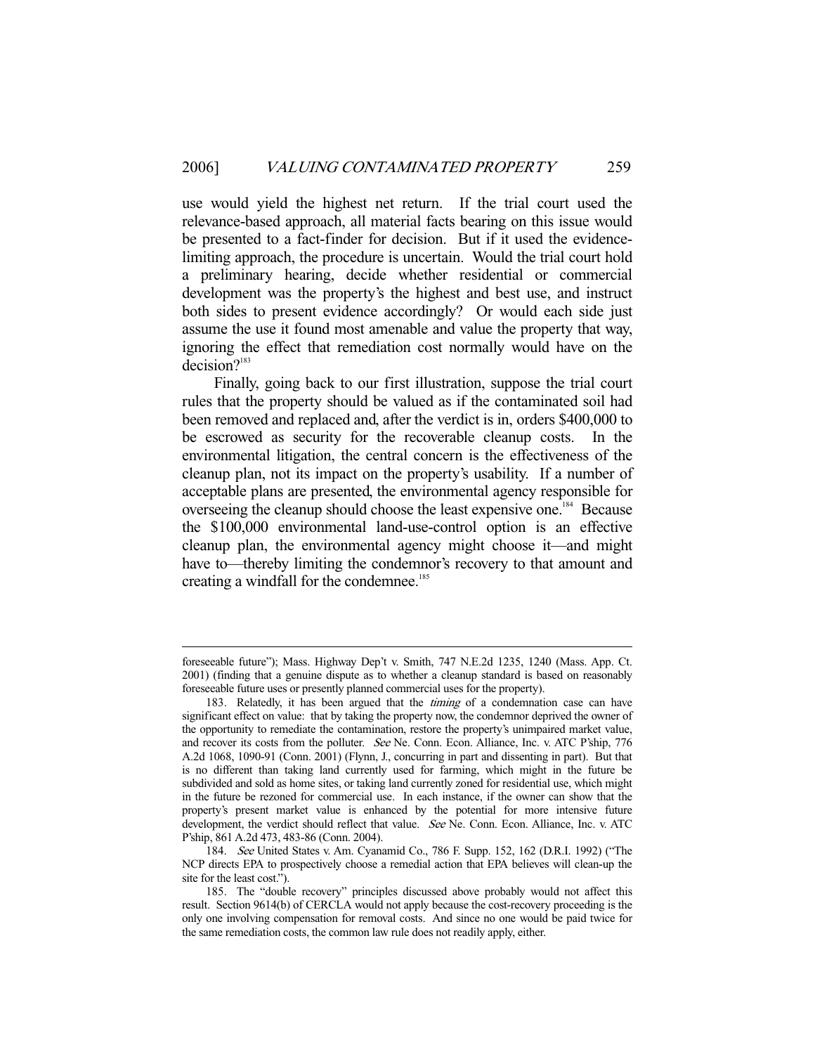use would yield the highest net return. If the trial court used the relevance-based approach, all material facts bearing on this issue would be presented to a fact-finder for decision. But if it used the evidence-limiting approach, the procedure is uncertain. Would the trial court hold a preliminary hearing, decide whether residential or commercial development was the property's the highest and best use, and instruct both sides to present evidence accordingly? Or would each side just assume the use it found most amenable and value the property that way, ignoring the effect that remediation cost normally would have on the decision?[183]

Finally, going back to our first illustration, suppose the trial court rules that the property should be valued as if the contaminated soil had been removed and replaced and, after the verdict is in, orders \$400,000 to be escrowed as security for the recoverable cleanup costs. In the environmental litigation, the central concern is the effectiveness of the cleanup plan, not its impact on the property's usability. If a number of acceptable plans are presented, the environmental agency responsible for overseeing the cleanup should choose the least expensive one.[184] Because the \$100,000 environmental land-use-control option is an effective cleanup plan, the environmental agency might choose it—and might have to—thereby limiting the condemnor's recovery to that amount and creating a windfall for the condemnee.[185]

---

foreseeable future"); Mass. Highway Dep't v. Smith, 747 N.E.2d 1235, 1240 (Mass. App. Ct. 2001) (finding that a genuine dispute as to whether a cleanup standard is based on reasonably foreseeable future uses or presently planned commercial uses for the property).

183. Relatedly, it has been argued that the *timing* of a condemnation case can have significant effect on value: that by taking the property now, the condemnor deprived the owner of the opportunity to remediate the contamination, restore the property's unimpaired market value, and recover its costs from the polluter. *See* Ne. Conn. Econ. Alliance, Inc. v. ATC P'ship, 776 A.2d 1068, 1090-91 (Conn. 2001) (Flynn, J., concurring in part and dissenting in part). But that is no different than taking land currently used for farming, which might in the future be subdivided and sold as home sites, or taking land currently zoned for residential use, which might in the future be rezoned for commercial use. In each instance, if the owner can show that the property's present market value is enhanced by the potential for more intensive future development, the verdict should reflect that value. *See* Ne. Conn. Econ. Alliance, Inc. v. ATC P'ship, 861 A.2d 473, 483-86 (Conn. 2004).

184. *See* United States v. Am. Cyanamid Co., 786 F. Supp. 152, 162 (D.R.I. 1992) ("The NCP directs EPA to prospectively choose a remedial action that EPA believes will clean-up the site for the least cost.").

185. The "double recovery" principles discussed above probably would not affect this result. Section 9614(b) of CERCLA would not apply because the cost-recovery proceeding is the only one involving compensation for removal costs. And since no one would be paid twice for the same remediation costs, the common law rule does not readily apply, either.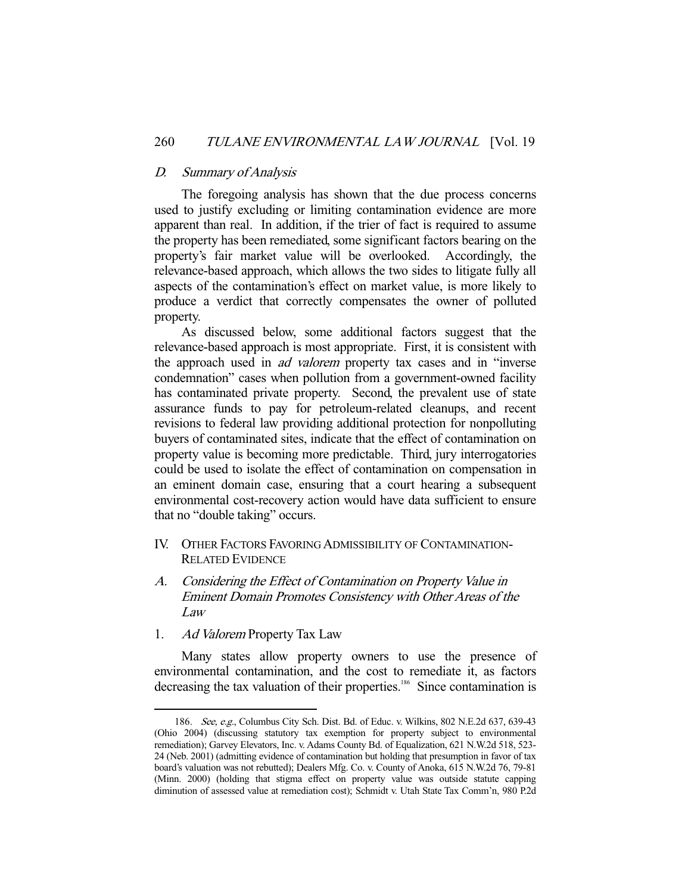### D. *Summary of Analysis*

The foregoing analysis has shown that the due process concerns used to justify excluding or limiting contamination evidence are more apparent than real. In addition, if the trier of fact is required to assume the property has been remediated, some significant factors bearing on the property's fair market value will be overlooked. Accordingly, the relevance-based approach, which allows the two sides to litigate fully all aspects of the contamination's effect on market value, is more likely to produce a verdict that correctly compensates the owner of polluted property.

As discussed below, some additional factors suggest that the relevance-based approach is most appropriate. First, it is consistent with the approach used in *ad valorem* property tax cases and in "inverse condemnation" cases when pollution from a government-owned facility has contaminated private property. Second, the prevalent use of state assurance funds to pay for petroleum-related cleanups, and recent revisions to federal law providing additional protection for nonpolluting buyers of contaminated sites, indicate that the effect of contamination on property value is becoming more predictable. Third, jury interrogatories could be used to isolate the effect of contamination on compensation in an eminent domain case, ensuring that a court hearing a subsequent environmental cost-recovery action would have data sufficient to ensure that no "double taking" occurs.

## IV. Other Factors Favoring Admissibility of Contamination-Related Evidence

### A. *Considering the Effect of Contamination on Property Value in Eminent Domain Promotes Consistency with Other Areas of the Law*

#### 1. *Ad Valorem* Property Tax Law

Many states allow property owners to use the presence of environmental contamination, and the cost to remediate it, as factors decreasing the tax valuation of their properties.[186] Since contamination is

---

186. *See, e.g.*, Columbus City Sch. Dist. Bd. of Educ. v. Wilkins, 802 N.E.2d 637, 639-43 (Ohio 2004) (discussing statutory tax exemption for property subject to environmental remediation); Garvey Elevators, Inc. v. Adams County Bd. of Equalization, 621 N.W.2d 518, 523-24 (Neb. 2001) (admitting evidence of contamination but holding that presumption in favor of tax board's valuation was not rebutted); Dealers Mfg. Co. v. County of Anoka, 615 N.W.2d 76, 79-81 (Minn. 2000) (holding that stigma effect on property value was outside statute capping diminution of assessed value at remediation cost); Schmidt v. Utah State Tax Comm'n, 980 P.2d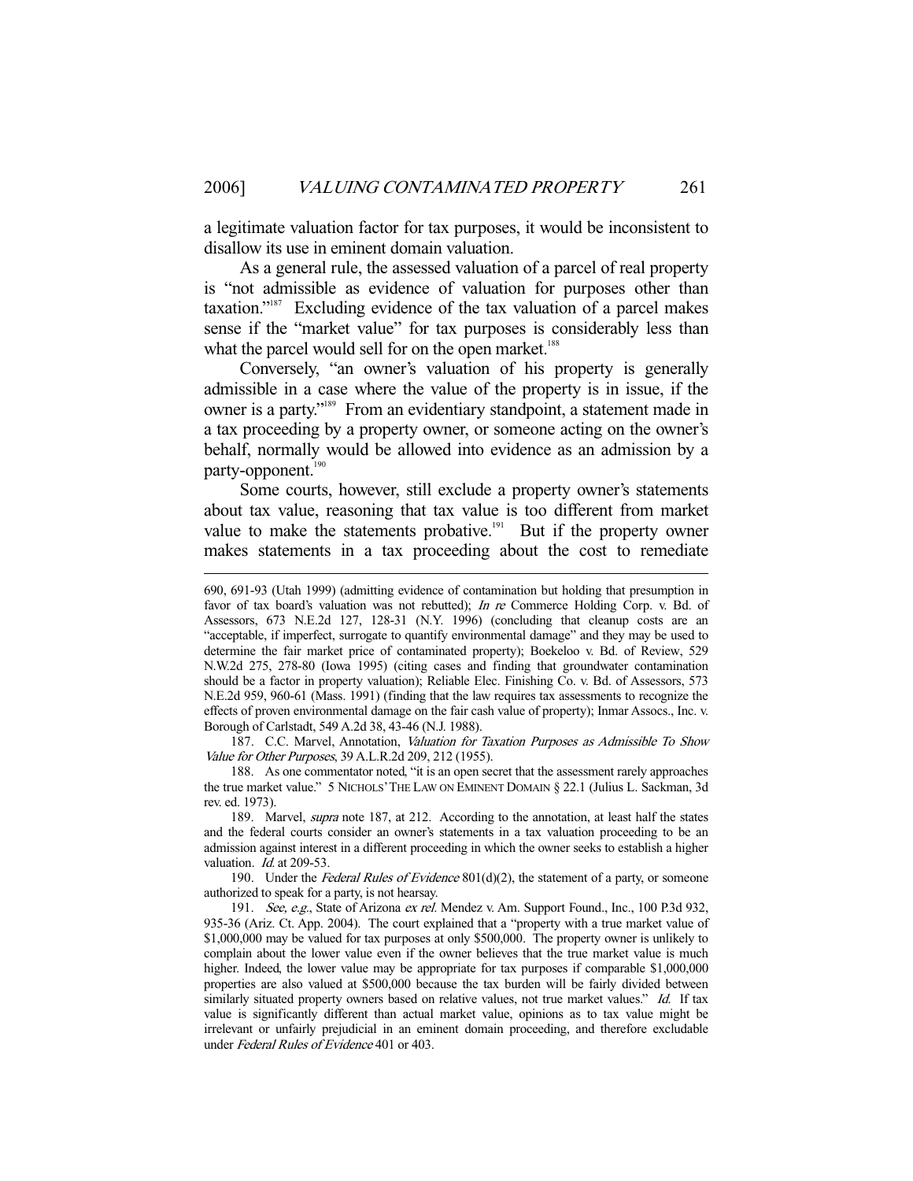a legitimate valuation factor for tax purposes, it would be inconsistent to disallow its use in eminent domain valuation.

As a general rule, the assessed valuation of a parcel of real property is "not admissible as evidence of valuation for purposes other than taxation."[187] Excluding evidence of the tax valuation of a parcel makes sense if the "market value" for tax purposes is considerably less than what the parcel would sell for on the open market.[188]

Conversely, "an owner's valuation of his property is generally admissible in a case where the value of the property is in issue, if the owner is a party."[189] From an evidentiary standpoint, a statement made in a tax proceeding by a property owner, or someone acting on the owner's behalf, normally would be allowed into evidence as an admission by a party-opponent.[190]

Some courts, however, still exclude a property owner's statements about tax value, reasoning that tax value is too different from market value to make the statements probative.[191] But if the property owner makes statements in a tax proceeding about the cost to remediate

---

690, 691-93 (Utah 1999) (admitting evidence of contamination but holding that presumption in favor of tax board's valuation was not rebutted); *In re* Commerce Holding Corp. v. Bd. of Assessors, 673 N.E.2d 127, 128-31 (N.Y. 1996) (concluding that cleanup costs are an "acceptable, if imperfect, surrogate to quantify environmental damage" and they may be used to determine the fair market price of contaminated property); Boekeloo v. Bd. of Review, 529 N.W.2d 275, 278-80 (Iowa 1995) (citing cases and finding that groundwater contamination should be a factor in property valuation); Reliable Elec. Finishing Co. v. Bd. of Assessors, 573 N.E.2d 959, 960-61 (Mass. 1991) (finding that the law requires tax assessments to recognize the effects of proven environmental damage on the fair cash value of property); Inmar Assocs., Inc. v. Borough of Carlstadt, 549 A.2d 38, 43-46 (N.J. 1988).

187. C.C. Marvel, Annotation, *Valuation for Taxation Purposes as Admissible To Show Value for Other Purposes*, 39 A.L.R.2d 209, 212 (1955).

188. As one commentator noted, "it is an open secret that the assessment rarely approaches the true market value." 5 NICHOLS' THE LAW ON EMINENT DOMAIN § 22.1 (Julius L. Sackman, 3d rev. ed. 1973).

189. Marvel, *supra* note 187, at 212. According to the annotation, at least half the states and the federal courts consider an owner's statements in a tax valuation proceeding to be an admission against interest in a different proceeding in which the owner seeks to establish a higher valuation. *Id.* at 209-53.

190. Under the *Federal Rules of Evidence* 801(d)(2), the statement of a party, or someone authorized to speak for a party, is not hearsay.

191. *See, e.g.*, State of Arizona *ex rel.* Mendez v. Am. Support Found., Inc., 100 P.3d 932, 935-36 (Ariz. Ct. App. 2004). The court explained that a "property with a true market value of $1,000,000 may be valued for tax purposes at only $500,000. The property owner is unlikely to complain about the lower value even if the owner believes that the true market value is much higher. Indeed, the lower value may be appropriate for tax purposes if comparable $1,000,000 properties are also valued at $500,000 because the tax burden will be fairly divided between similarly situated property owners based on relative values, not true market values." *Id.* If tax value is significantly different than actual market value, opinions as to tax value might be irrelevant or unfairly prejudicial in an eminent domain proceeding, and therefore excludable under *Federal Rules of Evidence* 401 or 403.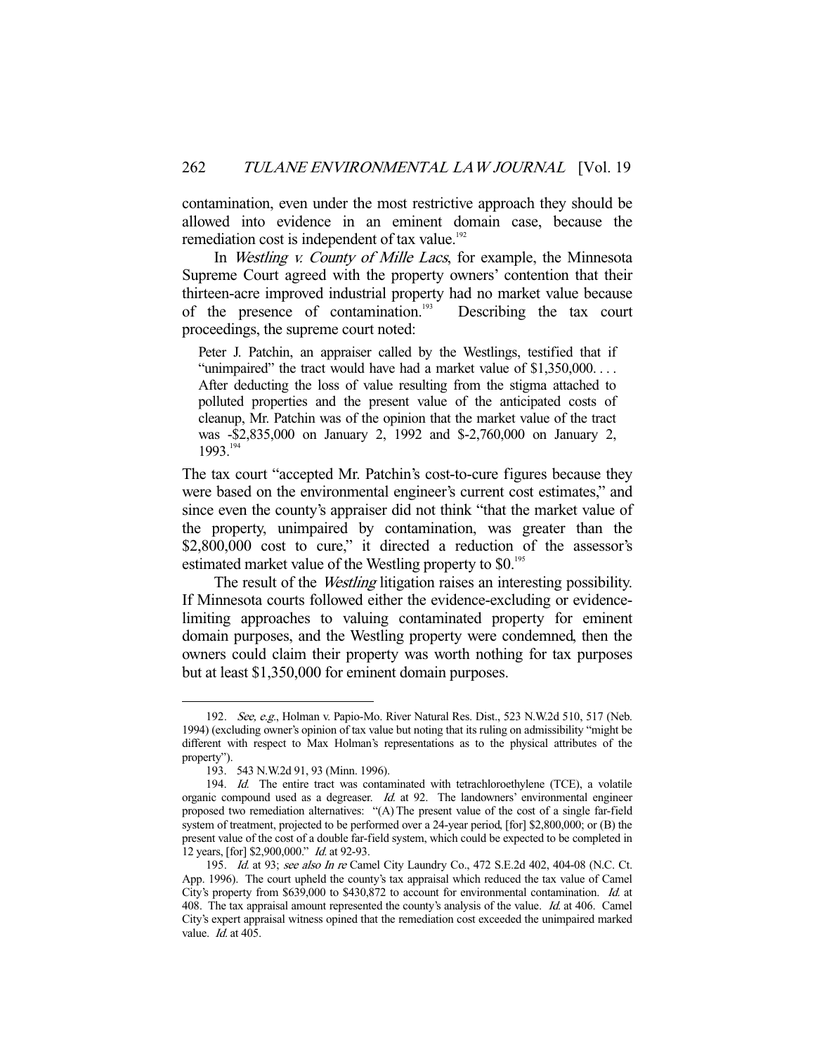contamination, even under the most restrictive approach they should be allowed into evidence in an eminent domain case, because the remediation cost is independent of tax value.[192]

In *Westling v. County of Mille Lacs*, for example, the Minnesota Supreme Court agreed with the property owners' contention that their thirteen-acre improved industrial property had no market value because of the presence of contamination.[193] Describing the tax court proceedings, the supreme court noted:

> Peter J. Patchin, an appraiser called by the Westlings, testified that if "unimpaired" the tract would have had a market value of $1,350,000. . . . After deducting the loss of value resulting from the stigma attached to polluted properties and the present value of the anticipated costs of cleanup, Mr. Patchin was of the opinion that the market value of the tract was -$2,835,000 on January 2, 1992 and $-2,760,000 on January 2, 1993.[194]

The tax court "accepted Mr. Patchin's cost-to-cure figures because they were based on the environmental engineer's current cost estimates," and since even the county's appraiser did not think "that the market value of the property, unimpaired by contamination, was greater than the $2,800,000 cost to cure," it directed a reduction of the assessor's estimated market value of the Westling property to $0.[195]

The result of the *Westling* litigation raises an interesting possibility. If Minnesota courts followed either the evidence-excluding or evidence-limiting approaches to valuing contaminated property for eminent domain purposes, and the Westling property were condemned, then the owners could claim their property was worth nothing for tax purposes but at least $1,350,000 for eminent domain purposes.

---

192. *See, e.g.*, Holman v. Papio-Mo. River Natural Res. Dist., 523 N.W.2d 510, 517 (Neb. 1994) (excluding owner's opinion of tax value but noting that its ruling on admissibility "might be different with respect to Max Holman's representations as to the physical attributes of the property").

193. 543 N.W.2d 91, 93 (Minn. 1996).

194. *Id.* The entire tract was contaminated with tetrachloroethylene (TCE), a volatile organic compound used as a degreaser. *Id.* at 92. The landowners' environmental engineer proposed two remediation alternatives: "(A) The present value of the cost of a single far-field system of treatment, projected to be performed over a 24-year period, [for] $2,800,000; or (B) the present value of the cost of a double far-field system, which could be expected to be completed in 12 years, [for] $2,900,000." *Id.* at 92-93.

195. *Id.* at 93; *see also In re* Camel City Laundry Co., 472 S.E.2d 402, 404-08 (N.C. Ct. App. 1996). The court upheld the county's tax appraisal which reduced the tax value of Camel City's property from $639,000 to $430,872 to account for environmental contamination. *Id.* at 408. The tax appraisal amount represented the county's analysis of the value. *Id.* at 406. Camel City's expert appraisal witness opined that the remediation cost exceeded the unimpaired marked value. *Id.* at 405.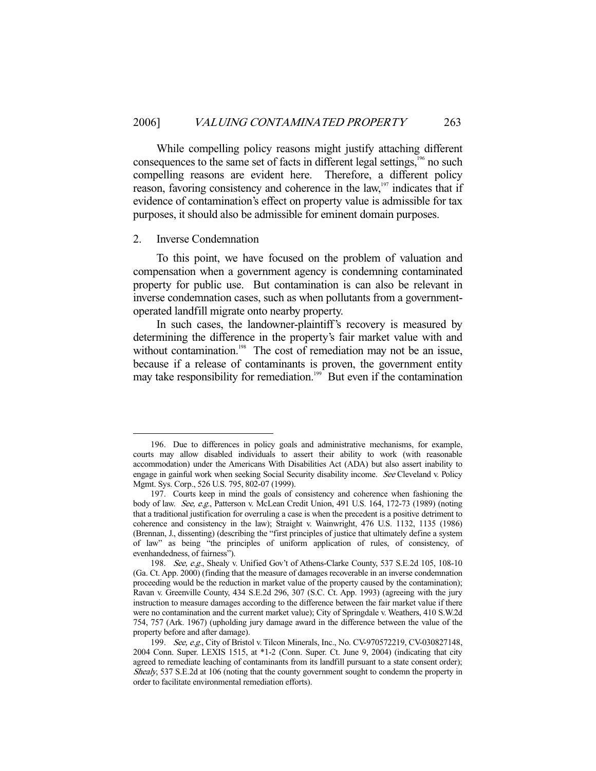While compelling policy reasons might justify attaching different consequences to the same set of facts in different legal settings,[196] no such compelling reasons are evident here. Therefore, a different policy reason, favoring consistency and coherence in the law,[197] indicates that if evidence of contamination's effect on property value is admissible for tax purposes, it should also be admissible for eminent domain purposes.

### 2. Inverse Condemnation

To this point, we have focused on the problem of valuation and compensation when a government agency is condemning contaminated property for public use. But contamination is can also be relevant in inverse condemnation cases, such as when pollutants from a government-operated landfill migrate onto nearby property.

In such cases, the landowner-plaintiff's recovery is measured by determining the difference in the property's fair market value with and without contamination.[198] The cost of remediation may not be an issue, because if a release of contaminants is proven, the government entity may take responsibility for remediation.[199] But even if the contamination

---

196. Due to differences in policy goals and administrative mechanisms, for example, courts may allow disabled individuals to assert their ability to work (with reasonable accommodation) under the Americans With Disabilities Act (ADA) but also assert inability to engage in gainful work when seeking Social Security disability income. *See* Cleveland v. Policy Mgmt. Sys. Corp., 526 U.S. 795, 802-07 (1999).

197. Courts keep in mind the goals of consistency and coherence when fashioning the body of law. *See, e.g.*, Patterson v. McLean Credit Union, 491 U.S. 164, 172-73 (1989) (noting that a traditional justification for overruling a case is when the precedent is a positive detriment to coherence and consistency in the law); Straight v. Wainwright, 476 U.S. 1132, 1135 (1986) (Brennan, J., dissenting) (describing the "first principles of justice that ultimately define a system of law" as being "the principles of uniform application of rules, of consistency, of evenhandedness, of fairness").

198. *See, e.g.*, Shealy v. Unified Gov't of Athens-Clarke County, 537 S.E.2d 105, 108-10 (Ga. Ct. App. 2000) (finding that the measure of damages recoverable in an inverse condemnation proceeding would be the reduction in market value of the property caused by the contamination); Ravan v. Greenville County, 434 S.E.2d 296, 307 (S.C. Ct. App. 1993) (agreeing with the jury instruction to measure damages according to the difference between the fair market value if there were no contamination and the current market value); City of Springdale v. Weathers, 410 S.W.2d 754, 757 (Ark. 1967) (upholding jury damage award in the difference between the value of the property before and after damage).

199. *See, e.g.*, City of Bristol v. Tilcon Minerals, Inc., No. CV-970572219, CV-030827148, 2004 Conn. Super. LEXIS 1515, at *1-2 (Conn. Super. Ct. June 9, 2004) (indicating that city agreed to remediate leaching of contaminants from its landfill pursuant to a state consent order); *Shealy*, 537 S.E.2d at 106 (noting that the county government sought to condemn the property in order to facilitate environmental remediation efforts).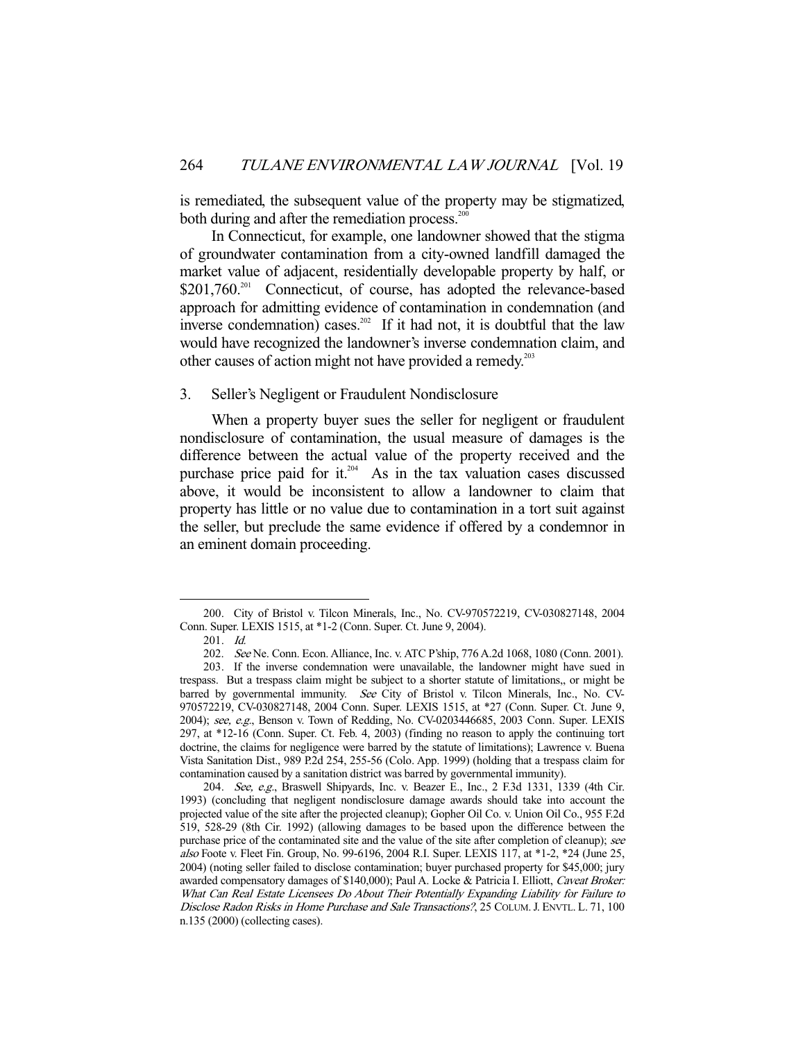is remediated, the subsequent value of the property may be stigmatized, both during and after the remediation process.[200]

In Connecticut, for example, one landowner showed that the stigma of groundwater contamination from a city-owned landfill damaged the market value of adjacent, residentially developable property by half, or $201,760.[201] Connecticut, of course, has adopted the relevance-based approach for admitting evidence of contamination in condemnation (and inverse condemnation) cases.[202] If it had not, it is doubtful that the law would have recognized the landowner's inverse condemnation claim, and other causes of action might not have provided a remedy.[203]

### 3. Seller's Negligent or Fraudulent Nondisclosure

When a property buyer sues the seller for negligent or fraudulent nondisclosure of contamination, the usual measure of damages is the difference between the actual value of the property received and the purchase price paid for it.[204] As in the tax valuation cases discussed above, it would be inconsistent to allow a landowner to claim that property has little or no value due to contamination in a tort suit against the seller, but preclude the same evidence if offered by a condemnor in an eminent domain proceeding.

---

200. City of Bristol v. Tilcon Minerals, Inc., No. CV-970572219, CV-030827148, 2004 Conn. Super. LEXIS 1515, at *1-2 (Conn. Super. Ct. June 9, 2004).

201. *Id.*

202. *See* Ne. Conn. Econ. Alliance, Inc. v. ATC P'ship, 776 A.2d 1068, 1080 (Conn. 2001).

203. If the inverse condemnation were unavailable, the landowner might have sued in trespass. But a trespass claim might be subject to a shorter statute of limitations,, or might be barred by governmental immunity. *See* City of Bristol v. Tilcon Minerals, Inc., No. CV-970572219, CV-030827148, 2004 Conn. Super. LEXIS 1515, at *27 (Conn. Super. Ct. June 9, 2004); *see, e.g.*, Benson v. Town of Redding, No. CV-0203446685, 2003 Conn. Super. LEXIS 297, at *12-16 (Conn. Super. Ct. Feb. 4, 2003) (finding no reason to apply the continuing tort doctrine, the claims for negligence were barred by the statute of limitations); Lawrence v. Buena Vista Sanitation Dist., 989 P.2d 254, 255-56 (Colo. App. 1999) (holding that a trespass claim for contamination caused by a sanitation district was barred by governmental immunity).

204. *See, e.g.*, Braswell Shipyards, Inc. v. Beazer E., Inc., 2 F.3d 1331, 1339 (4th Cir. 1993) (concluding that negligent nondisclosure damage awards should take into account the projected value of the site after the projected cleanup); Gopher Oil Co. v. Union Oil Co., 955 F.2d 519, 528-29 (8th Cir. 1992) (allowing damages to be based upon the difference between the purchase price of the contaminated site and the value of the site after completion of cleanup); *see also* Foote v. Fleet Fin. Group, No. 99-6196, 2004 R.I. Super. LEXIS 117, at *1-2, *24 (June 25, 2004) (noting seller failed to disclose contamination; buyer purchased property for $45,000; jury awarded compensatory damages of $140,000); Paul A. Locke & Patricia I. Elliott, *Caveat Broker: What Can Real Estate Licensees Do About Their Potentially Expanding Liability for Failure to Disclose Radon Risks in Home Purchase and Sale Transactions?*, 25 COLUM. J. ENVTL. L. 71, 100 n.135 (2000) (collecting cases).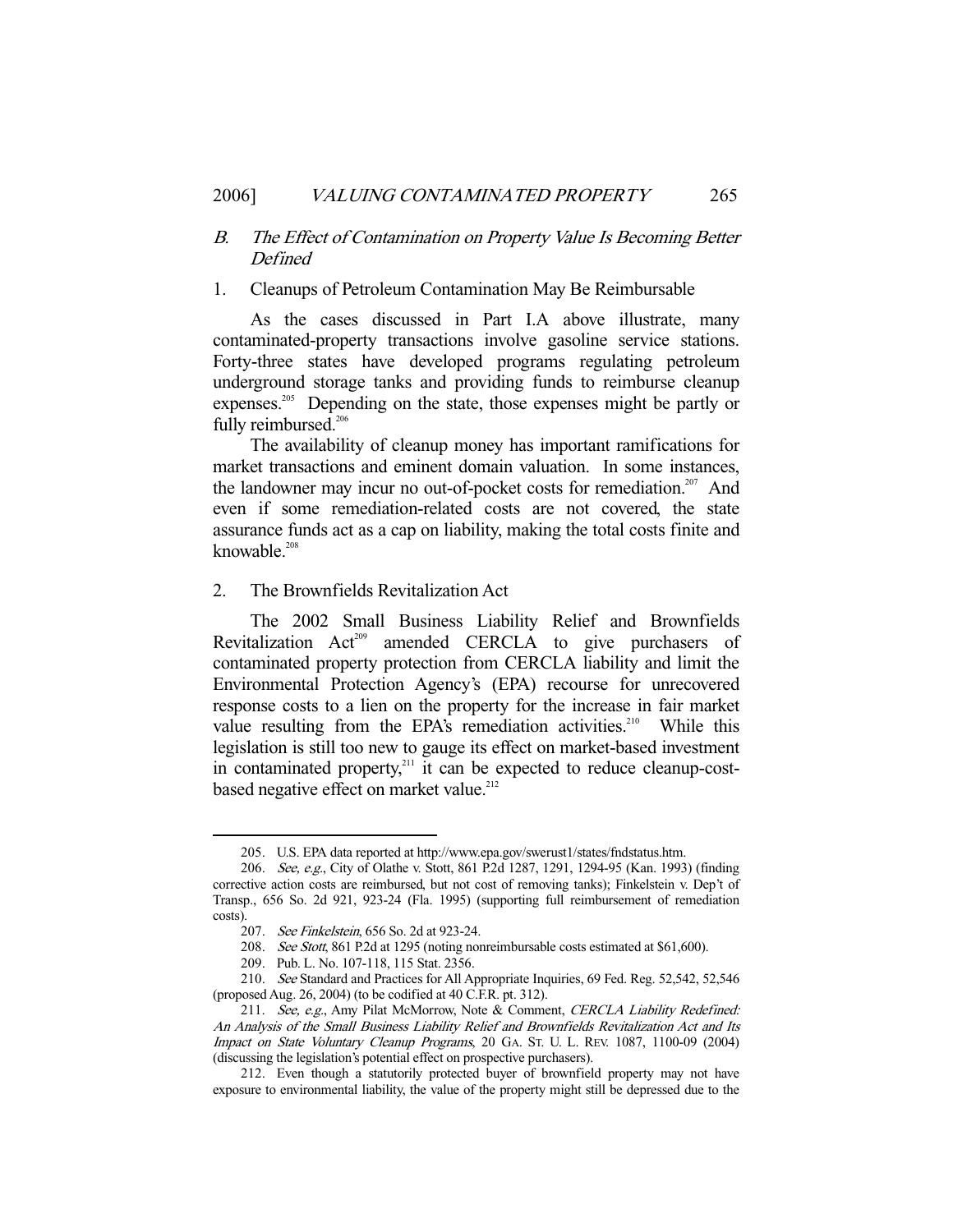### B. *The Effect of Contamination on Property Value Is Becoming Better Defined*

#### 1. Cleanups of Petroleum Contamination May Be Reimbursable

As the cases discussed in Part I.A above illustrate, many contaminated-property transactions involve gasoline service stations. Forty-three states have developed programs regulating petroleum underground storage tanks and providing funds to reimburse cleanup expenses.[205] Depending on the state, those expenses might be partly or fully reimbursed.[206]

The availability of cleanup money has important ramifications for market transactions and eminent domain valuation. In some instances, the landowner may incur no out-of-pocket costs for remediation.[207] And even if some remediation-related costs are not covered, the state assurance funds act as a cap on liability, making the total costs finite and knowable.[208]

#### 2. The Brownfields Revitalization Act

The 2002 Small Business Liability Relief and Brownfields Revitalization Act[209] amended CERCLA to give purchasers of contaminated property protection from CERCLA liability and limit the Environmental Protection Agency's (EPA) recourse for unrecovered response costs to a lien on the property for the increase in fair market value resulting from the EPA's remediation activities.[210] While this legislation is still too new to gauge its effect on market-based investment in contaminated property,[211] it can be expected to reduce cleanup-cost-based negative effect on market value.[212]

---

205. U.S. EPA data reported at http://www.epa.gov/swerust1/states/fndstatus.htm.

206. *See, e.g.*, City of Olathe v. Stott, 861 P.2d 1287, 1291, 1294-95 (Kan. 1993) (finding corrective action costs are reimbursed, but not cost of removing tanks); Finkelstein v. Dep't of Transp., 656 So. 2d 921, 923-24 (Fla. 1995) (supporting full reimbursement of remediation costs).

207. *See Finkelstein*, 656 So. 2d at 923-24.

208. *See Stott*, 861 P.2d at 1295 (noting nonreimbursable costs estimated at $61,600).

209. Pub. L. No. 107-118, 115 Stat. 2356.

210. *See* Standard and Practices for All Appropriate Inquiries, 69 Fed. Reg. 52,542, 52,546 (proposed Aug. 26, 2004) (to be codified at 40 C.F.R. pt. 312).

211. *See, e.g.*, Amy Pilat McMorrow, Note & Comment, *CERCLA Liability Redefined: An Analysis of the Small Business Liability Relief and Brownfields Revitalization Act and Its Impact on State Voluntary Cleanup Programs*, 20 GA. ST. U. L. REV. 1087, 1100-09 (2004) (discussing the legislation's potential effect on prospective purchasers).

212. Even though a statutorily protected buyer of brownfield property may not have exposure to environmental liability, the value of the property might still be depressed due to the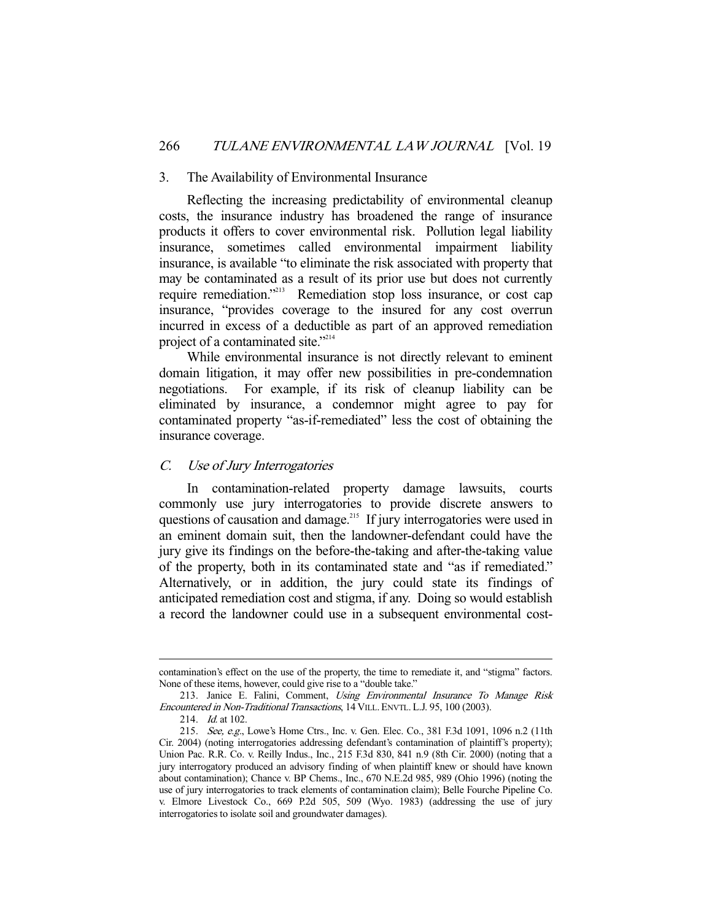### 3. The Availability of Environmental Insurance

Reflecting the increasing predictability of environmental cleanup costs, the insurance industry has broadened the range of insurance products it offers to cover environmental risk. Pollution legal liability insurance, sometimes called environmental impairment liability insurance, is available "to eliminate the risk associated with property that may be contaminated as a result of its prior use but does not currently require remediation."[213] Remediation stop loss insurance, or cost cap insurance, "provides coverage to the insured for any cost overrun incurred in excess of a deductible as part of an approved remediation project of a contaminated site."[214]

While environmental insurance is not directly relevant to eminent domain litigation, it may offer new possibilities in pre-condemnation negotiations. For example, if its risk of cleanup liability can be eliminated by insurance, a condemnor might agree to pay for contaminated property "as-if-remediated" less the cost of obtaining the insurance coverage.

## *C. Use of Jury Interrogatories*

In contamination-related property damage lawsuits, courts commonly use jury interrogatories to provide discrete answers to questions of causation and damage.[215] If jury interrogatories were used in an eminent domain suit, then the landowner-defendant could have the jury give its findings on the before-the-taking and after-the-taking value of the property, both in its contaminated state and "as if remediated." Alternatively, or in addition, the jury could state its findings of anticipated remediation cost and stigma, if any. Doing so would establish a record the landowner could use in a subsequent environmental cost-

---

contamination's effect on the use of the property, the time to remediate it, and "stigma" factors. None of these items, however, could give rise to a "double take."

213. Janice E. Falini, Comment, *Using Environmental Insurance To Manage Risk Encountered in Non-Traditional Transactions*, 14 VILL. ENVTL. L.J. 95, 100 (2003).

214. *Id.* at 102.

215. *See, e.g.*, Lowe's Home Ctrs., Inc. v. Gen. Elec. Co., 381 F.3d 1091, 1096 n.2 (11th Cir. 2004) (noting interrogatories addressing defendant's contamination of plaintiff's property); Union Pac. R.R. Co. v. Reilly Indus., Inc., 215 F.3d 830, 841 n.9 (8th Cir. 2000) (noting that a jury interrogatory produced an advisory finding of when plaintiff knew or should have known about contamination); Chance v. BP Chems., Inc., 670 N.E.2d 985, 989 (Ohio 1996) (noting the use of jury interrogatories to track elements of contamination claim); Belle Fourche Pipeline Co. v. Elmore Livestock Co., 669 P.2d 505, 509 (Wyo. 1983) (addressing the use of jury interrogatories to isolate soil and groundwater damages).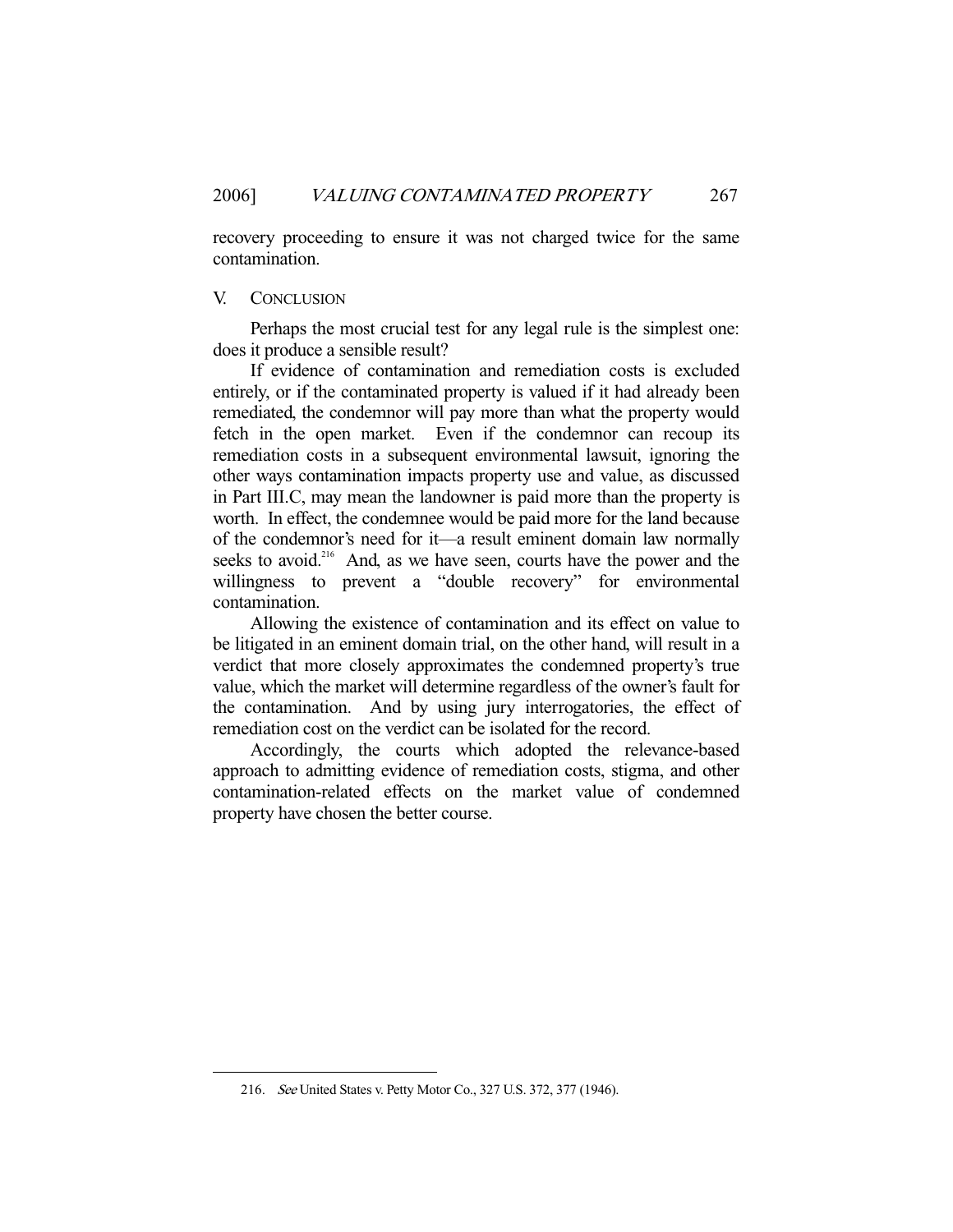recovery proceeding to ensure it was not charged twice for the same contamination.

## V. Conclusion

Perhaps the most crucial test for any legal rule is the simplest one: does it produce a sensible result?

If evidence of contamination and remediation costs is excluded entirely, or if the contaminated property is valued if it had already been remediated, the condemnor will pay more than what the property would fetch in the open market. Even if the condemnor can recoup its remediation costs in a subsequent environmental lawsuit, ignoring the other ways contamination impacts property use and value, as discussed in Part III.C, may mean the landowner is paid more than the property is worth. In effect, the condemnee would be paid more for the land because of the condemnor's need for it—a result eminent domain law normally seeks to avoid.[216] And, as we have seen, courts have the power and the willingness to prevent a "double recovery" for environmental contamination.

Allowing the existence of contamination and its effect on value to be litigated in an eminent domain trial, on the other hand, will result in a verdict that more closely approximates the condemned property's true value, which the market will determine regardless of the owner's fault for the contamination. And by using jury interrogatories, the effect of remediation cost on the verdict can be isolated for the record.

Accordingly, the courts which adopted the relevance-based approach to admitting evidence of remediation costs, stigma, and other contamination-related effects on the market value of condemned property have chosen the better course.

---

216. *See* United States v. Petty Motor Co., 327 U.S. 372, 377 (1946).